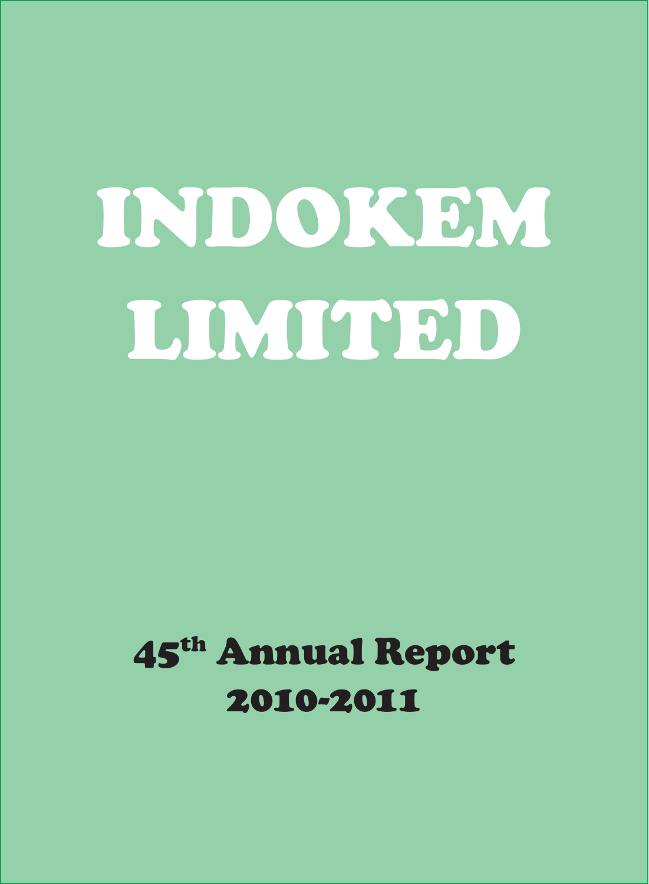# INDOKEM LIMITED

## 45th Annual Report 2010-2011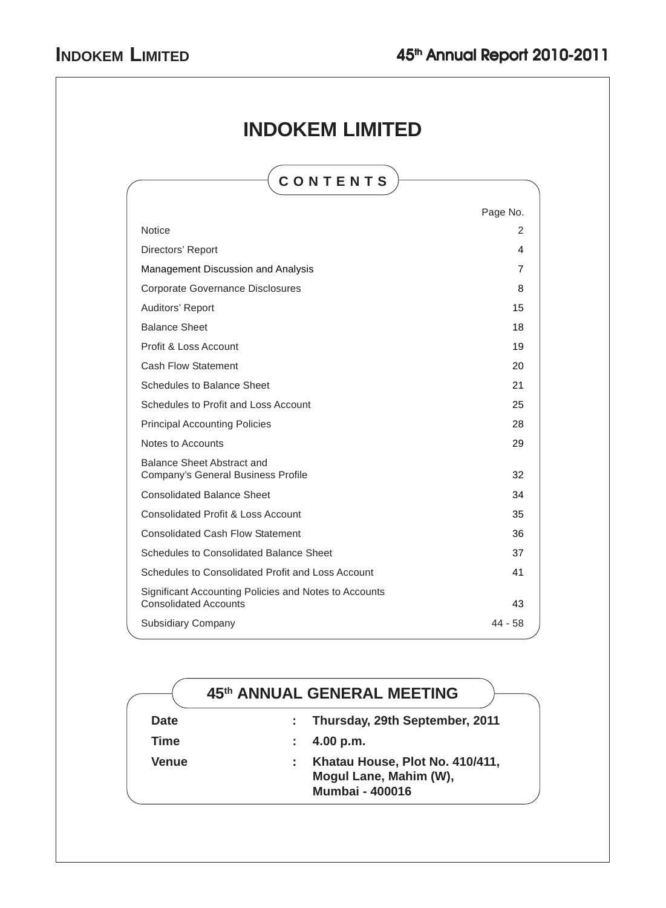# INDOKEM LIMITED

## CONTENTS

| | Page No. |
|---|---|
| Notice | 2 |
| Directors' Report | 4 |
| Management Discussion and Analysis | 7 |
| Corporate Governance Disclosures | 8 |
| Auditors' Report | 15 |
| Balance Sheet | 18 |
| Profit & Loss Account | 19 |
| Cash Flow Statement | 20 |
| Schedules to Balance Sheet | 21 |
| Schedules to Profit and Loss Account | 25 |
| Principal Accounting Policies | 28 |
| Notes to Accounts | 29 |
| Balance Sheet Abstract and Company's General Business Profile | 32 |
| Consolidated Balance Sheet | 34 |
| Consolidated Profit & Loss Account | 35 |
| Consolidated Cash Flow Statement | 36 |
| Schedules to Consolidated Balance Sheet | 37 |
| Schedules to Consolidated Profit and Loss Account | 41 |
| Significant Accounting Policies and Notes to Accounts Consolidated Accounts | 43 |
| Subsidiary Company | 44 - 58 |

## 45th ANNUAL GENERAL MEETING

| | | |
|---|---|---|
| **Date** | : | **Thursday, 29th September, 2011** |
| **Time** | : | **4.00 p.m.** |
| **Venue** | : | **Khatau House, Plot No. 410/411, Mogul Lane, Mahim (W), Mumbai - 400016** |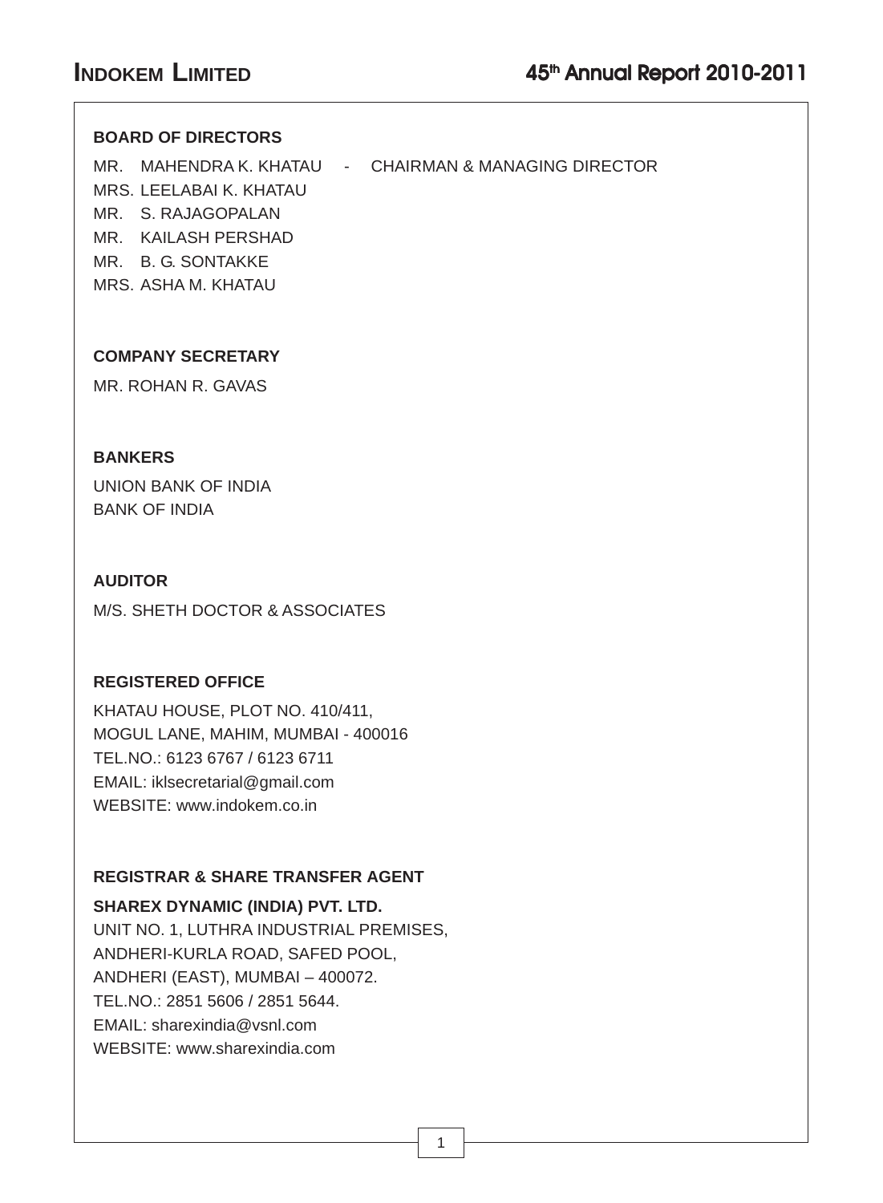## BOARD OF DIRECTORS

MR. MAHENDRA K. KHATAU - CHAIRMAN & MANAGING DIRECTOR
MRS. LEELABAI K. KHATAU
MR. S. RAJAGOPALAN
MR. KAILASH PERSHAD
MR. B. G. SONTAKKE
MRS. ASHA M. KHATAU

## COMPANY SECRETARY

MR. ROHAN R. GAVAS

## BANKERS

UNION BANK OF INDIA
BANK OF INDIA

## AUDITOR

M/S. SHETH DOCTOR & ASSOCIATES

## REGISTERED OFFICE

KHATAU HOUSE, PLOT NO. 410/411,
MOGUL LANE, MAHIM, MUMBAI - 400016
TEL.NO.: 6123 6767 / 6123 6711
EMAIL: iklsecretarial@gmail.com
WEBSITE: www.indokem.co.in

## REGISTRAR & SHARE TRANSFER AGENT

**SHAREX DYNAMIC (INDIA) PVT. LTD.**
UNIT NO. 1, LUTHRA INDUSTRIAL PREMISES,
ANDHERI-KURLA ROAD, SAFED POOL,
ANDHERI (EAST), MUMBAI – 400072.
TEL.NO.: 2851 5606 / 2851 5644.
EMAIL: sharexindia@vsnl.com
WEBSITE: www.sharexindia.com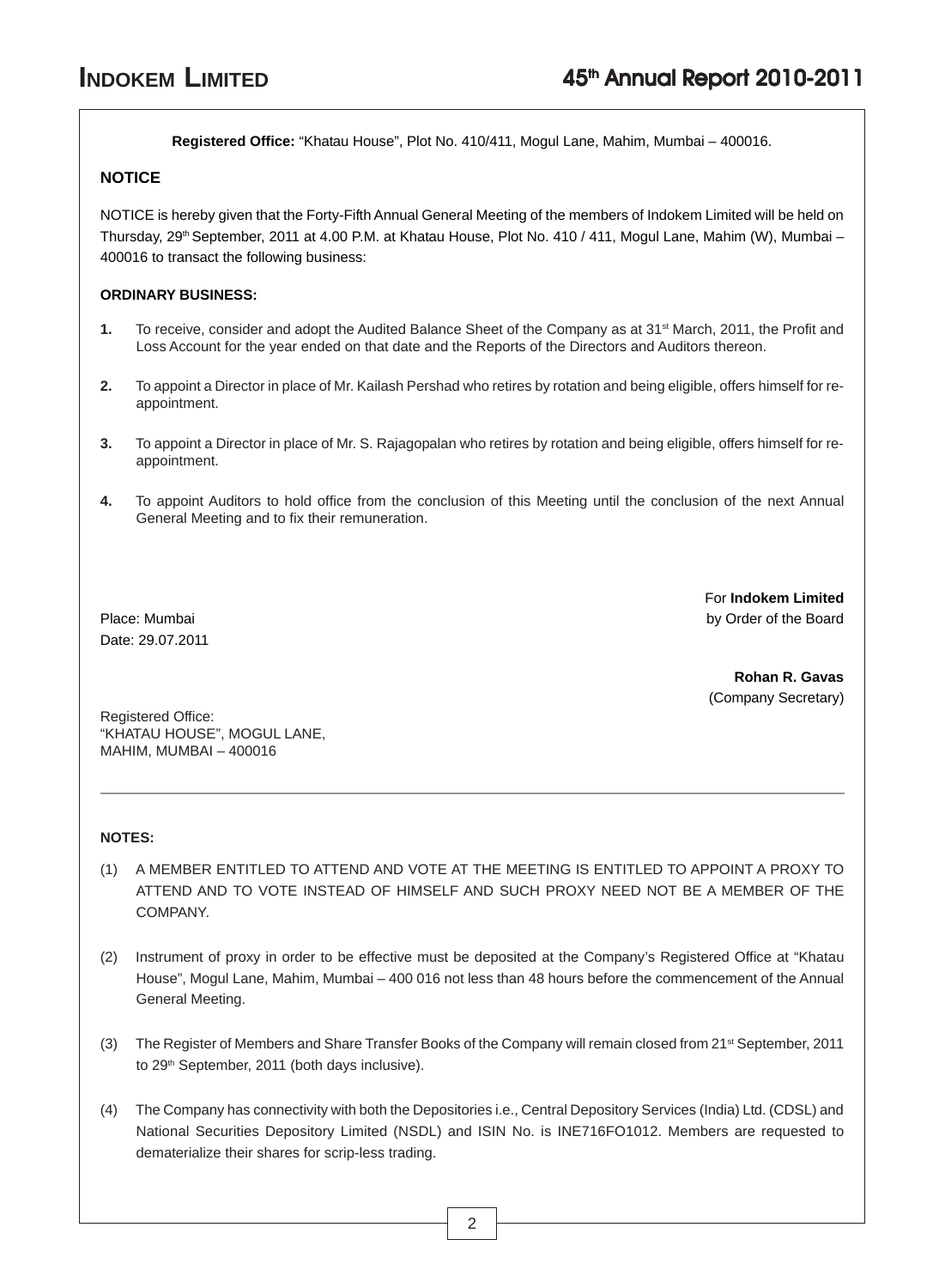**Registered Office:** "Khatau House", Plot No. 410/411, Mogul Lane, Mahim, Mumbai – 400016.

## NOTICE

NOTICE is hereby given that the Forty-Fifth Annual General Meeting of the members of Indokem Limited will be held on Thursday, 29th September, 2011 at 4.00 P.M. at Khatau House, Plot No. 410 / 411, Mogul Lane, Mahim (W), Mumbai – 400016 to transact the following business:

### ORDINARY BUSINESS:

1. To receive, consider and adopt the Audited Balance Sheet of the Company as at 31st March, 2011, the Profit and Loss Account for the year ended on that date and the Reports of the Directors and Auditors thereon.

2. To appoint a Director in place of Mr. Kailash Pershad who retires by rotation and being eligible, offers himself for re-appointment.

3. To appoint a Director in place of Mr. S. Rajagopalan who retires by rotation and being eligible, offers himself for re-appointment.

4. To appoint Auditors to hold office from the conclusion of this Meeting until the conclusion of the next Annual General Meeting and to fix their remuneration.

For **Indokem Limited**
by Order of the Board

Place: Mumbai
Date: 29.07.2011

**Rohan R. Gavas**
(Company Secretary)

Registered Office:
"KHATAU HOUSE", MOGUL LANE,
MAHIM, MUMBAI – 400016

---

### NOTES:

(1) A MEMBER ENTITLED TO ATTEND AND VOTE AT THE MEETING IS ENTITLED TO APPOINT A PROXY TO ATTEND AND TO VOTE INSTEAD OF HIMSELF AND SUCH PROXY NEED NOT BE A MEMBER OF THE COMPANY.

(2) Instrument of proxy in order to be effective must be deposited at the Company's Registered Office at "Khatau House", Mogul Lane, Mahim, Mumbai – 400 016 not less than 48 hours before the commencement of the Annual General Meeting.

(3) The Register of Members and Share Transfer Books of the Company will remain closed from 21st September, 2011 to 29th September, 2011 (both days inclusive).

(4) The Company has connectivity with both the Depositories i.e., Central Depository Services (India) Ltd. (CDSL) and National Securities Depository Limited (NSDL) and ISIN No. is INE716FO1012. Members are requested to dematerialize their shares for scrip-less trading.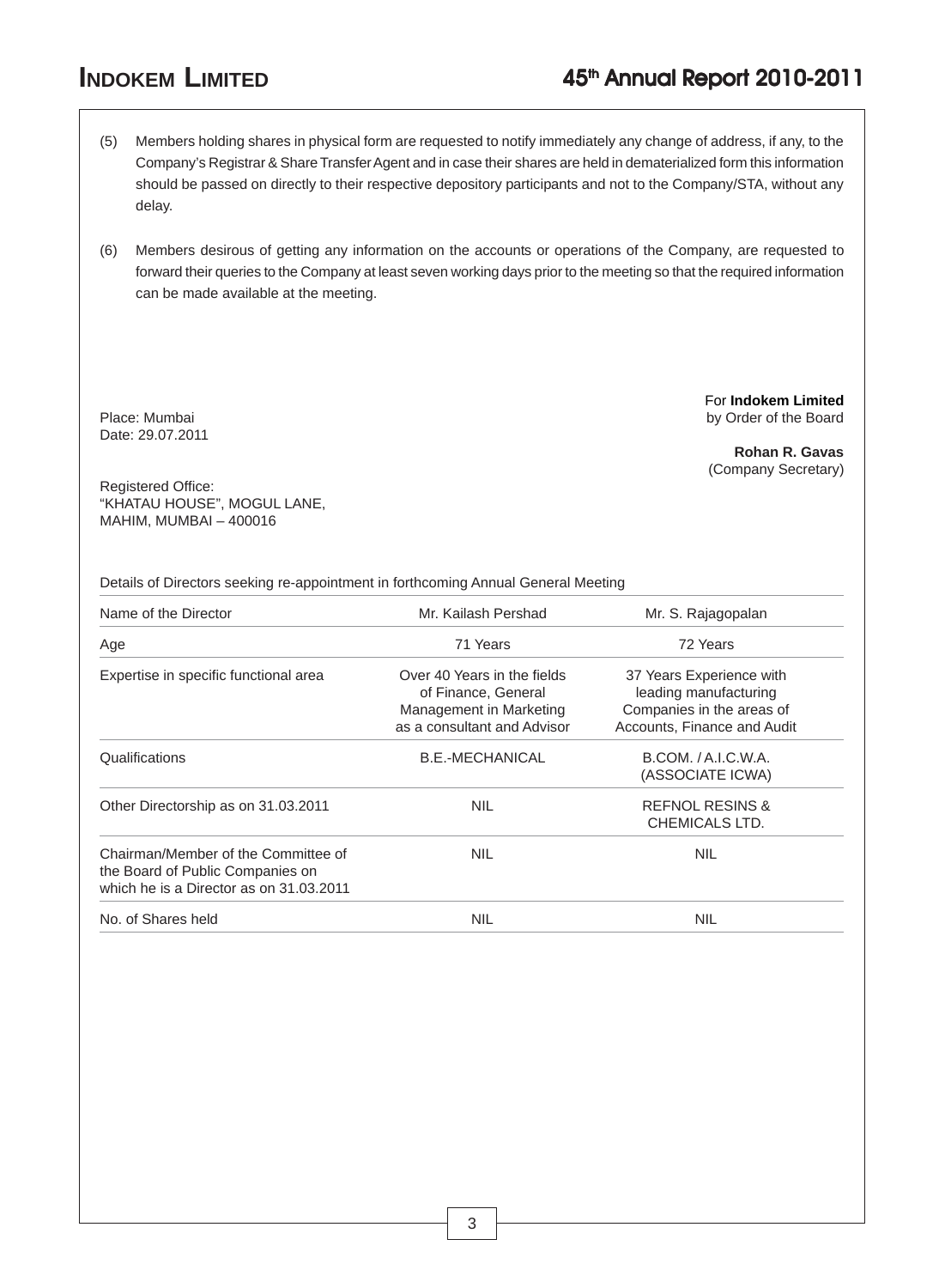(5) Members holding shares in physical form are requested to notify immediately any change of address, if any, to the Company's Registrar & Share Transfer Agent and in case their shares are held in dematerialized form this information should be passed on directly to their respective depository participants and not to the Company/STA, without any delay.

(6) Members desirous of getting any information on the accounts or operations of the Company, are requested to forward their queries to the Company at least seven working days prior to the meeting so that the required information can be made available at the meeting.

Place: Mumbai
Date: 29.07.2011

For **Indokem Limited**
by Order of the Board

**Rohan R. Gavas**
(Company Secretary)

Registered Office:
"KHATAU HOUSE", MOGUL LANE,
MAHIM, MUMBAI – 400016

Details of Directors seeking re-appointment in forthcoming Annual General Meeting

| Name of the Director | Mr. Kailash Pershad | Mr. S. Rajagopalan |
|---|---|---|
| Age | 71 Years | 72 Years |
| Expertise in specific functional area | Over 40 Years in the fields of Finance, General Management in Marketing as a consultant and Advisor | 37 Years Experience with leading manufacturing Companies in the areas of Accounts, Finance and Audit |
| Qualifications | B.E.-MECHANICAL | B.COM. / A.I.C.W.A. (ASSOCIATE ICWA) |
| Other Directorship as on 31.03.2011 | NIL | REFNOL RESINS & CHEMICALS LTD. |
| Chairman/Member of the Committee of the Board of Public Companies on which he is a Director as on 31.03.2011 | NIL | NIL |
| No. of Shares held | NIL | NIL |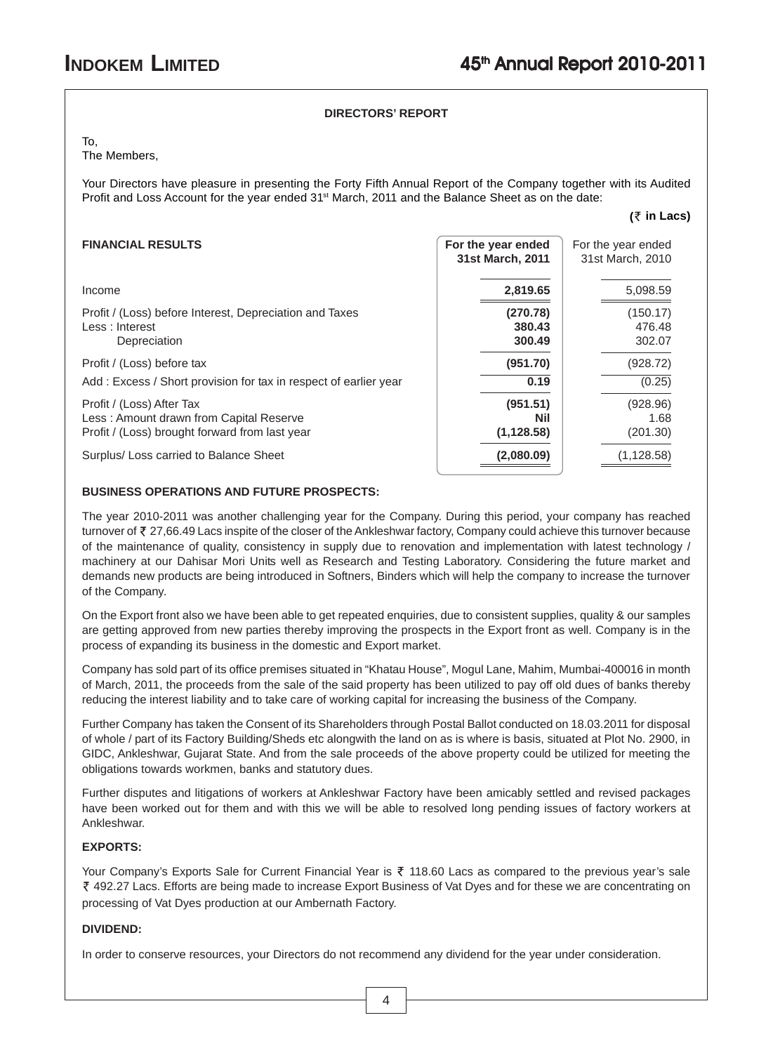**DIRECTORS' REPORT**

To,
The Members,

Your Directors have pleasure in presenting the Forty Fifth Annual Report of the Company together with its Audited Profit and Loss Account for the year ended 31st March, 2011 and the Balance Sheet as on the date:

**(₹ in Lacs)**

| FINANCIAL RESULTS | For the year ended 31st March, 2011 | For the year ended 31st March, 2010 |
|---|---|---|
| Income | **2,819.65** | 5,098.59 |
| Profit / (Loss) before Interest, Depreciation and Taxes | **(270.78)** | (150.17) |
| Less : Interest | **380.43** | 476.48 |
| Depreciation | **300.49** | 302.07 |
| Profit / (Loss) before tax | **(951.70)** | (928.72) |
| Add : Excess / Short provision for tax in respect of earlier year | **0.19** | (0.25) |
| Profit / (Loss) After Tax | **(951.51)** | (928.96) |
| Less : Amount drawn from Capital Reserve | **Nil** | 1.68 |
| Profit / (Loss) brought forward from last year | **(1,128.58)** | (201.30) |
| Surplus/ Loss carried to Balance Sheet | **(2,080.09)** | (1,128.58) |

**BUSINESS OPERATIONS AND FUTURE PROSPECTS:**

The year 2010-2011 was another challenging year for the Company. During this period, your company has reached turnover of ₹ 27,66.49 Lacs inspite of the closer of the Ankleshwar factory, Company could achieve this turnover because of the maintenance of quality, consistency in supply due to renovation and implementation with latest technology / machinery at our Dahisar Mori Units well as Research and Testing Laboratory. Considering the future market and demands new products are being introduced in Softners, Binders which will help the company to increase the turnover of the Company.

On the Export front also we have been able to get repeated enquiries, due to consistent supplies, quality & our samples are getting approved from new parties thereby improving the prospects in the Export front as well. Company is in the process of expanding its business in the domestic and Export market.

Company has sold part of its office premises situated in "Khatau House", Mogul Lane, Mahim, Mumbai-400016 in month of March, 2011, the proceeds from the sale of the said property has been utilized to pay off old dues of banks thereby reducing the interest liability and to take care of working capital for increasing the business of the Company.

Further Company has taken the Consent of its Shareholders through Postal Ballot conducted on 18.03.2011 for disposal of whole / part of its Factory Building/Sheds etc alongwith the land on as is where is basis, situated at Plot No. 2900, in GIDC, Ankleshwar, Gujarat State. And from the sale proceeds of the above property could be utilized for meeting the obligations towards workmen, banks and statutory dues.

Further disputes and litigations of workers at Ankleshwar Factory have been amicably settled and revised packages have been worked out for them and with this we will be able to resolved long pending issues of factory workers at Ankleshwar.

**EXPORTS:**

Your Company's Exports Sale for Current Financial Year is ₹ 118.60 Lacs as compared to the previous year's sale ₹ 492.27 Lacs. Efforts are being made to increase Export Business of Vat Dyes and for these we are concentrating on processing of Vat Dyes production at our Ambernath Factory.

**DIVIDEND:**

In order to conserve resources, your Directors do not recommend any dividend for the year under consideration.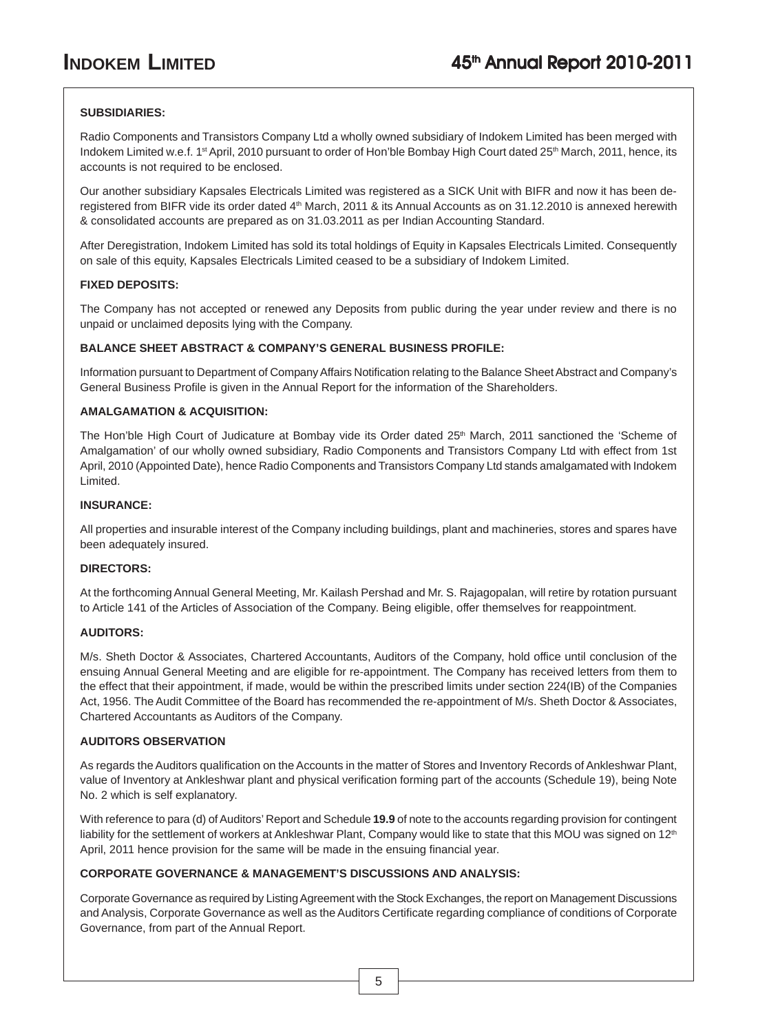**SUBSIDIARIES:**

Radio Components and Transistors Company Ltd a wholly owned subsidiary of Indokem Limited has been merged with Indokem Limited w.e.f. 1st April, 2010 pursuant to order of Hon'ble Bombay High Court dated 25th March, 2011, hence, its accounts is not required to be enclosed.

Our another subsidiary Kapsales Electricals Limited was registered as a SICK Unit with BIFR and now it has been de-registered from BIFR vide its order dated 4th March, 2011 & its Annual Accounts as on 31.12.2010 is annexed herewith & consolidated accounts are prepared as on 31.03.2011 as per Indian Accounting Standard.

After Deregistration, Indokem Limited has sold its total holdings of Equity in Kapsales Electricals Limited. Consequently on sale of this equity, Kapsales Electricals Limited ceased to be a subsidiary of Indokem Limited.

**FIXED DEPOSITS:**

The Company has not accepted or renewed any Deposits from public during the year under review and there is no unpaid or unclaimed deposits lying with the Company.

**BALANCE SHEET ABSTRACT & COMPANY'S GENERAL BUSINESS PROFILE:**

Information pursuant to Department of Company Affairs Notification relating to the Balance Sheet Abstract and Company's General Business Profile is given in the Annual Report for the information of the Shareholders.

**AMALGAMATION & ACQUISITION:**

The Hon'ble High Court of Judicature at Bombay vide its Order dated 25th March, 2011 sanctioned the 'Scheme of Amalgamation' of our wholly owned subsidiary, Radio Components and Transistors Company Ltd with effect from 1st April, 2010 (Appointed Date), hence Radio Components and Transistors Company Ltd stands amalgamated with Indokem Limited.

**INSURANCE:**

All properties and insurable interest of the Company including buildings, plant and machineries, stores and spares have been adequately insured.

**DIRECTORS:**

At the forthcoming Annual General Meeting, Mr. Kailash Pershad and Mr. S. Rajagopalan, will retire by rotation pursuant to Article 141 of the Articles of Association of the Company. Being eligible, offer themselves for reappointment.

**AUDITORS:**

M/s. Sheth Doctor & Associates, Chartered Accountants, Auditors of the Company, hold office until conclusion of the ensuing Annual General Meeting and are eligible for re-appointment. The Company has received letters from them to the effect that their appointment, if made, would be within the prescribed limits under section 224(IB) of the Companies Act, 1956. The Audit Committee of the Board has recommended the re-appointment of M/s. Sheth Doctor & Associates, Chartered Accountants as Auditors of the Company.

**AUDITORS OBSERVATION**

As regards the Auditors qualification on the Accounts in the matter of Stores and Inventory Records of Ankleshwar Plant, value of Inventory at Ankleshwar plant and physical verification forming part of the accounts (Schedule 19), being Note No. 2 which is self explanatory.

With reference to para (d) of Auditors' Report and Schedule **19.9** of note to the accounts regarding provision for contingent liability for the settlement of workers at Ankleshwar Plant, Company would like to state that this MOU was signed on 12th April, 2011 hence provision for the same will be made in the ensuing financial year.

**CORPORATE GOVERNANCE & MANAGEMENT'S DISCUSSIONS AND ANALYSIS:**

Corporate Governance as required by Listing Agreement with the Stock Exchanges, the report on Management Discussions and Analysis, Corporate Governance as well as the Auditors Certificate regarding compliance of conditions of Corporate Governance, from part of the Annual Report.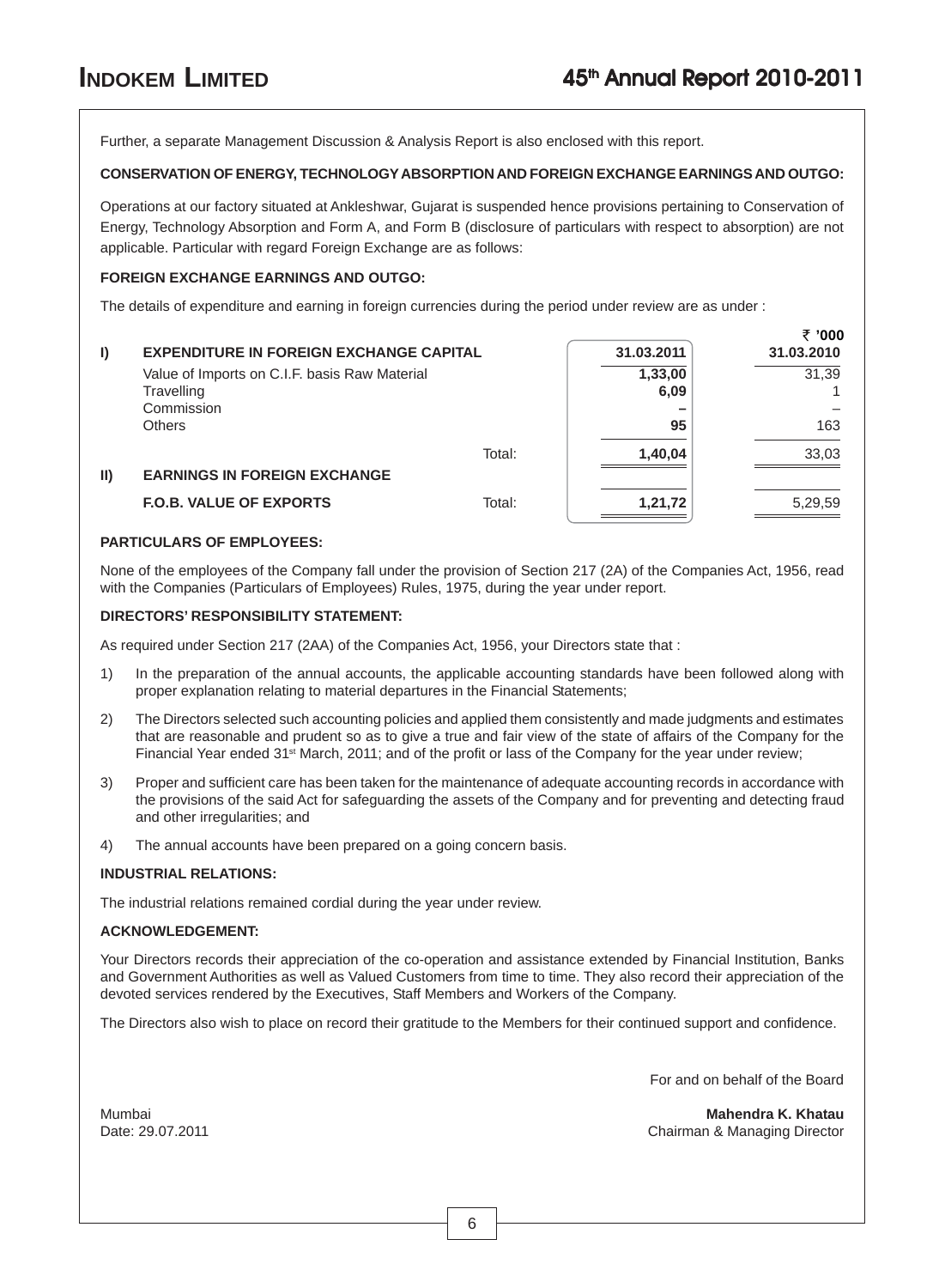Further, a separate Management Discussion & Analysis Report is also enclosed with this report.

**CONSERVATION OF ENERGY, TECHNOLOGY ABSORPTION AND FOREIGN EXCHANGE EARNINGS AND OUTGO:**

Operations at our factory situated at Ankleshwar, Gujarat is suspended hence provisions pertaining to Conservation of Energy, Technology Absorption and Form A, and Form B (disclosure of particulars with respect to absorption) are not applicable. Particular with regard Foreign Exchange are as follows:

**FOREIGN EXCHANGE EARNINGS AND OUTGO:**

The details of expenditure and earning in foreign currencies during the period under review are as under :

₹ '000

| | | | 31.03.2011 | 31.03.2010 |
|---|---|---|---|---|
| **I)** | **EXPENDITURE IN FOREIGN EXCHANGE CAPITAL** | | | |
| | Value of Imports on C.I.F. basis Raw Material | | **1,33,00** | 31,39 |
| | Travelling | | **6,09** | 1 |
| | Commission | | **–** | – |
| | Others | | **95** | 163 |
| | | Total: | **1,40,04** | 33,03 |
| **II)** | **EARNINGS IN FOREIGN EXCHANGE** | | | |
| | **F.O.B. VALUE OF EXPORTS** | Total: | **1,21,72** | 5,29,59 |

**PARTICULARS OF EMPLOYEES:**

None of the employees of the Company fall under the provision of Section 217 (2A) of the Companies Act, 1956, read with the Companies (Particulars of Employees) Rules, 1975, during the year under report.

**DIRECTORS' RESPONSIBILITY STATEMENT:**

As required under Section 217 (2AA) of the Companies Act, 1956, your Directors state that :

1) In the preparation of the annual accounts, the applicable accounting standards have been followed along with proper explanation relating to material departures in the Financial Statements;

2) The Directors selected such accounting policies and applied them consistently and made judgments and estimates that are reasonable and prudent so as to give a true and fair view of the state of affairs of the Company for the Financial Year ended 31st March, 2011; and of the profit or lass of the Company for the year under review;

3) Proper and sufficient care has been taken for the maintenance of adequate accounting records in accordance with the provisions of the said Act for safeguarding the assets of the Company and for preventing and detecting fraud and other irregularities; and

4) The annual accounts have been prepared on a going concern basis.

**INDUSTRIAL RELATIONS:**

The industrial relations remained cordial during the year under review.

**ACKNOWLEDGEMENT:**

Your Directors records their appreciation of the co-operation and assistance extended by Financial Institution, Banks and Government Authorities as well as Valued Customers from time to time. They also record their appreciation of the devoted services rendered by the Executives, Staff Members and Workers of the Company.

The Directors also wish to place on record their gratitude to the Members for their continued support and confidence.

For and on behalf of the Board

Mumbai
Date: 29.07.2011

**Mahendra K. Khatau**
Chairman & Managing Director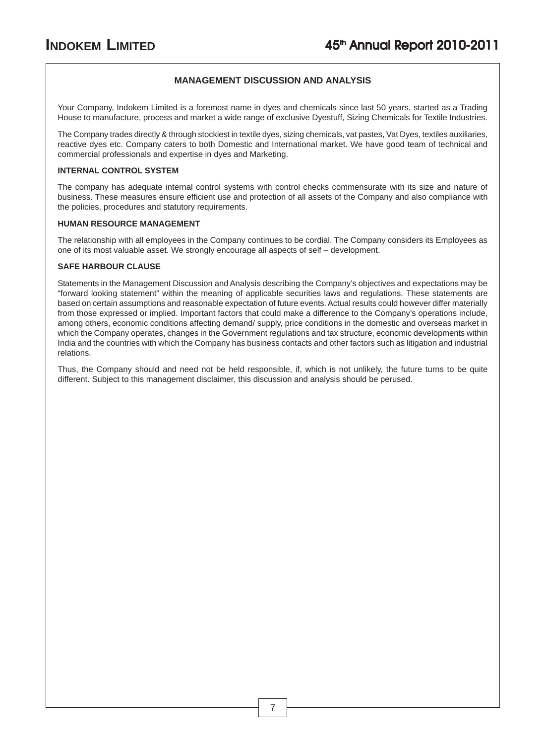## MANAGEMENT DISCUSSION AND ANALYSIS

Your Company, Indokem Limited is a foremost name in dyes and chemicals since last 50 years, started as a Trading House to manufacture, process and market a wide range of exclusive Dyestuff, Sizing Chemicals for Textile Industries.

The Company trades directly & through stockiest in textile dyes, sizing chemicals, vat pastes, Vat Dyes, textiles auxiliaries, reactive dyes etc. Company caters to both Domestic and International market. We have good team of technical and commercial professionals and expertise in dyes and Marketing.

### INTERNAL CONTROL SYSTEM

The company has adequate internal control systems with control checks commensurate with its size and nature of business. These measures ensure efficient use and protection of all assets of the Company and also compliance with the policies, procedures and statutory requirements.

### HUMAN RESOURCE MANAGEMENT

The relationship with all employees in the Company continues to be cordial. The Company considers its Employees as one of its most valuable asset. We strongly encourage all aspects of self – development.

### SAFE HARBOUR CLAUSE

Statements in the Management Discussion and Analysis describing the Company's objectives and expectations may be "forward looking statement" within the meaning of applicable securities laws and regulations. These statements are based on certain assumptions and reasonable expectation of future events. Actual results could however differ materially from those expressed or implied. Important factors that could make a difference to the Company's operations include, among others, economic conditions affecting demand/ supply, price conditions in the domestic and overseas market in which the Company operates, changes in the Government regulations and tax structure, economic developments within India and the countries with which the Company has business contacts and other factors such as litigation and industrial relations.

Thus, the Company should and need not be held responsible, if, which is not unlikely, the future turns to be quite different. Subject to this management disclaimer, this discussion and analysis should be perused.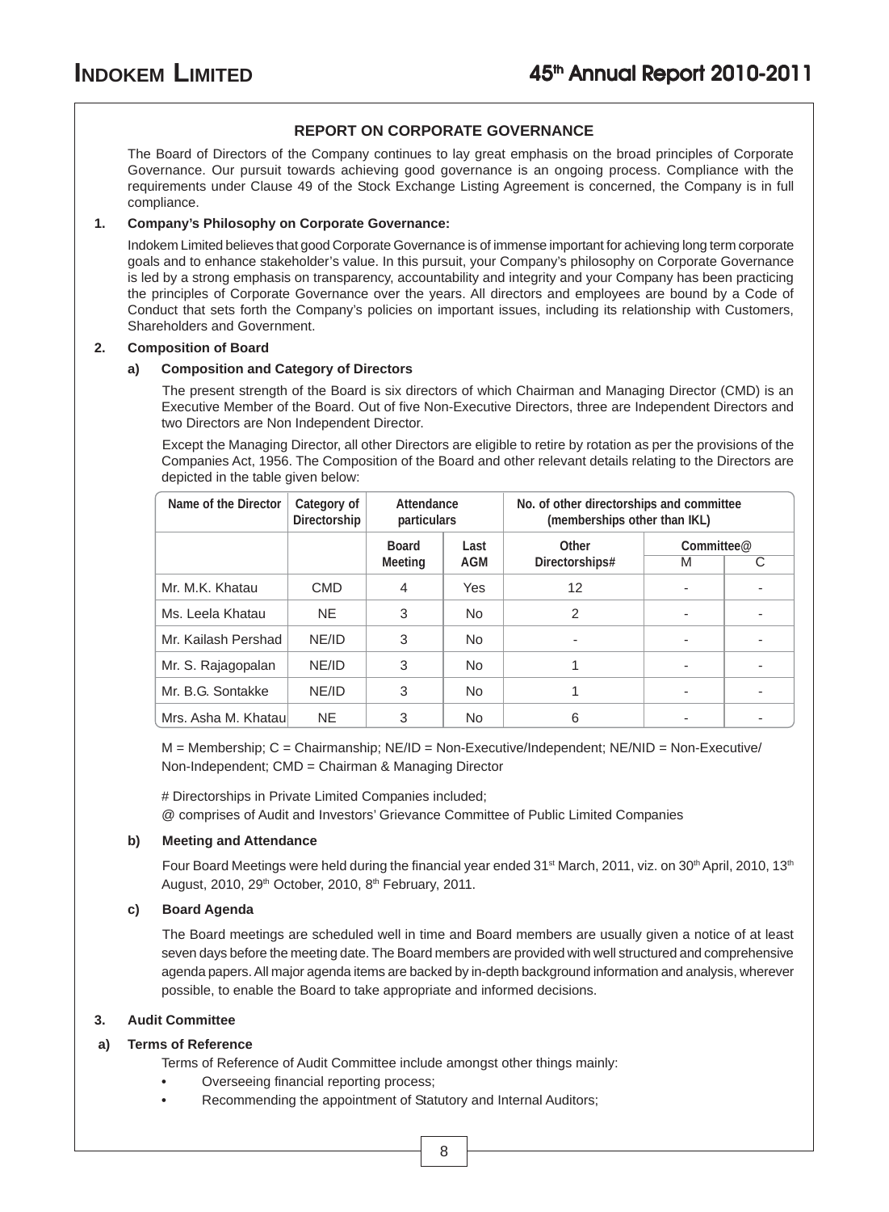## REPORT ON CORPORATE GOVERNANCE

The Board of Directors of the Company continues to lay great emphasis on the broad principles of Corporate Governance. Our pursuit towards achieving good governance is an ongoing process. Compliance with the requirements under Clause 49 of the Stock Exchange Listing Agreement is concerned, the Company is in full compliance.

**1. Company's Philosophy on Corporate Governance:**

Indokem Limited believes that good Corporate Governance is of immense important for achieving long term corporate goals and to enhance stakeholder's value. In this pursuit, your Company's philosophy on Corporate Governance is led by a strong emphasis on transparency, accountability and integrity and your Company has been practicing the principles of Corporate Governance over the years. All directors and employees are bound by a Code of Conduct that sets forth the Company's policies on important issues, including its relationship with Customers, Shareholders and Government.

**2. Composition of Board**

**a) Composition and Category of Directors**

The present strength of the Board is six directors of which Chairman and Managing Director (CMD) is an Executive Member of the Board. Out of five Non-Executive Directors, three are Independent Directors and two Directors are Non Independent Director.

Except the Managing Director, all other Directors are eligible to retire by rotation as per the provisions of the Companies Act, 1956. The Composition of the Board and other relevant details relating to the Directors are depicted in the table given below:

| Name of the Director | Category of Directorship | Attendance particulars | | No. of other directorships and committee (memberships other than IKL) | | |
|---|---|---|---|---|---|---|
| | | Board Meeting | Last AGM | Other Directorships# | Committee@ M | Committee@ C |
| Mr. M.K. Khatau | CMD | 4 | Yes | 12 | - | - |
| Ms. Leela Khatau | NE | 3 | No | 2 | - | - |
| Mr. Kailash Pershad | NE/ID | 3 | No | - | - | - |
| Mr. S. Rajagopalan | NE/ID | 3 | No | 1 | - | - |
| Mr. B.G. Sontakke | NE/ID | 3 | No | 1 | - | - |
| Mrs. Asha M. Khatau | NE | 3 | No | 6 | - | - |

M = Membership; C = Chairmanship; NE/ID = Non-Executive/Independent; NE/NID = Non-Executive/ Non-Independent; CMD = Chairman & Managing Director

# Directorships in Private Limited Companies included;
@ comprises of Audit and Investors' Grievance Committee of Public Limited Companies

**b) Meeting and Attendance**

Four Board Meetings were held during the financial year ended 31st March, 2011, viz. on 30th April, 2010, 13th August, 2010, 29th October, 2010, 8th February, 2011.

**c) Board Agenda**

The Board meetings are scheduled well in time and Board members are usually given a notice of at least seven days before the meeting date. The Board members are provided with well structured and comprehensive agenda papers. All major agenda items are backed by in-depth background information and analysis, wherever possible, to enable the Board to take appropriate and informed decisions.

**3. Audit Committee**

**a) Terms of Reference**

Terms of Reference of Audit Committee include amongst other things mainly:

- Overseeing financial reporting process;
- Recommending the appointment of Statutory and Internal Auditors;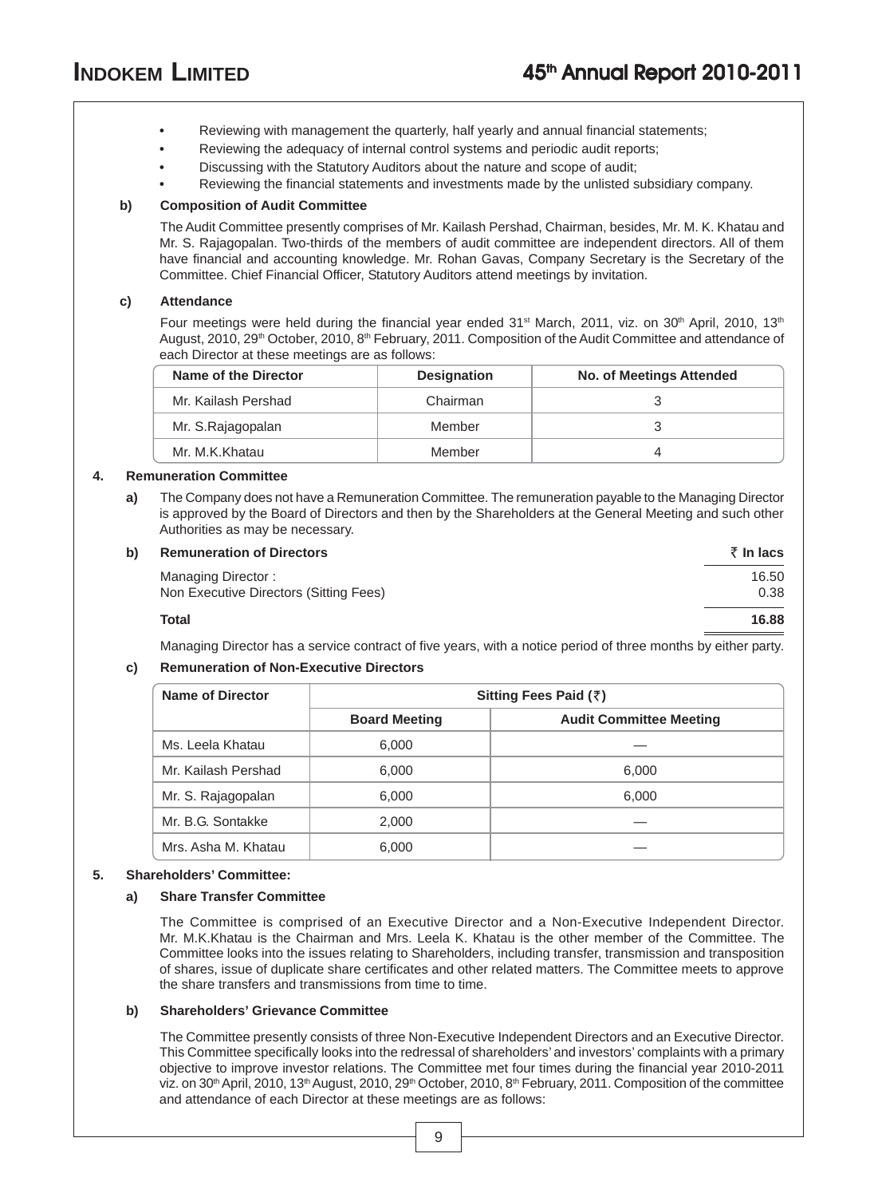- Reviewing with management the quarterly, half yearly and annual financial statements;
- Reviewing the adequacy of internal control systems and periodic audit reports;
- Discussing with the Statutory Auditors about the nature and scope of audit;
- Reviewing the financial statements and investments made by the unlisted subsidiary company.

**b) Composition of Audit Committee**

The Audit Committee presently comprises of Mr. Kailash Pershad, Chairman, besides, Mr. M. K. Khatau and Mr. S. Rajagopalan. Two-thirds of the members of audit committee are independent directors. All of them have financial and accounting knowledge. Mr. Rohan Gavas, Company Secretary is the Secretary of the Committee. Chief Financial Officer, Statutory Auditors attend meetings by invitation.

**c) Attendance**

Four meetings were held during the financial year ended 31st March, 2011, viz. on 30th April, 2010, 13th August, 2010, 29th October, 2010, 8th February, 2011. Composition of the Audit Committee and attendance of each Director at these meetings are as follows:

| Name of the Director | Designation | No. of Meetings Attended |
|---|---|---|
| Mr. Kailash Pershad | Chairman | 3 |
| Mr. S.Rajagopalan | Member | 3 |
| Mr. M.K.Khatau | Member | 4 |

**4. Remuneration Committee**

**a)** The Company does not have a Remuneration Committee. The remuneration payable to the Managing Director is approved by the Board of Directors and then by the Shareholders at the General Meeting and such other Authorities as may be necessary.

**b) Remuneration of Directors**

| | ₹ In lacs |
|---|---|
| Managing Director : | 16.50 |
| Non Executive Directors (Sitting Fees) | 0.38 |
| **Total** | **16.88** |

Managing Director has a service contract of five years, with a notice period of three months by either party.

**c) Remuneration of Non-Executive Directors**

| Name of Director | Sitting Fees Paid (₹) | |
|---|---|---|
| | Board Meeting | Audit Committee Meeting |
| Ms. Leela Khatau | 6,000 | — |
| Mr. Kailash Pershad | 6,000 | 6,000 |
| Mr. S. Rajagopalan | 6,000 | 6,000 |
| Mr. B.G. Sontakke | 2,000 | — |
| Mrs. Asha M. Khatau | 6,000 | — |

**5. Shareholders' Committee:**

**a) Share Transfer Committee**

The Committee is comprised of an Executive Director and a Non-Executive Independent Director. Mr. M.K.Khatau is the Chairman and Mrs. Leela K. Khatau is the other member of the Committee. The Committee looks into the issues relating to Shareholders, including transfer, transmission and transposition of shares, issue of duplicate share certificates and other related matters. The Committee meets to approve the share transfers and transmissions from time to time.

**b) Shareholders' Grievance Committee**

The Committee presently consists of three Non-Executive Independent Directors and an Executive Director. This Committee specifically looks into the redressal of shareholders' and investors' complaints with a primary objective to improve investor relations. The Committee met four times during the financial year 2010-2011 viz. on 30th April, 2010, 13th August, 2010, 29th October, 2010, 8th February, 2011. Composition of the committee and attendance of each Director at these meetings are as follows: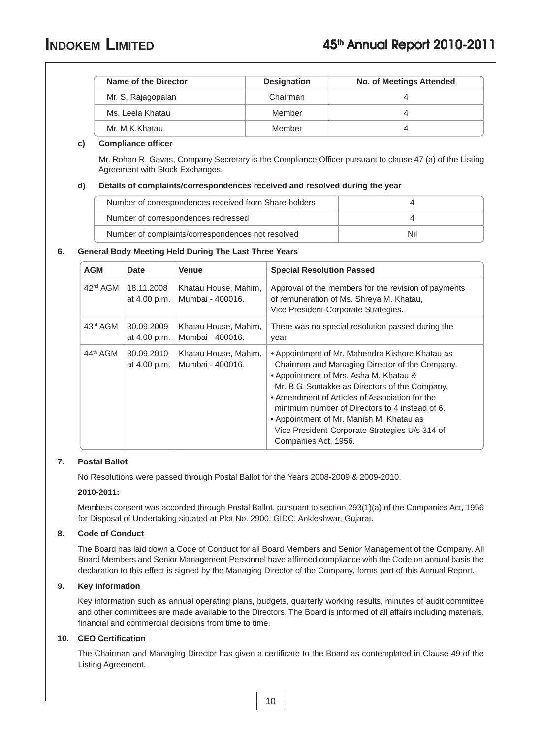| Name of the Director | Designation | No. of Meetings Attended |
|---|---|---|
| Mr. S. Rajagopalan | Chairman | 4 |
| Ms. Leela Khatau | Member | 4 |
| Mr. M.K.Khatau | Member | 4 |

**c) Compliance officer**

Mr. Rohan R. Gavas, Company Secretary is the Compliance Officer pursuant to clause 47 (a) of the Listing Agreement with Stock Exchanges.

**d) Details of complaints/correspondences received and resolved during the year**

| | |
|---|---|
| Number of correspondences received from Share holders | 4 |
| Number of correspondences redressed | 4 |
| Number of complaints/correspondences not resolved | Nil |

**6. General Body Meeting Held During The Last Three Years**

| AGM | Date | Venue | Special Resolution Passed |
|---|---|---|---|
| 42nd AGM | 18.11.2008 at 4.00 p.m. | Khatau House, Mahim, Mumbai - 400016. | Approval of the members for the revision of payments of remuneration of Ms. Shreya M. Khatau, Vice President-Corporate Strategies. |
| 43rd AGM | 30.09.2009 at 4.00 p.m. | Khatau House, Mahim, Mumbai - 400016. | There was no special resolution passed during the year |
| 44th AGM | 30.09.2010 at 4.00 p.m. | Khatau House, Mahim, Mumbai - 400016. | • Appointment of Mr. Mahendra Kishore Khatau as Chairman and Managing Director of the Company. • Appointment of Mrs. Asha M. Khatau & Mr. B.G. Sontakke as Directors of the Company. • Amendment of Articles of Association for the minimum number of Directors to 4 instead of 6. • Appointment of Mr. Manish M. Khatau as Vice President-Corporate Strategies U/s 314 of Companies Act, 1956. |

**7. Postal Ballot**

No Resolutions were passed through Postal Ballot for the Years 2008-2009 & 2009-2010.

**2010-2011:**

Members consent was accorded through Postal Ballot, pursuant to section 293(1)(a) of the Companies Act, 1956 for Disposal of Undertaking situated at Plot No. 2900, GIDC, Ankleshwar, Gujarat.

**8. Code of Conduct**

The Board has laid down a Code of Conduct for all Board Members and Senior Management of the Company. All Board Members and Senior Management Personnel have affirmed compliance with the Code on annual basis the declaration to this effect is signed by the Managing Director of the Company, forms part of this Annual Report.

**9. Key Information**

Key information such as annual operating plans, budgets, quarterly working results, minutes of audit committee and other committees are made available to the Directors. The Board is informed of all affairs including materials, financial and commercial decisions from time to time.

**10. CEO Certification**

The Chairman and Managing Director has given a certificate to the Board as contemplated in Clause 49 of the Listing Agreement.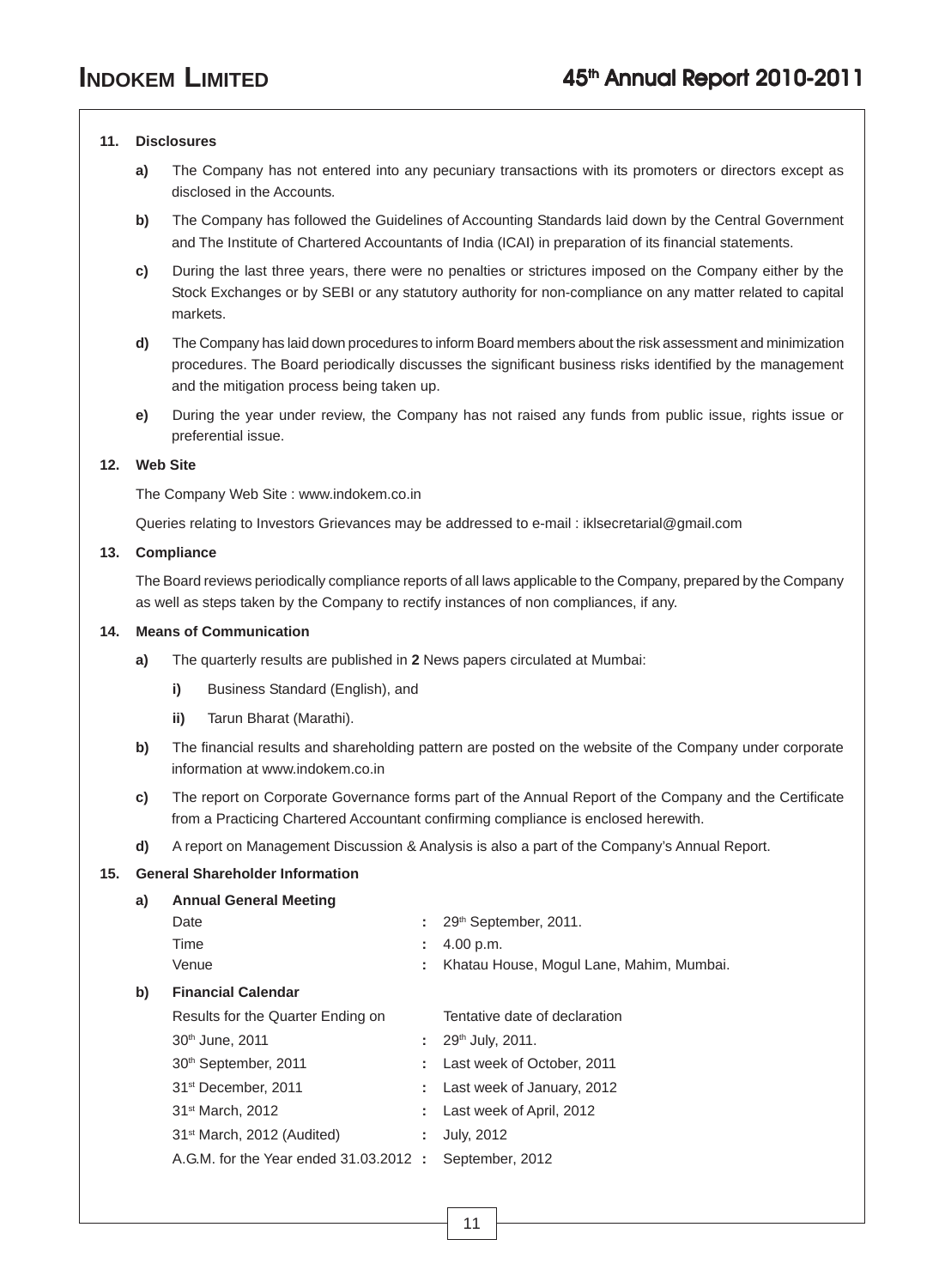**11. Disclosures**

**a)** The Company has not entered into any pecuniary transactions with its promoters or directors except as disclosed in the Accounts.

**b)** The Company has followed the Guidelines of Accounting Standards laid down by the Central Government and The Institute of Chartered Accountants of India (ICAI) in preparation of its financial statements.

**c)** During the last three years, there were no penalties or strictures imposed on the Company either by the Stock Exchanges or by SEBI or any statutory authority for non-compliance on any matter related to capital markets.

**d)** The Company has laid down procedures to inform Board members about the risk assessment and minimization procedures. The Board periodically discusses the significant business risks identified by the management and the mitigation process being taken up.

**e)** During the year under review, the Company has not raised any funds from public issue, rights issue or preferential issue.

**12. Web Site**

The Company Web Site : www.indokem.co.in

Queries relating to Investors Grievances may be addressed to e-mail : iklsecretarial@gmail.com

**13. Compliance**

The Board reviews periodically compliance reports of all laws applicable to the Company, prepared by the Company as well as steps taken by the Company to rectify instances of non compliances, if any.

**14. Means of Communication**

**a)** The quarterly results are published in **2** News papers circulated at Mumbai:

**i)** Business Standard (English), and

**ii)** Tarun Bharat (Marathi).

**b)** The financial results and shareholding pattern are posted on the website of the Company under corporate information at www.indokem.co.in

**c)** The report on Corporate Governance forms part of the Annual Report of the Company and the Certificate from a Practicing Chartered Accountant confirming compliance is enclosed herewith.

**d)** A report on Management Discussion & Analysis is also a part of the Company's Annual Report.

**15. General Shareholder Information**

**a) Annual General Meeting**

| | | |
|---|---|---|
| Date | : | 29th September, 2011. |
| Time | : | 4.00 p.m. |
| Venue | : | Khatau House, Mogul Lane, Mahim, Mumbai. |

**b) Financial Calendar**

| Results for the Quarter Ending on | | Tentative date of declaration |
|---|---|---|
| 30th June, 2011 | : | 29th July, 2011. |
| 30th September, 2011 | : | Last week of October, 2011 |
| 31st December, 2011 | : | Last week of January, 2012 |
| 31st March, 2012 | : | Last week of April, 2012 |
| 31st March, 2012 (Audited) | : | July, 2012 |
| A.G.M. for the Year ended 31.03.2012 | : | September, 2012 |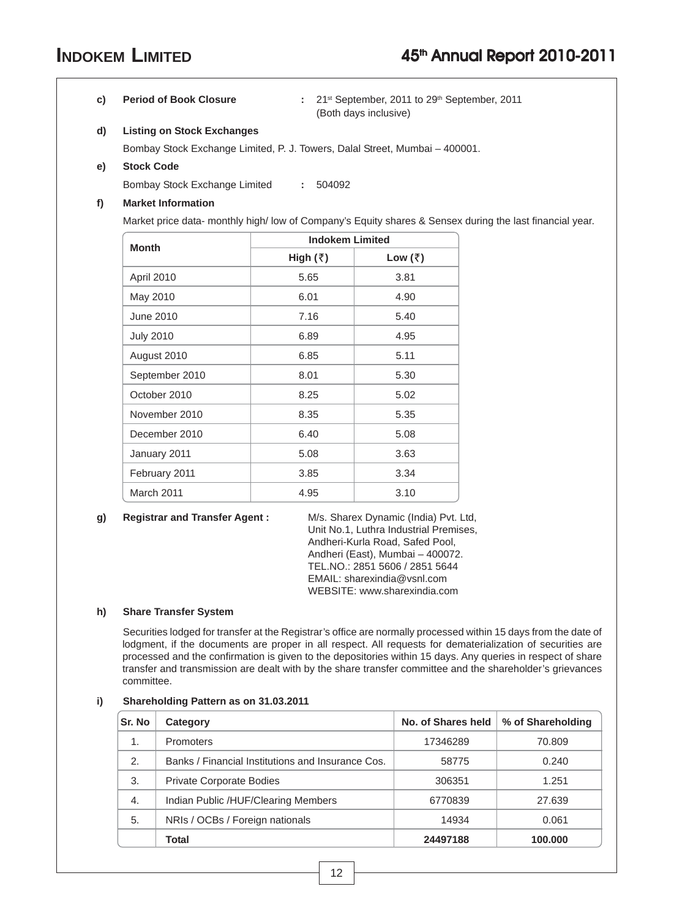**c) Period of Book Closure** : 21st September, 2011 to 29th September, 2011 (Both days inclusive)

**d) Listing on Stock Exchanges**

Bombay Stock Exchange Limited, P. J. Towers, Dalal Street, Mumbai – 400001.

**e) Stock Code**

Bombay Stock Exchange Limited : 504092

**f) Market Information**

Market price data- monthly high/ low of Company's Equity shares & Sensex during the last financial year.

| Month | Indokem Limited | |
|---|---|---|
| | High (₹) | Low (₹) |
| April 2010 | 5.65 | 3.81 |
| May 2010 | 6.01 | 4.90 |
| June 2010 | 7.16 | 5.40 |
| July 2010 | 6.89 | 4.95 |
| August 2010 | 6.85 | 5.11 |
| September 2010 | 8.01 | 5.30 |
| October 2010 | 8.25 | 5.02 |
| November 2010 | 8.35 | 5.35 |
| December 2010 | 6.40 | 5.08 |
| January 2011 | 5.08 | 3.63 |
| February 2011 | 3.85 | 3.34 |
| March 2011 | 4.95 | 3.10 |

**g) Registrar and Transfer Agent :**

M/s. Sharex Dynamic (India) Pvt. Ltd,
Unit No.1, Luthra Industrial Premises,
Andheri-Kurla Road, Safed Pool,
Andheri (East), Mumbai – 400072.
TEL.NO.: 2851 5606 / 2851 5644
EMAIL: sharexindia@vsnl.com
WEBSITE: www.sharexindia.com

**h) Share Transfer System**

Securities lodged for transfer at the Registrar's office are normally processed within 15 days from the date of lodgment, if the documents are proper in all respect. All requests for dematerialization of securities are processed and the confirmation is given to the depositories within 15 days. Any queries in respect of share transfer and transmission are dealt with by the share transfer committee and the shareholder's grievances committee.

**i) Shareholding Pattern as on 31.03.2011**

| Sr. No | Category | No. of Shares held | % of Shareholding |
|---|---|---|---|
| 1. | Promoters | 17346289 | 70.809 |
| 2. | Banks / Financial Institutions and Insurance Cos. | 58775 | 0.240 |
| 3. | Private Corporate Bodies | 306351 | 1.251 |
| 4. | Indian Public /HUF/Clearing Members | 6770839 | 27.639 |
| 5. | NRIs / OCBs / Foreign nationals | 14934 | 0.061 |
| | **Total** | **24497188** | **100.000** |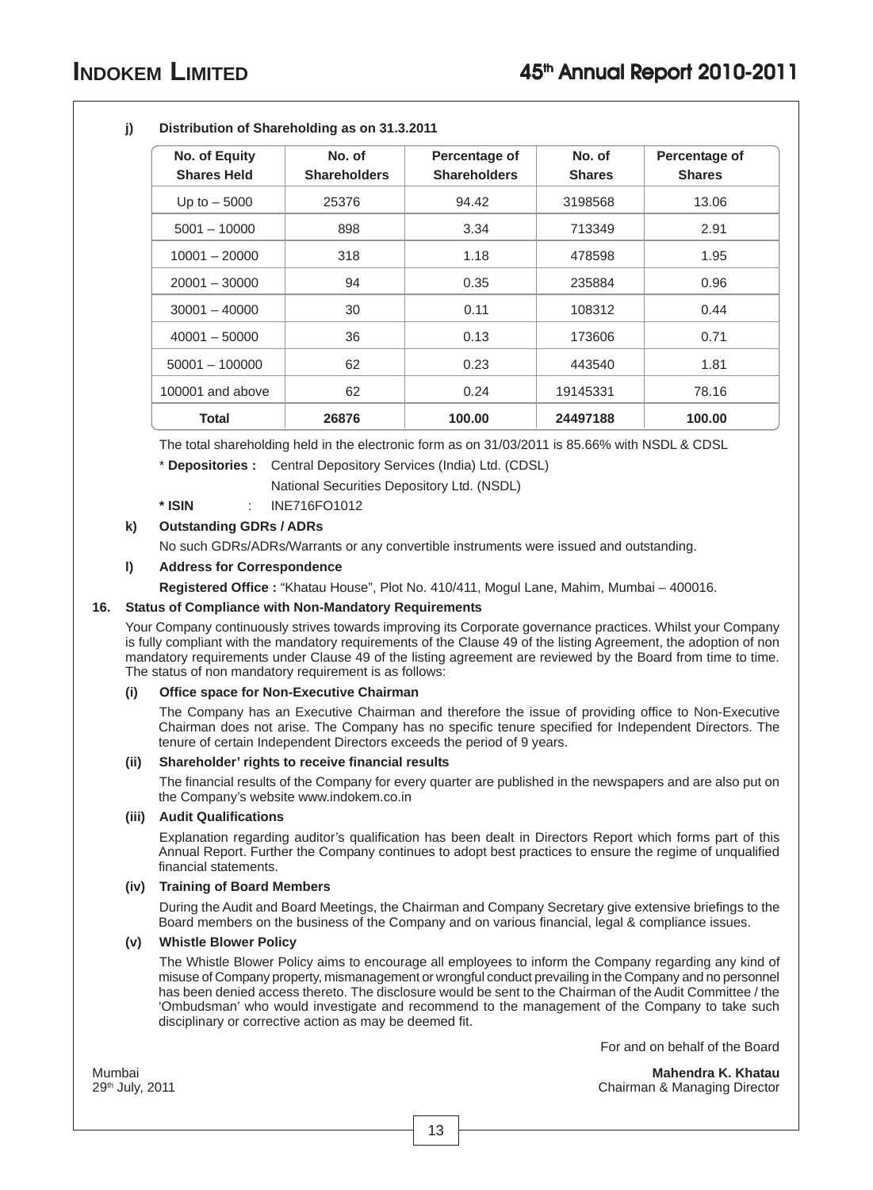**j) Distribution of Shareholding as on 31.3.2011**

| No. of Equity Shares Held | No. of Shareholders | Percentage of Shareholders | No. of Shares | Percentage of Shares |
|---|---|---|---|---|
| Up to – 5000 | 25376 | 94.42 | 3198568 | 13.06 |
| 5001 – 10000 | 898 | 3.34 | 713349 | 2.91 |
| 10001 – 20000 | 318 | 1.18 | 478598 | 1.95 |
| 20001 – 30000 | 94 | 0.35 | 235884 | 0.96 |
| 30001 – 40000 | 30 | 0.11 | 108312 | 0.44 |
| 40001 – 50000 | 36 | 0.13 | 173606 | 0.71 |
| 50001 – 100000 | 62 | 0.23 | 443540 | 1.81 |
| 100001 and above | 62 | 0.24 | 19145331 | 78.16 |
| **Total** | **26876** | **100.00** | **24497188** | **100.00** |

The total shareholding held in the electronic form as on 31/03/2011 is 85.66% with NSDL & CDSL

\* **Depositories :** Central Depository Services (India) Ltd. (CDSL)

National Securities Depository Ltd. (NSDL)

**\* ISIN** : INE716FO1012

**k) Outstanding GDRs / ADRs**

No such GDRs/ADRs/Warrants or any convertible instruments were issued and outstanding.

**l) Address for Correspondence**

**Registered Office :** "Khatau House", Plot No. 410/411, Mogul Lane, Mahim, Mumbai – 400016.

**16. Status of Compliance with Non-Mandatory Requirements**

Your Company continuously strives towards improving its Corporate governance practices. Whilst your Company is fully compliant with the mandatory requirements of the Clause 49 of the listing Agreement, the adoption of non mandatory requirements under Clause 49 of the listing agreement are reviewed by the Board from time to time. The status of non mandatory requirement is as follows:

**(i) Office space for Non-Executive Chairman**

The Company has an Executive Chairman and therefore the issue of providing office to Non-Executive Chairman does not arise. The Company has no specific tenure specified for Independent Directors. The tenure of certain Independent Directors exceeds the period of 9 years.

**(ii) Shareholder' rights to receive financial results**

The financial results of the Company for every quarter are published in the newspapers and are also put on the Company's website www.indokem.co.in

**(iii) Audit Qualifications**

Explanation regarding auditor's qualification has been dealt in Directors Report which forms part of this Annual Report. Further the Company continues to adopt best practices to ensure the regime of unqualified financial statements.

**(iv) Training of Board Members**

During the Audit and Board Meetings, the Chairman and Company Secretary give extensive briefings to the Board members on the business of the Company and on various financial, legal & compliance issues.

**(v) Whistle Blower Policy**

The Whistle Blower Policy aims to encourage all employees to inform the Company regarding any kind of misuse of Company property, mismanagement or wrongful conduct prevailing in the Company and no personnel has been denied access thereto. The disclosure would be sent to the Chairman of the Audit Committee / the 'Ombudsman' who would investigate and recommend to the management of the Company to take such disciplinary or corrective action as may be deemed fit.

For and on behalf of the Board

Mumbai
29th July, 2011

**Mahendra K. Khatau**
Chairman & Managing Director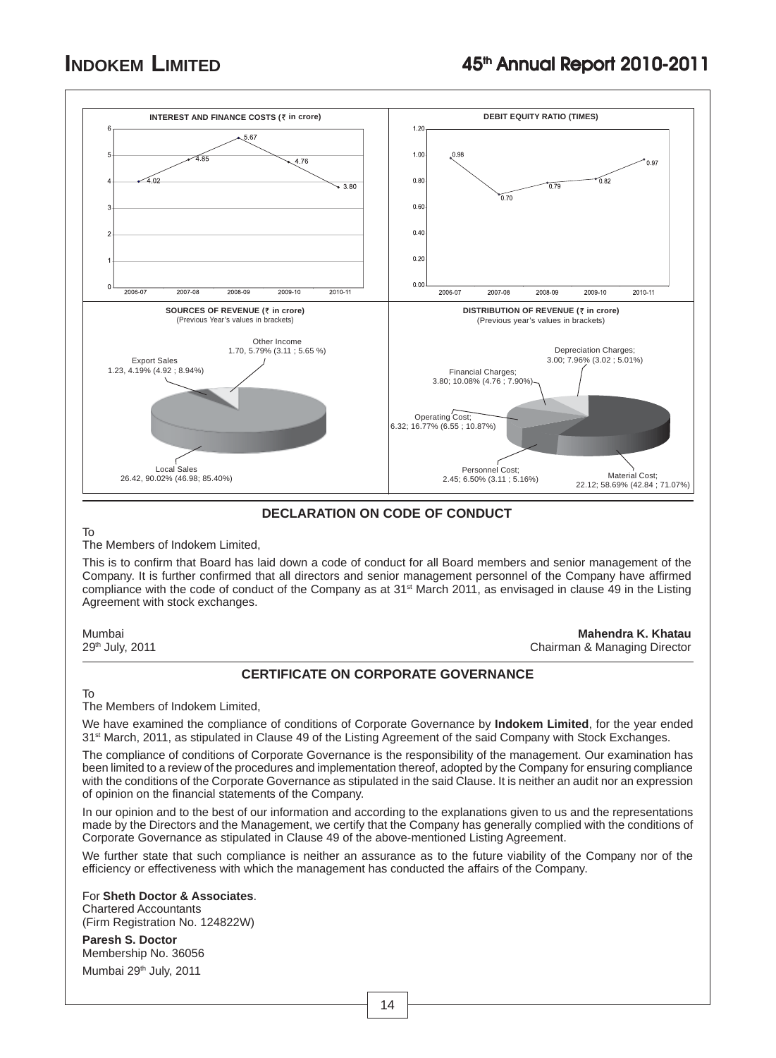**INTEREST AND FINANCE COSTS (₹ in crore)**

| Year | Value |
|---|---|
| 2006-07 | 4.02 |
| 2007-08 | 4.85 |
| 2008-09 | 5.67 |
| 2009-10 | 4.76 |
| 2010-11 | 3.80 |

**DEBIT EQUITY RATIO (TIMES)**

| Year | Value |
|---|---|
| 2006-07 | 0.98 |
| 2007-08 | 0.70 |
| 2008-09 | 0.79 |
| 2009-10 | 0.82 |
| 2010-11 | 0.97 |

**SOURCES OF REVENUE (₹ in crore)**
(Previous Year's values in brackets)

- Other Income 1.70, 5.79% (3.11 ; 5.65 %)
- Export Sales 1.23, 4.19% (4.92 ; 8.94%)
- Local Sales 26.42, 90.02% (46.98; 85.40%)

**DISTRIBUTION OF REVENUE (₹ in crore)**
(Previous year's values in brackets)

- Depreciation Charges; 3.00; 7.96% (3.02 ; 5.01%)
- Financial Charges; 3.80; 10.08% (4.76 ; 7.90%)
- Operating Cost; 6.32; 16.77% (6.55 ; 10.87%)
- Personnel Cost; 2.45; 6.50% (3.11 ; 5.16%)
- Material Cost; 22.12; 58.69% (42.84 ; 71.07%)

## DECLARATION ON CODE OF CONDUCT

To
The Members of Indokem Limited,

This is to confirm that Board has laid down a code of conduct for all Board members and senior management of the Company. It is further confirmed that all directors and senior management personnel of the Company have affirmed compliance with the code of conduct of the Company as at 31st March 2011, as envisaged in clause 49 in the Listing Agreement with stock exchanges.

Mumbai
29th July, 2011

**Mahendra K. Khatau**
Chairman & Managing Director

## CERTIFICATE ON CORPORATE GOVERNANCE

To
The Members of Indokem Limited,

We have examined the compliance of conditions of Corporate Governance by **Indokem Limited**, for the year ended 31st March, 2011, as stipulated in Clause 49 of the Listing Agreement of the said Company with Stock Exchanges.

The compliance of conditions of Corporate Governance is the responsibility of the management. Our examination has been limited to a review of the procedures and implementation thereof, adopted by the Company for ensuring compliance with the conditions of the Corporate Governance as stipulated in the said Clause. It is neither an audit nor an expression of opinion on the financial statements of the Company.

In our opinion and to the best of our information and according to the explanations given to us and the representations made by the Directors and the Management, we certify that the Company has generally complied with the conditions of Corporate Governance as stipulated in Clause 49 of the above-mentioned Listing Agreement.

We further state that such compliance is neither an assurance as to the future viability of the Company nor of the efficiency or effectiveness with which the management has conducted the affairs of the Company.

For **Sheth Doctor & Associates**.
Chartered Accountants
(Firm Registration No. 124822W)

**Paresh S. Doctor**
Membership No. 36056

Mumbai 29th July, 2011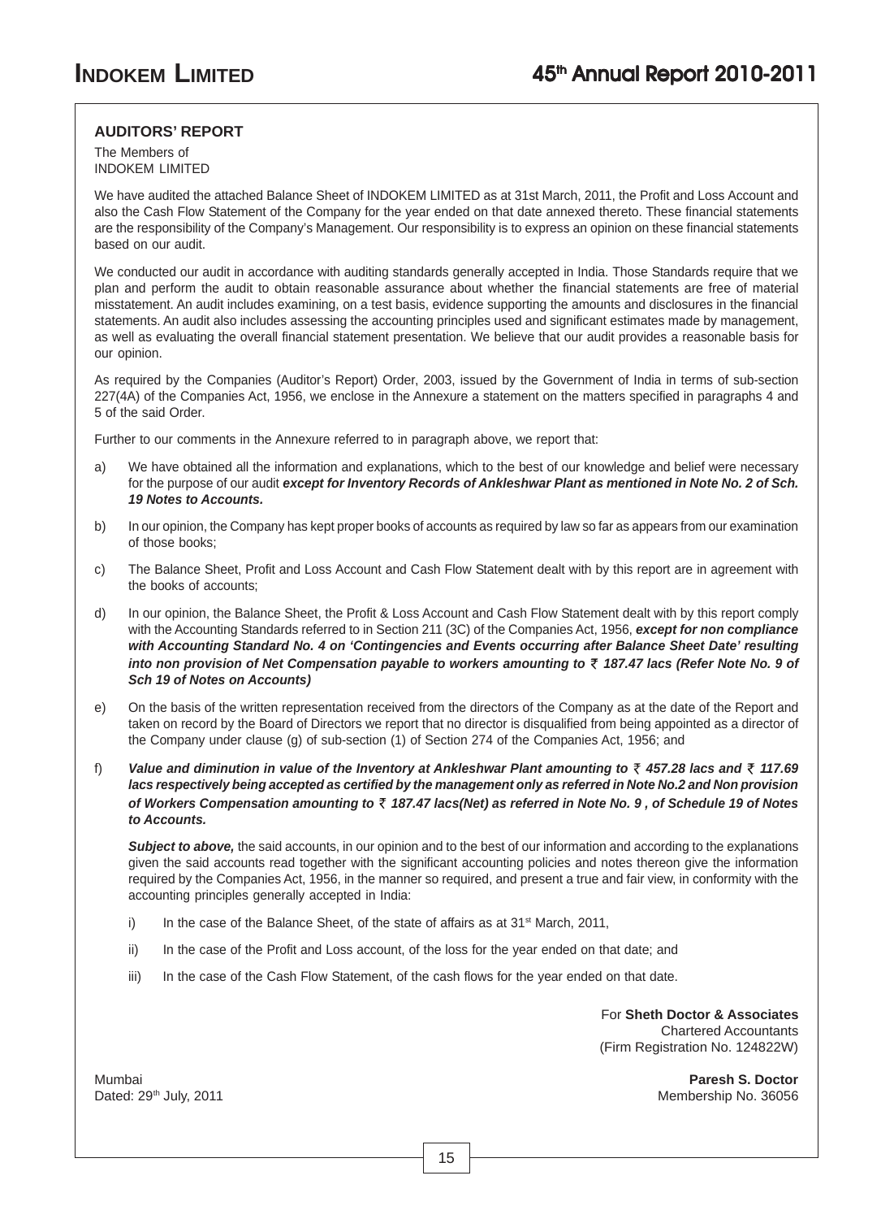## AUDITORS' REPORT

The Members of
INDOKEM LIMITED

We have audited the attached Balance Sheet of INDOKEM LIMITED as at 31st March, 2011, the Profit and Loss Account and also the Cash Flow Statement of the Company for the year ended on that date annexed thereto. These financial statements are the responsibility of the Company's Management. Our responsibility is to express an opinion on these financial statements based on our audit.

We conducted our audit in accordance with auditing standards generally accepted in India. Those Standards require that we plan and perform the audit to obtain reasonable assurance about whether the financial statements are free of material misstatement. An audit includes examining, on a test basis, evidence supporting the amounts and disclosures in the financial statements. An audit also includes assessing the accounting principles used and significant estimates made by management, as well as evaluating the overall financial statement presentation. We believe that our audit provides a reasonable basis for our opinion.

As required by the Companies (Auditor's Report) Order, 2003, issued by the Government of India in terms of sub-section 227(4A) of the Companies Act, 1956, we enclose in the Annexure a statement on the matters specified in paragraphs 4 and 5 of the said Order.

Further to our comments in the Annexure referred to in paragraph above, we report that:

a) We have obtained all the information and explanations, which to the best of our knowledge and belief were necessary for the purpose of our audit ***except for Inventory Records of Ankleshwar Plant as mentioned in Note No. 2 of Sch. 19 Notes to Accounts.***

b) In our opinion, the Company has kept proper books of accounts as required by law so far as appears from our examination of those books;

c) The Balance Sheet, Profit and Loss Account and Cash Flow Statement dealt with by this report are in agreement with the books of accounts;

d) In our opinion, the Balance Sheet, the Profit & Loss Account and Cash Flow Statement dealt with by this report comply with the Accounting Standards referred to in Section 211 (3C) of the Companies Act, 1956, ***except for non compliance with Accounting Standard No. 4 on 'Contingencies and Events occurring after Balance Sheet Date' resulting into non provision of Net Compensation payable to workers amounting to ₹ 187.47 lacs (Refer Note No. 9 of Sch 19 of Notes on Accounts)***

e) On the basis of the written representation received from the directors of the Company as at the date of the Report and taken on record by the Board of Directors we report that no director is disqualified from being appointed as a director of the Company under clause (g) of sub-section (1) of Section 274 of the Companies Act, 1956; and

f) ***Value and diminution in value of the Inventory at Ankleshwar Plant amounting to ₹ 457.28 lacs and ₹ 117.69 lacs respectively being accepted as certified by the management only as referred in Note No.2 and Non provision of Workers Compensation amounting to ₹ 187.47 lacs(Net) as referred in Note No. 9 , of Schedule 19 of Notes to Accounts.***

***Subject to above,*** the said accounts, in our opinion and to the best of our information and according to the explanations given the said accounts read together with the significant accounting policies and notes thereon give the information required by the Companies Act, 1956, in the manner so required, and present a true and fair view, in conformity with the accounting principles generally accepted in India:

i) In the case of the Balance Sheet, of the state of affairs as at 31st March, 2011,

ii) In the case of the Profit and Loss account, of the loss for the year ended on that date; and

iii) In the case of the Cash Flow Statement, of the cash flows for the year ended on that date.

For **Sheth Doctor & Associates**
Chartered Accountants
(Firm Registration No. 124822W)

Mumbai
Dated: 29th July, 2011

**Paresh S. Doctor**
Membership No. 36056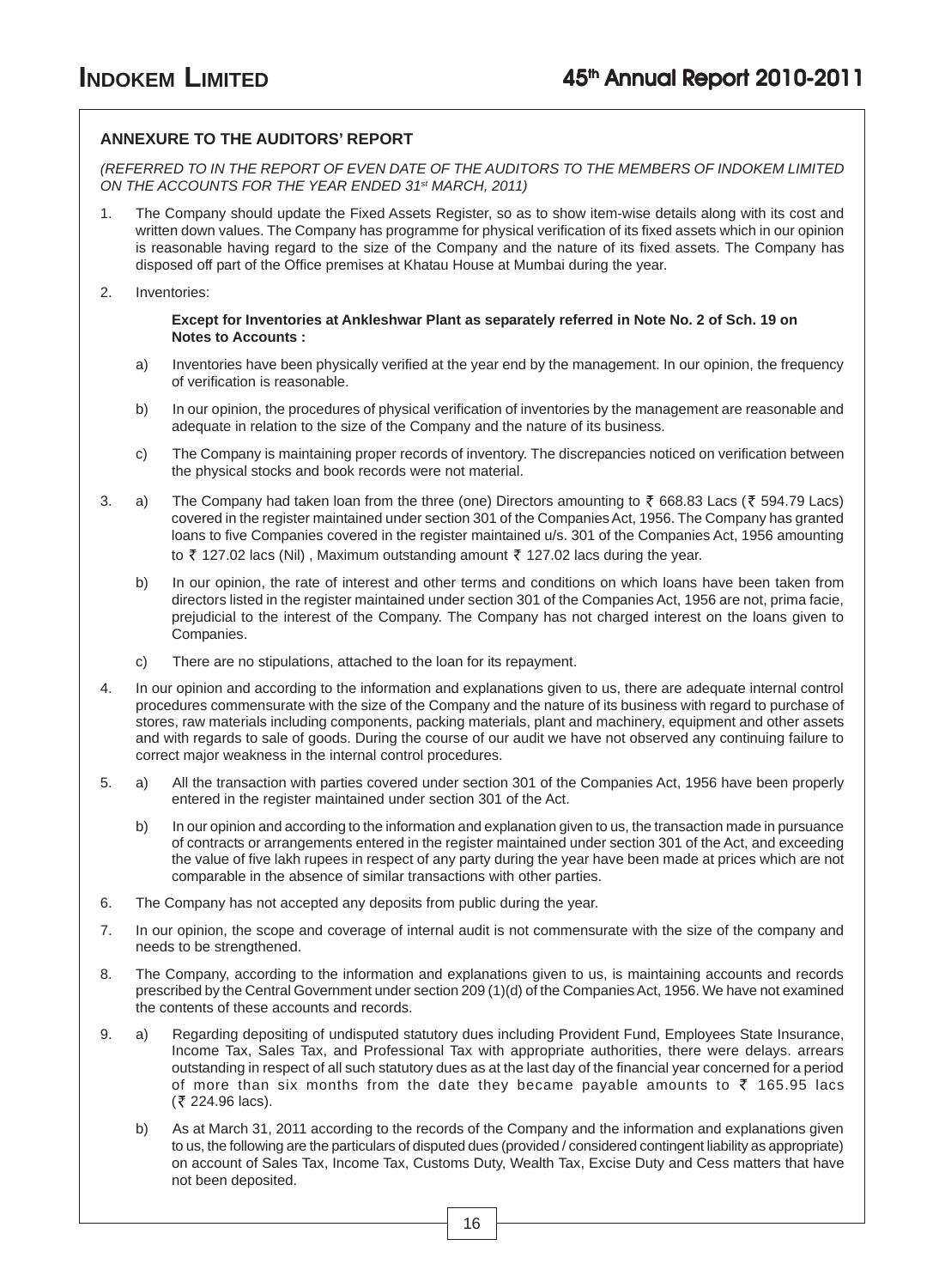## ANNEXURE TO THE AUDITORS' REPORT

*(REFERRED TO IN THE REPORT OF EVEN DATE OF THE AUDITORS TO THE MEMBERS OF INDOKEM LIMITED ON THE ACCOUNTS FOR THE YEAR ENDED 31st MARCH, 2011)*

1. The Company should update the Fixed Assets Register, so as to show item-wise details along with its cost and written down values. The Company has programme for physical verification of its fixed assets which in our opinion is reasonable having regard to the size of the Company and the nature of its fixed assets. The Company has disposed off part of the Office premises at Khatau House at Mumbai during the year.

2. Inventories:

   **Except for Inventories at Ankleshwar Plant as separately referred in Note No. 2 of Sch. 19 on Notes to Accounts :**

   a) Inventories have been physically verified at the year end by the management. In our opinion, the frequency of verification is reasonable.

   b) In our opinion, the procedures of physical verification of inventories by the management are reasonable and adequate in relation to the size of the Company and the nature of its business.

   c) The Company is maintaining proper records of inventory. The discrepancies noticed on verification between the physical stocks and book records were not material.

3. a) The Company had taken loan from the three (one) Directors amounting to ₹ 668.83 Lacs (₹ 594.79 Lacs) covered in the register maintained under section 301 of the Companies Act, 1956. The Company has granted loans to five Companies covered in the register maintained u/s. 301 of the Companies Act, 1956 amounting to ₹ 127.02 lacs (Nil) , Maximum outstanding amount ₹ 127.02 lacs during the year.

   b) In our opinion, the rate of interest and other terms and conditions on which loans have been taken from directors listed in the register maintained under section 301 of the Companies Act, 1956 are not, prima facie, prejudicial to the interest of the Company. The Company has not charged interest on the loans given to Companies.

   c) There are no stipulations, attached to the loan for its repayment.

4. In our opinion and according to the information and explanations given to us, there are adequate internal control procedures commensurate with the size of the Company and the nature of its business with regard to purchase of stores, raw materials including components, packing materials, plant and machinery, equipment and other assets and with regards to sale of goods. During the course of our audit we have not observed any continuing failure to correct major weakness in the internal control procedures.

5. a) All the transaction with parties covered under section 301 of the Companies Act, 1956 have been properly entered in the register maintained under section 301 of the Act.

   b) In our opinion and according to the information and explanation given to us, the transaction made in pursuance of contracts or arrangements entered in the register maintained under section 301 of the Act, and exceeding the value of five lakh rupees in respect of any party during the year have been made at prices which are not comparable in the absence of similar transactions with other parties.

6. The Company has not accepted any deposits from public during the year.

7. In our opinion, the scope and coverage of internal audit is not commensurate with the size of the company and needs to be strengthened.

8. The Company, according to the information and explanations given to us, is maintaining accounts and records prescribed by the Central Government under section 209 (1)(d) of the Companies Act, 1956. We have not examined the contents of these accounts and records.

9. a) Regarding depositing of undisputed statutory dues including Provident Fund, Employees State Insurance, Income Tax, Sales Tax, and Professional Tax with appropriate authorities, there were delays. arrears outstanding in respect of all such statutory dues as at the last day of the financial year concerned for a period of more than six months from the date they became payable amounts to ₹ 165.95 lacs (₹ 224.96 lacs).

   b) As at March 31, 2011 according to the records of the Company and the information and explanations given to us, the following are the particulars of disputed dues (provided / considered contingent liability as appropriate) on account of Sales Tax, Income Tax, Customs Duty, Wealth Tax, Excise Duty and Cess matters that have not been deposited.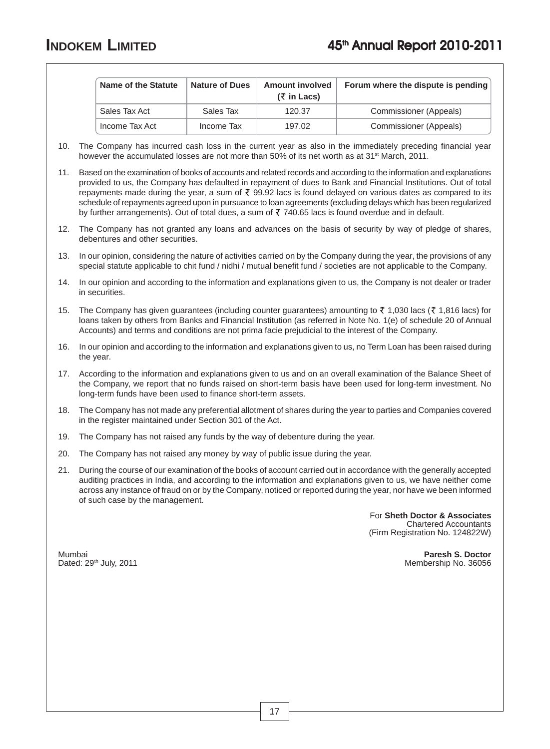| Name of the Statute | Nature of Dues | Amount involved (₹ in Lacs) | Forum where the dispute is pending |
|---|---|---|---|
| Sales Tax Act | Sales Tax | 120.37 | Commissioner (Appeals) |
| Income Tax Act | Income Tax | 197.02 | Commissioner (Appeals) |

10. The Company has incurred cash loss in the current year as also in the immediately preceding financial year however the accumulated losses are not more than 50% of its net worth as at 31st March, 2011.

11. Based on the examination of books of accounts and related records and according to the information and explanations provided to us, the Company has defaulted in repayment of dues to Bank and Financial Institutions. Out of total repayments made during the year, a sum of ₹ 99.92 lacs is found delayed on various dates as compared to its schedule of repayments agreed upon in pursuance to loan agreements (excluding delays which has been regularized by further arrangements). Out of total dues, a sum of ₹ 740.65 lacs is found overdue and in default.

12. The Company has not granted any loans and advances on the basis of security by way of pledge of shares, debentures and other securities.

13. In our opinion, considering the nature of activities carried on by the Company during the year, the provisions of any special statute applicable to chit fund / nidhi / mutual benefit fund / societies are not applicable to the Company.

14. In our opinion and according to the information and explanations given to us, the Company is not dealer or trader in securities.

15. The Company has given guarantees (including counter guarantees) amounting to ₹ 1,030 lacs (₹ 1,816 lacs) for loans taken by others from Banks and Financial Institution (as referred in Note No. 1(e) of schedule 20 of Annual Accounts) and terms and conditions are not prima facie prejudicial to the interest of the Company.

16. In our opinion and according to the information and explanations given to us, no Term Loan has been raised during the year.

17. According to the information and explanations given to us and on an overall examination of the Balance Sheet of the Company, we report that no funds raised on short-term basis have been used for long-term investment. No long-term funds have been used to finance short-term assets.

18. The Company has not made any preferential allotment of shares during the year to parties and Companies covered in the register maintained under Section 301 of the Act.

19. The Company has not raised any funds by the way of debenture during the year.

20. The Company has not raised any money by way of public issue during the year.

21. During the course of our examination of the books of account carried out in accordance with the generally accepted auditing practices in India, and according to the information and explanations given to us, we have neither come across any instance of fraud on or by the Company, noticed or reported during the year, nor have we been informed of such case by the management.

For **Sheth Doctor & Associates**
Chartered Accountants
(Firm Registration No. 124822W)

Mumbai
Dated: 29th July, 2011

**Paresh S. Doctor**
Membership No. 36056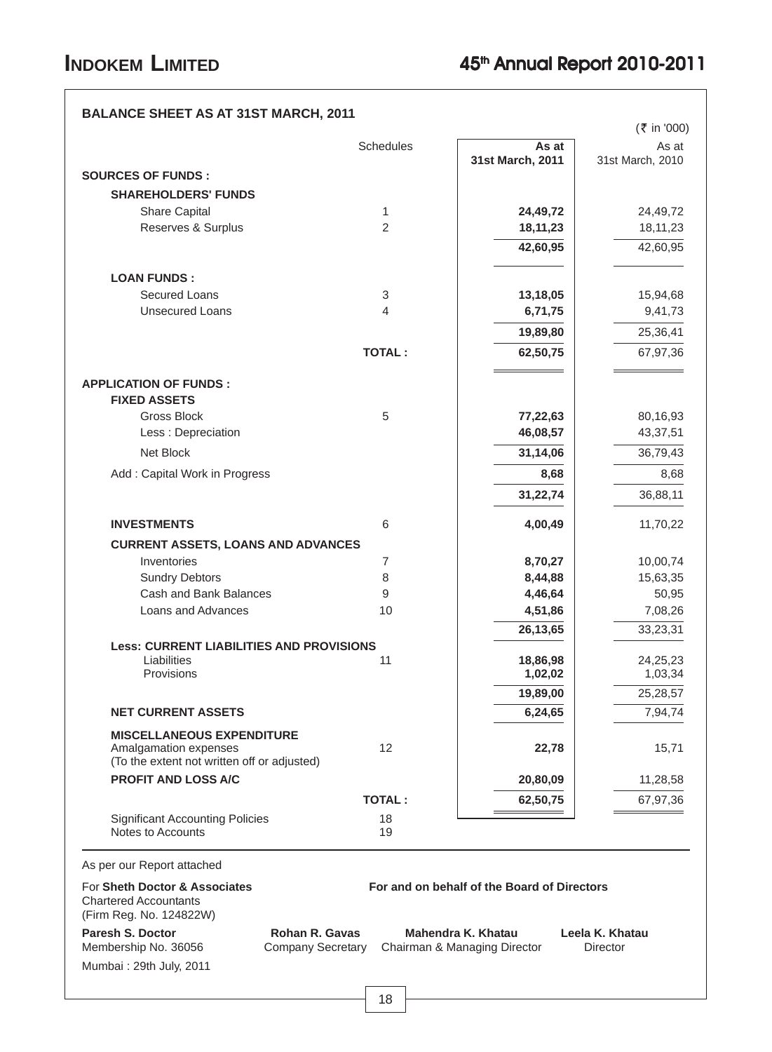## BALANCE SHEET AS AT 31ST MARCH, 2011

(₹ in '000)

| | Schedules | As at 31st March, 2011 | As at 31st March, 2010 |
|---|---|---|---|
| **SOURCES OF FUNDS :** | | | |
| **SHAREHOLDERS' FUNDS** | | | |
| Share Capital | 1 | **24,49,72** | 24,49,72 |
| Reserves & Surplus | 2 | **18,11,23** | 18,11,23 |
| | | **42,60,95** | 42,60,95 |
| **LOAN FUNDS :** | | | |
| Secured Loans | 3 | **13,18,05** | 15,94,68 |
| Unsecured Loans | 4 | **6,71,75** | 9,41,73 |
| | | **19,89,80** | 25,36,41 |
| | **TOTAL :** | **62,50,75** | 67,97,36 |
| **APPLICATION OF FUNDS :** | | | |
| **FIXED ASSETS** | | | |
| Gross Block | 5 | **77,22,63** | 80,16,93 |
| Less : Depreciation | | **46,08,57** | 43,37,51 |
| Net Block | | **31,14,06** | 36,79,43 |
| Add : Capital Work in Progress | | **8,68** | 8,68 |
| | | **31,22,74** | 36,88,11 |
| **INVESTMENTS** | 6 | **4,00,49** | 11,70,22 |
| **CURRENT ASSETS, LOANS AND ADVANCES** | | | |
| Inventories | 7 | **8,70,27** | 10,00,74 |
| Sundry Debtors | 8 | **8,44,88** | 15,63,35 |
| Cash and Bank Balances | 9 | **4,46,64** | 50,95 |
| Loans and Advances | 10 | **4,51,86** | 7,08,26 |
| | | **26,13,65** | 33,23,31 |
| **Less: CURRENT LIABILITIES AND PROVISIONS** | | | |
| Liabilities | 11 | **18,86,98** | 24,25,23 |
| Provisions | | **1,02,02** | 1,03,34 |
| | | **19,89,00** | 25,28,57 |
| **NET CURRENT ASSETS** | | **6,24,65** | 7,94,74 |
| **MISCELLANEOUS EXPENDITURE** | | | |
| Amalgamation expenses (To the extent not written off or adjusted) | 12 | **22,78** | 15,71 |
| **PROFIT AND LOSS A/C** | | **20,80,09** | 11,28,58 |
| | **TOTAL :** | **62,50,75** | 67,97,36 |
| Significant Accounting Policies | 18 | | |
| Notes to Accounts | 19 | | |

As per our Report attached

For **Sheth Doctor & Associates**
Chartered Accountants
(Firm Reg. No. 124822W)

**For and on behalf of the Board of Directors**

**Paresh S. Doctor**
Membership No. 36056

**Rohan R. Gavas**
Company Secretary

**Mahendra K. Khatau**
Chairman & Managing Director

**Leela K. Khatau**
Director

Mumbai : 29th July, 2011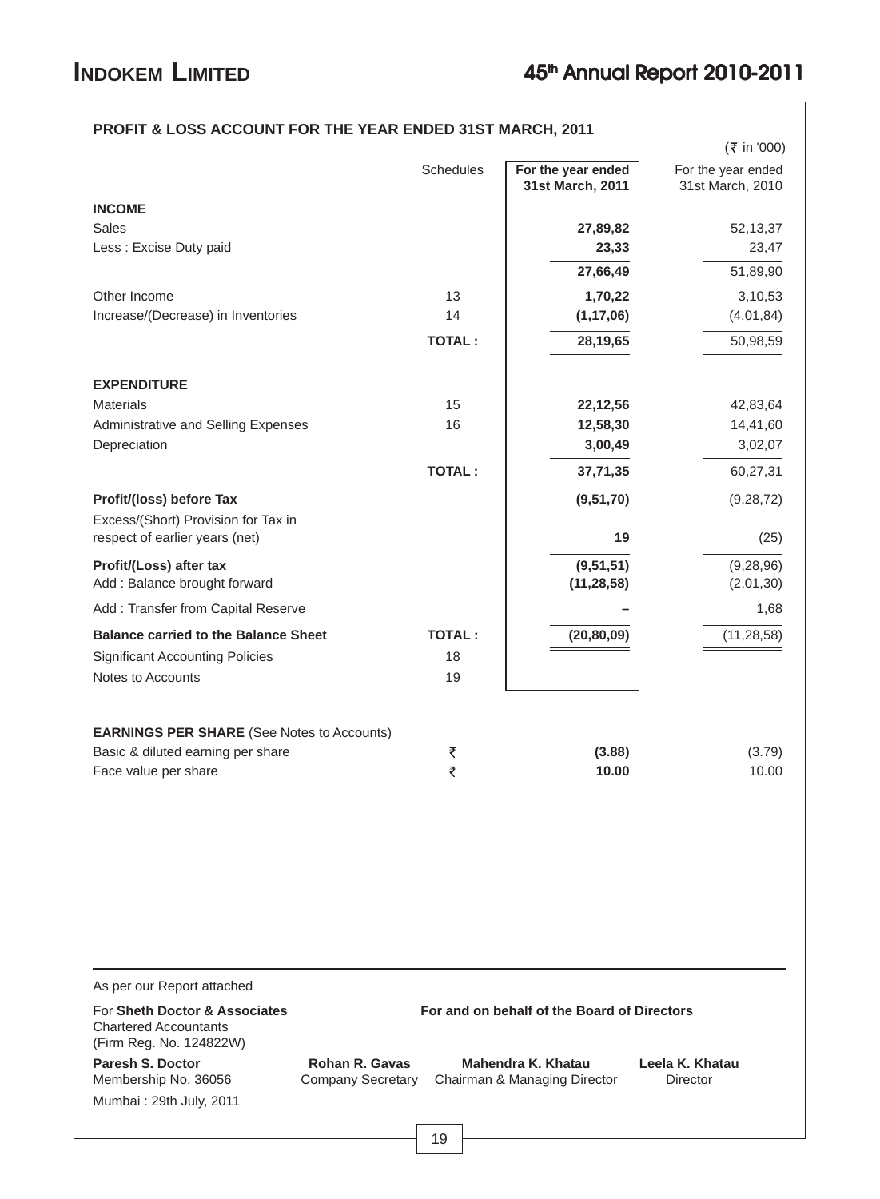## PROFIT & LOSS ACCOUNT FOR THE YEAR ENDED 31ST MARCH, 2011

(₹ in '000)

| | Schedules | For the year ended 31st March, 2011 | For the year ended 31st March, 2010 |
|---|---|---|---|
| **INCOME** | | | |
| Sales | | **27,89,82** | 52,13,37 |
| Less : Excise Duty paid | | **23,33** | 23,47 |
| | | **27,66,49** | 51,89,90 |
| Other Income | 13 | **1,70,22** | 3,10,53 |
| Increase/(Decrease) in Inventories | 14 | **(1,17,06)** | (4,01,84) |
| | **TOTAL :** | **28,19,65** | 50,98,59 |
| **EXPENDITURE** | | | |
| Materials | 15 | **22,12,56** | 42,83,64 |
| Administrative and Selling Expenses | 16 | **12,58,30** | 14,41,60 |
| Depreciation | | **3,00,49** | 3,02,07 |
| | **TOTAL :** | **37,71,35** | 60,27,31 |
| **Profit/(loss) before Tax** | | **(9,51,70)** | (9,28,72) |
| Excess/(Short) Provision for Tax in respect of earlier years (net) | | **19** | (25) |
| **Profit/(Loss) after tax** | | **(9,51,51)** | (9,28,96) |
| Add : Balance brought forward | | **(11,28,58)** | (2,01,30) |
| Add : Transfer from Capital Reserve | | **–** | 1,68 |
| **Balance carried to the Balance Sheet** | **TOTAL :** | **(20,80,09)** | (11,28,58) |
| Significant Accounting Policies | 18 | | |
| Notes to Accounts | 19 | | |

**EARNINGS PER SHARE** (See Notes to Accounts)

| | | | |
|---|---|---|---|
| Basic & diluted earning per share | ₹ | **(3.88)** | (3.79) |
| Face value per share | ₹ | **10.00** | 10.00 |

As per our Report attached

For **Sheth Doctor & Associates**
Chartered Accountants
(Firm Reg. No. 124822W)

**Paresh S. Doctor**
Membership No. 36056

Mumbai : 29th July, 2011

**For and on behalf of the Board of Directors**

**Rohan R. Gavas**
Company Secretary

**Mahendra K. Khatau**
Chairman & Managing Director

**Leela K. Khatau**
Director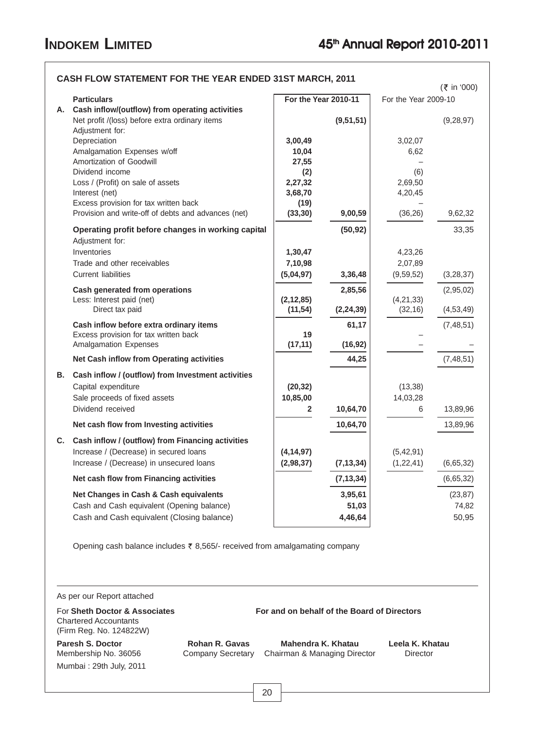## CASH FLOW STATEMENT FOR THE YEAR ENDED 31ST MARCH, 2011

(₹ in '000)

| | Particulars | For the Year 2010-11 | | For the Year 2009-10 | |
|---|---|---|---|---|---|
| **A.** | **Cash inflow/(outflow) from operating activities** | | | | |
| | Net profit /(loss) before extra ordinary items | | **(9,51,51)** | | (9,28,97) |
| | Adjustment for: | | | | |
| | Depreciation | **3,00,49** | | 3,02,07 | |
| | Amalgamation Expenses w/off | **10,04** | | 6,62 | |
| | Amortization of Goodwill | **27,55** | | – | |
| | Dividend income | **(2)** | | (6) | |
| | Loss / (Profit) on sale of assets | **2,27,32** | | 2,69,50 | |
| | Interest (net) | **3,68,70** | | 4,20,45 | |
| | Excess provision for tax written back | **(19)** | | – | |
| | Provision and write-off of debts and advances (net) | **(33,30)** | **9,00,59** | (36,26) | 9,62,32 |
| | **Operating profit before changes in working capital** | | **(50,92)** | | 33,35 |
| | Adjustment for: | | | | |
| | Inventories | **1,30,47** | | 4,23,26 | |
| | Trade and other receivables | **7,10,98** | | 2,07,89 | |
| | Current liabilities | **(5,04,97)** | **3,36,48** | (9,59,52) | (3,28,37) |
| | **Cash generated from operations** | | **2,85,56** | | (2,95,02) |
| | Less: Interest paid (net) | **(2,12,85)** | | (4,21,33) | |
| | Direct tax paid | **(11,54)** | **(2,24,39)** | (32,16) | (4,53,49) |
| | **Cash inflow before extra ordinary items** | | **61,17** | | (7,48,51) |
| | Excess provision for tax written back | **19** | | – | |
| | Amalgamation Expenses | **(17,11)** | **(16,92)** | – | – |
| | **Net Cash inflow from Operating activities** | | **44,25** | | (7,48,51) |
| **B.** | **Cash inflow / (outflow) from Investment activities** | | | | |
| | Capital expenditure | **(20,32)** | | (13,38) | |
| | Sale proceeds of fixed assets | **10,85,00** | | 14,03,28 | |
| | Dividend received | **2** | **10,64,70** | 6 | 13,89,96 |
| | **Net cash flow from Investing activities** | | **10,64,70** | | 13,89,96 |
| **C.** | **Cash inflow / (outflow) from Financing activities** | | | | |
| | Increase / (Decrease) in secured loans | **(4,14,97)** | | (5,42,91) | |
| | Increase / (Decrease) in unsecured loans | **(2,98,37)** | **(7,13,34)** | (1,22,41) | (6,65,32) |
| | **Net cash flow from Financing activities** | | **(7,13,34)** | | (6,65,32) |
| | **Net Changes in Cash & Cash equivalents** | | **3,95,61** | | (23,87) |
| | Cash and Cash equivalent (Opening balance) | | **51,03** | | 74,82 |
| | Cash and Cash equivalent (Closing balance) | | **4,46,64** | | 50,95 |

Opening cash balance includes ₹ 8,565/- received from amalgamating company

As per our Report attached

For **Sheth Doctor & Associates**
Chartered Accountants
(Firm Reg. No. 124822W)

**Paresh S. Doctor**
Membership No. 36056

Mumbai : 29th July, 2011

**For and on behalf of the Board of Directors**

**Rohan R. Gavas**
Company Secretary

**Mahendra K. Khatau**
Chairman & Managing Director

**Leela K. Khatau**
Director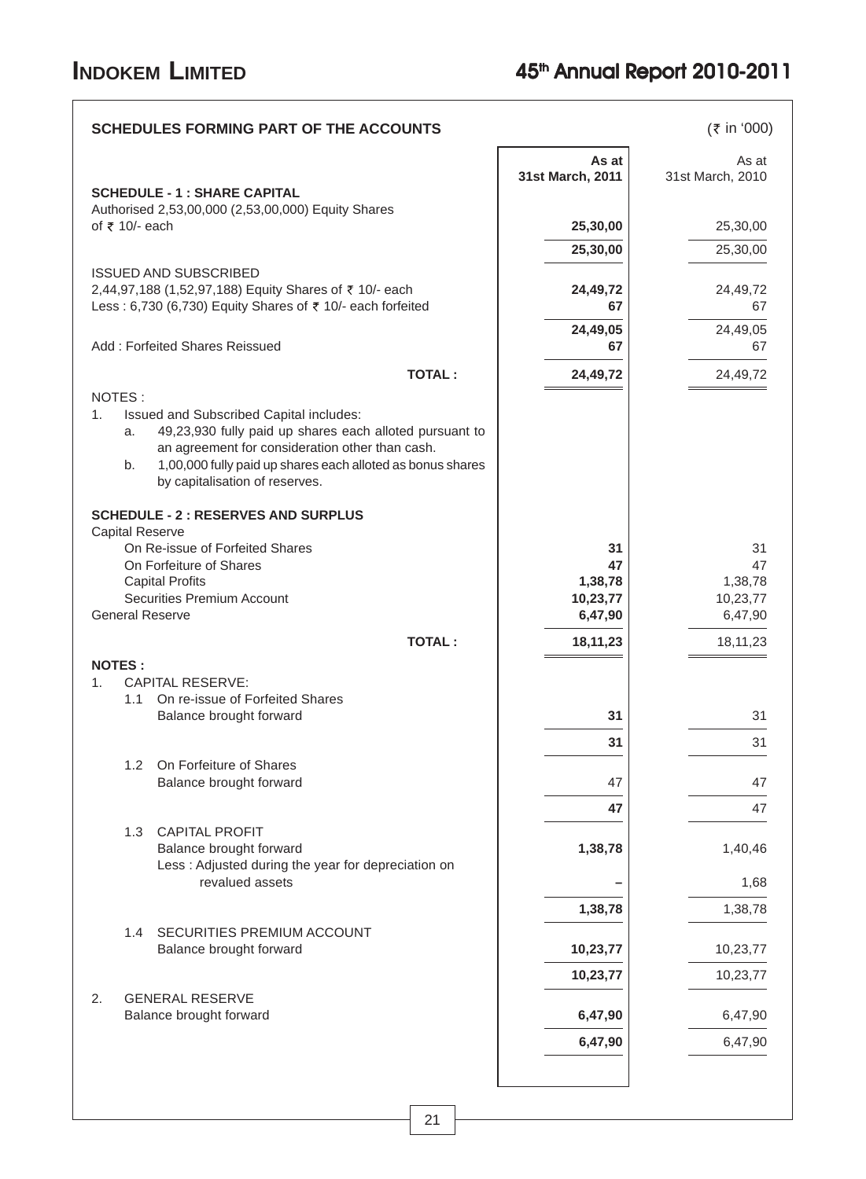## SCHEDULES FORMING PART OF THE ACCOUNTS

(₹ in '000)

| | As at 31st March, 2011 | As at 31st March, 2010 |
|---|---|---|
| **SCHEDULE - 1 : SHARE CAPITAL** | | |
| Authorised 2,53,00,000 (2,53,00,000) Equity Shares of ₹ 10/- each | **25,30,00** | 25,30,00 |
| | **25,30,00** | 25,30,00 |
| ISSUED AND SUBSCRIBED | | |
| 2,44,97,188 (1,52,97,188) Equity Shares of ₹ 10/- each | **24,49,72** | 24,49,72 |
| Less : 6,730 (6,730) Equity Shares of ₹ 10/- each forfeited | **67** | 67 |
| | **24,49,05** | 24,49,05 |
| Add : Forfeited Shares Reissued | **67** | 67 |
| **TOTAL :** | **24,49,72** | 24,49,72 |

NOTES :

1. Issued and Subscribed Capital includes:
   a. 49,23,930 fully paid up shares each alloted pursuant to an agreement for consideration other than cash.
   b. 1,00,000 fully paid up shares each alloted as bonus shares by capitalisation of reserves.

| | As at 31st March, 2011 | As at 31st March, 2010 |
|---|---|---|
| **SCHEDULE - 2 : RESERVES AND SURPLUS** | | |
| Capital Reserve | | |
| On Re-issue of Forfeited Shares | **31** | 31 |
| On Forfeiture of Shares | **47** | 47 |
| Capital Profits | **1,38,78** | 1,38,78 |
| Securities Premium Account | **10,23,77** | 10,23,77 |
| General Reserve | **6,47,90** | 6,47,90 |
| **TOTAL :** | **18,11,23** | 18,11,23 |

**NOTES :**

| | As at 31st March, 2011 | As at 31st March, 2010 |
|---|---|---|
| 1. CAPITAL RESERVE: | | |
| 1.1 On re-issue of Forfeited Shares | | |
| Balance brought forward | **31** | 31 |
| | **31** | 31 |
| 1.2 On Forfeiture of Shares | | |
| Balance brought forward | 47 | 47 |
| | **47** | 47 |
| 1.3 CAPITAL PROFIT | | |
| Balance brought forward | **1,38,78** | 1,40,46 |
| Less : Adjusted during the year for depreciation on revalued assets | – | 1,68 |
| | **1,38,78** | 1,38,78 |
| 1.4 SECURITIES PREMIUM ACCOUNT | | |
| Balance brought forward | **10,23,77** | 10,23,77 |
| | **10,23,77** | 10,23,77 |
| 2. GENERAL RESERVE | | |
| Balance brought forward | **6,47,90** | 6,47,90 |
| | **6,47,90** | 6,47,90 |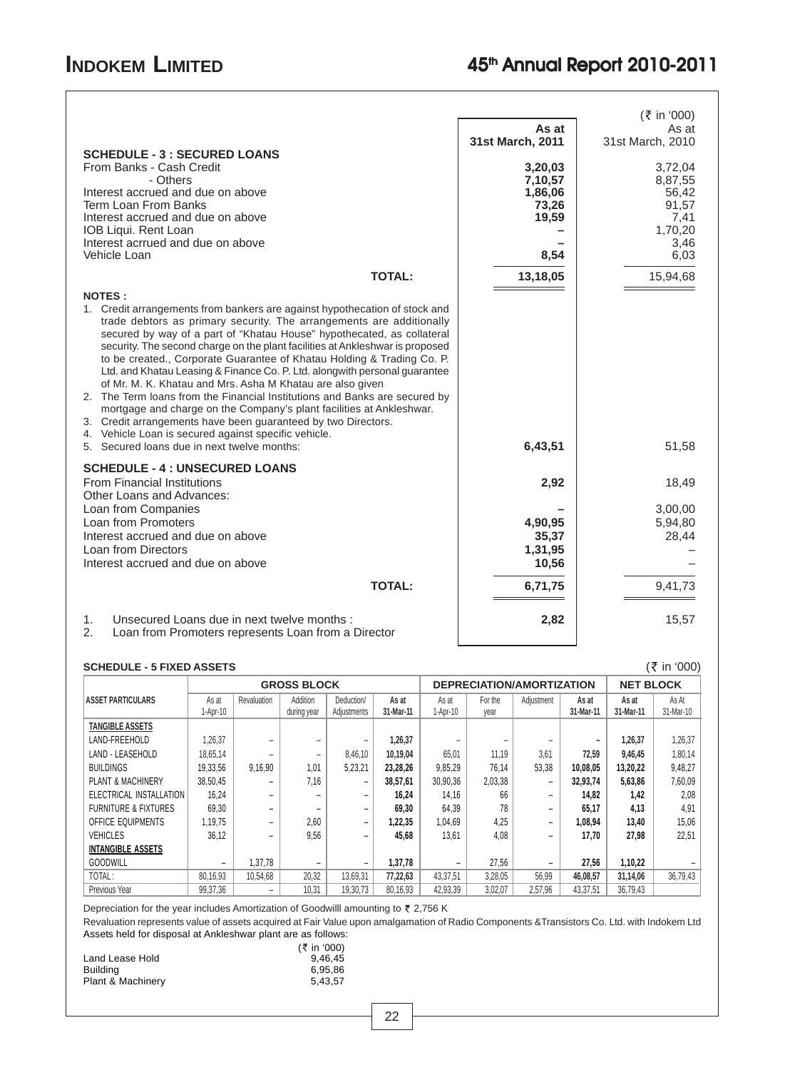(₹ in '000)

## SCHEDULE - 3 : SECURED LOANS

| | As at 31st March, 2011 | As at 31st March, 2010 |
|---|---|---|
| From Banks - Cash Credit | **3,20,03** | 3,72,04 |
| - Others | **7,10,57** | 8,87,55 |
| Interest accrued and due on above | **1,86,06** | 56,42 |
| Term Loan From Banks | **73,26** | 91,57 |
| Interest accrued and due on above | **19,59** | 7,41 |
| IOB Liqui. Rent Loan | **–** | 1,70,20 |
| Interest acrrued and due on above | **–** | 3,46 |
| Vehicle Loan | **8,54** | 6,03 |
| **TOTAL:** | **13,18,05** | 15,94,68 |

**NOTES :**

1. Credit arrangements from bankers are against hypothecation of stock and trade debtors as primary security. The arrangements are additionally secured by way of a part of "Khatau House" hypothecated, as collateral security. The second charge on the plant facilities at Ankleshwar is proposed to be created., Corporate Guarantee of Khatau Holding & Trading Co. P. Ltd. and Khatau Leasing & Finance Co. P. Ltd. alongwith personal guarantee of Mr. M. K. Khatau and Mrs. Asha M Khatau are also given
2. The Term loans from the Financial Institutions and Banks are secured by mortgage and charge on the Company's plant facilities at Ankleshwar.
3. Credit arrangements have been guaranteed by two Directors.
4. Vehicle Loan is secured against specific vehicle.
5. Secured loans due in next twelve months: **6,43,51** | 51,58

## SCHEDULE - 4 : UNSECURED LOANS

| | As at 31st March, 2011 | As at 31st March, 2010 |
|---|---|---|
| From Financial Institutions | **2,92** | 18,49 |
| Other Loans and Advances: | | |
| Loan from Companies | **–** | 3,00,00 |
| Loan from Promoters | **4,90,95** | 5,94,80 |
| Interest accrued and due on above | **35,37** | 28,44 |
| Loan from Directors | **1,31,95** | – |
| Interest accrued and due on above | **10,56** | – |
| **TOTAL:** | **6,71,75** | 9,41,73 |

1. Unsecured Loans due in next twelve months : **2,82** | 15,57
2. Loan from Promoters represents Loan from a Director

## SCHEDULE - 5 FIXED ASSETS

(₹ in '000)

| ASSET PARTICULARS | GROSS BLOCK | | | | | DEPRECIATION/AMORTIZATION | | | | NET BLOCK | |
|---|---|---|---|---|---|---|---|---|---|---|---|
| | As at 1-Apr-10 | Revaluation | Addition during year | Deduction/ Adjustments | As at 31-Mar-11 | As at 1-Apr-10 | For the year | Adjustment | As at 31-Mar-11 | As at 31-Mar-11 | As At 31-Mar-10 |
| **TANGIBLE ASSETS** | | | | | | | | | | | |
| LAND-FREEHOLD | 1,26,37 | – | – | – | **1,26,37** | – | – | – | **–** | **1,26,37** | 1,26,37 |
| LAND - LEASEHOLD | 18,65,14 | – | – | 8,46,10 | **10,19,04** | 65,01 | 11,19 | 3,61 | **72,59** | **9,46,45** | 1,80,14 |
| BUILDINGS | 19,33,56 | 9,16,90 | 1,01 | 5,23,21 | **23,28,26** | 9,85,29 | 76,14 | 53,38 | **10,08,05** | **13,20,22** | 9,48,27 |
| PLANT & MACHINERY | 38,50,45 | – | 7,16 | – | **38,57,61** | 30,90,36 | 2,03,38 | – | **32,93,74** | **5,63,86** | 7,60,09 |
| ELECTRICAL INSTALLATION | 16,24 | – | – | – | **16,24** | 14,16 | 66 | – | **14,82** | **1,42** | 2,08 |
| FURNITURE & FIXTURES | 69,30 | – | – | – | **69,30** | 64,39 | 78 | – | **65,17** | **4,13** | 4,91 |
| OFFICE EQUIPMENTS | 1,19,75 | – | 2,60 | – | **1,22,35** | 1,04,69 | 4,25 | – | **1,08,94** | **13,40** | 15,06 |
| VEHICLES | 36,12 | – | 9,56 | – | **45,68** | 13,61 | 4,08 | – | **17,70** | **27,98** | 22,51 |
| **INTANGIBLE ASSETS** | | | | | | | | | | | |
| GOODWILL | – | 1,37,78 | – | – | **1,37,78** | – | 27,56 | – | **27,56** | **1,10,22** | – |
| TOTAL : | 80,16,93 | 10,54,68 | 20,32 | 13,69,31 | **77,22,63** | 43,37,51 | 3,28,05 | 56,99 | **46,08,57** | **31,14,06** | 36,79,43 |
| Previous Year | 99,37,36 | – | 10,31 | 19,30,73 | 80,16,93 | 42,93,39 | 3,02,07 | 2,57,96 | 43,37,51 | 36,79,43 | |

Depreciation for the year includes Amortization of Goodwilll amounting to ₹ 2,756 K

Revaluation represents value of assets acquired at Fair Value upon amalgamation of Radio Components &Transistors Co. Ltd. with Indokem Ltd

Assets held for disposal at Ankleshwar plant are as follows:

| | (₹ in '000) |
|---|---|
| Land Lease Hold | 9,46,45 |
| Building | 6,95,86 |
| Plant & Machinery | 5,43,57 |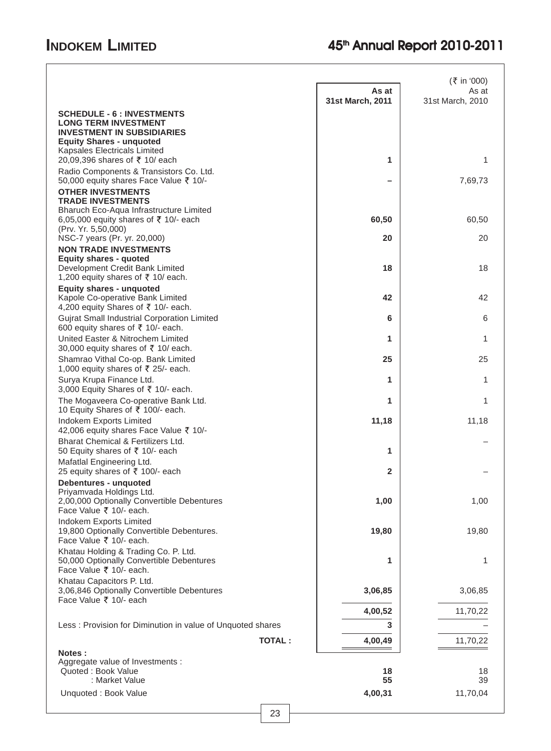(₹ in '000)

| | As at 31st March, 2011 | As at 31st March, 2010 |
|---|---|---|
| **SCHEDULE - 6 : INVESTMENTS** | | |
| **LONG TERM INVESTMENT** | | |
| **INVESTMENT IN SUBSIDIARIES** | | |
| **Equity Shares - unquoted** | | |
| Kapsales Electricals Limited 20,09,396 shares of ₹ 10/ each | **1** | 1 |
| Radio Components & Transistors Co. Ltd. 50,000 equity shares Face Value ₹ 10/- | **–** | 7,69,73 |
| **OTHER INVESTMENTS** | | |
| **TRADE INVESTMENTS** | | |
| Bharuch Eco-Aqua Infrastructure Limited 6,05,000 equity shares of ₹ 10/- each (Prv. Yr. 5,50,000) | **60,50** | 60,50 |
| NSC-7 years (Pr. yr. 20,000) | **20** | 20 |
| **NON TRADE INVESTMENTS** | | |
| **Equity shares - quoted** | | |
| Development Credit Bank Limited 1,200 equity shares of ₹ 10/ each. | **18** | 18 |
| **Equity shares - unquoted** | | |
| Kapole Co-operative Bank Limited 4,200 equity Shares of ₹ 10/- each. | **42** | 42 |
| Gujrat Small Industrial Corporation Limited 600 equity shares of ₹ 10/- each. | **6** | 6 |
| United Easter & Nitrochem Limited 30,000 equity shares of ₹ 10/ each. | **1** | 1 |
| Shamrao Vithal Co-op. Bank Limited 1,000 equity shares of ₹ 25/- each. | **25** | 25 |
| Surya Krupa Finance Ltd. 3,000 Equity Shares of ₹ 10/- each. | **1** | 1 |
| The Mogaveera Co-operative Bank Ltd. 10 Equity Shares of ₹ 100/- each. | **1** | 1 |
| Indokem Exports Limited 42,006 equity shares Face Value ₹ 10/- | **11,18** | 11,18 |
| Bharat Chemical & Fertilizers Ltd. 50 Equity shares of ₹ 10/- each | **1** | – |
| Mafatlal Engineering Ltd. 25 equity shares of ₹ 100/- each | **2** | – |
| **Debentures - unquoted** | | |
| Priyamvada Holdings Ltd. 2,00,000 Optionally Convertible Debentures Face Value ₹ 10/- each. | **1,00** | 1,00 |
| Indokem Exports Limited 19,800 Optionally Convertible Debentures. Face Value ₹ 10/- each. | **19,80** | 19,80 |
| Khatau Holding & Trading Co. P. Ltd. 50,000 Optionally Convertible Debentures Face Value ₹ 10/- each. | **1** | 1 |
| Khatau Capacitors P. Ltd. 3,06,846 Optionally Convertible Debentures Face Value ₹ 10/- each | **3,06,85** | 3,06,85 |
| | **4,00,52** | 11,70,22 |
| Less : Provision for Diminution in value of Unquoted shares | **3** | – |
| **TOTAL :** | **4,00,49** | 11,70,22 |

**Notes :**

| Aggregate value of Investments : | | |
|---|---|---|
| Quoted : Book Value | **18** | 18 |
| : Market Value | **55** | 39 |
| Unquoted : Book Value | **4,00,31** | 11,70,04 |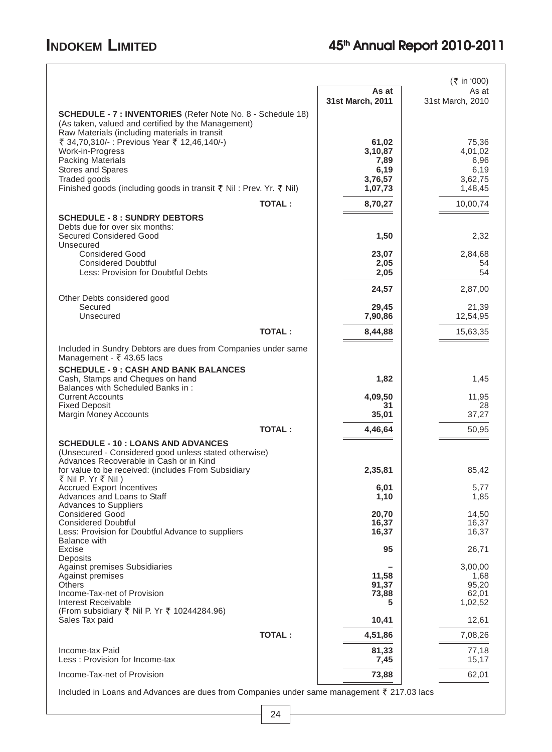(₹ in '000)

| | As at 31st March, 2011 | As at 31st March, 2010 |
|---|---|---|
| **SCHEDULE - 7 : INVENTORIES** (Refer Note No. 8 - Schedule 18) | | |
| (As taken, valued and certified by the Management) | | |
| Raw Materials (including materials in transit ₹ 34,70,310/- : Previous Year ₹ 12,46,140/-) | **61,02** | 75,36 |
| Work-in-Progress | **3,10,87** | 4,01,02 |
| Packing Materials | **7,89** | 6,96 |
| Stores and Spares | **6,19** | 6,19 |
| Traded goods | **3,76,57** | 3,62,75 |
| Finished goods (including goods in transit ₹ Nil : Prev. Yr. ₹ Nil) | **1,07,73** | 1,48,45 |
| **TOTAL :** | **8,70,27** | 10,00,74 |
| **SCHEDULE - 8 : SUNDRY DEBTORS** | | |
| Debts due for over six months: | | |
| Secured Considered Good | **1,50** | 2,32 |
| Unsecured | | |
| Considered Good | **23,07** | 2,84,68 |
| Considered Doubtful | **2,05** | 54 |
| Less: Provision for Doubtful Debts | **2,05** | 54 |
| | **24,57** | 2,87,00 |
| Other Debts considered good | | |
| Secured | **29,45** | 21,39 |
| Unsecured | **7,90,86** | 12,54,95 |
| **TOTAL :** | **8,44,88** | 15,63,35 |
| Included in Sundry Debtors are dues from Companies under same Management - ₹ 43.65 lacs | | |
| **SCHEDULE - 9 : CASH AND BANK BALANCES** | | |
| Cash, Stamps and Cheques on hand | **1,82** | 1,45 |
| Balances with Scheduled Banks in : | | |
| Current Accounts | **4,09,50** | 11,95 |
| Fixed Deposit | **31** | 28 |
| Margin Money Accounts | **35,01** | 37,27 |
| **TOTAL :** | **4,46,64** | 50,95 |
| **SCHEDULE - 10 : LOANS AND ADVANCES** | | |
| (Unsecured - Considered good unless stated otherwise) | | |
| Advances Recoverable in Cash or in Kind for value to be received: (includes From Subsidiary ₹ Nil P. Yr ₹ Nil ) | **2,35,81** | 85,42 |
| Accrued Export Incentives | **6,01** | 5,77 |
| Advances and Loans to Staff | **1,10** | 1,85 |
| Advances to Suppliers | | |
| Considered Good | **20,70** | 14,50 |
| Considered Doubtful | **16,37** | 16,37 |
| Less: Provision for Doubtful Advance to suppliers | **16,37** | 16,37 |
| Balance with | | |
| Excise | **95** | 26,71 |
| Deposits | | |
| Against premises Subsidiaries | **–** | 3,00,00 |
| Against premises | **11,58** | 1,68 |
| Others | **91,37** | 95,20 |
| Income-Tax-net of Provision | **73,88** | 62,01 |
| Interest Receivable (From subsidiary ₹ Nil P. Yr ₹ 10244284.96) | **5** | 1,02,52 |
| Sales Tax paid | **10,41** | 12,61 |
| **TOTAL :** | **4,51,86** | 7,08,26 |
| Income-tax Paid | **81,33** | 77,18 |
| Less : Provision for Income-tax | **7,45** | 15,17 |
| Income-Tax-net of Provision | **73,88** | 62,01 |

Included in Loans and Advances are dues from Companies under same management ₹ 217.03 lacs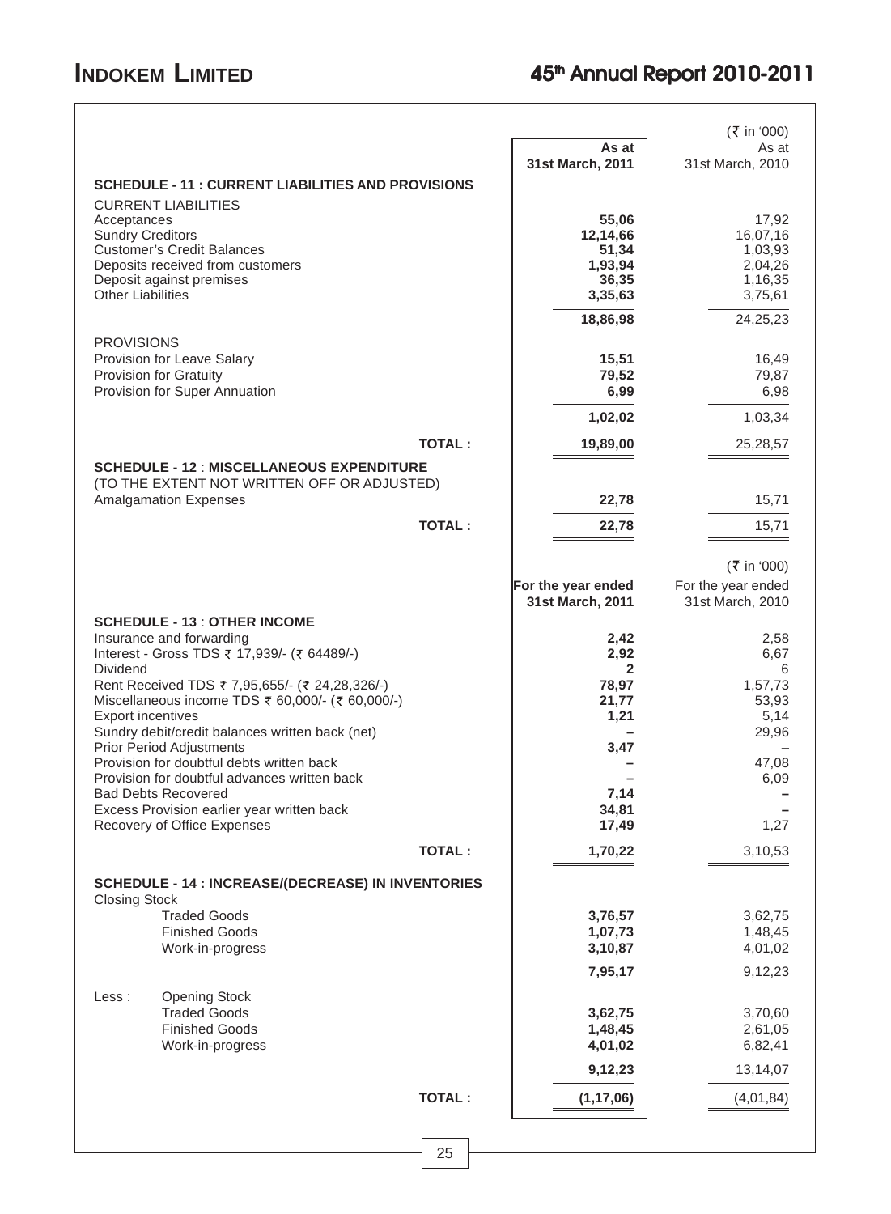| | As at 31st March, 2011 | As at 31st March, 2010 |
|---|---|---|
| | | (₹ in '000) |
| **SCHEDULE - 11 : CURRENT LIABILITIES AND PROVISIONS** | | |
| CURRENT LIABILITIES | | |
| Acceptances | **55,06** | 17,92 |
| Sundry Creditors | **12,14,66** | 16,07,16 |
| Customer's Credit Balances | **51,34** | 1,03,93 |
| Deposits received from customers | **1,93,94** | 2,04,26 |
| Deposit against premises | **36,35** | 1,16,35 |
| Other Liabilities | **3,35,63** | 3,75,61 |
| | **18,86,98** | 24,25,23 |
| PROVISIONS | | |
| Provision for Leave Salary | **15,51** | 16,49 |
| Provision for Gratuity | **79,52** | 79,87 |
| Provision for Super Annuation | **6,99** | 6,98 |
| | **1,02,02** | 1,03,34 |
| **TOTAL :** | **19,89,00** | 25,28,57 |
| **SCHEDULE - 12 : MISCELLANEOUS EXPENDITURE** (TO THE EXTENT NOT WRITTEN OFF OR ADJUSTED) | | |
| Amalgamation Expenses | **22,78** | 15,71 |
| **TOTAL :** | **22,78** | 15,71 |

| | For the year ended 31st March, 2011 | For the year ended 31st March, 2010 |
|---|---|---|
| | | (₹ in '000) |
| **SCHEDULE - 13 : OTHER INCOME** | | |
| Insurance and forwarding | **2,42** | 2,58 |
| Interest - Gross TDS ₹ 17,939/- (₹ 64489/-) | **2,92** | 6,67 |
| Dividend | **2** | 6 |
| Rent Received TDS ₹ 7,95,655/- (₹ 24,28,326/-) | **78,97** | 1,57,73 |
| Miscellaneous income TDS ₹ 60,000/- (₹ 60,000/-) | **21,77** | 53,93 |
| Export incentives | **1,21** | 5,14 |
| Sundry debit/credit balances written back (net) | **–** | 29,96 |
| Prior Period Adjustments | **3,47** | – |
| Provision for doubtful debts written back | **–** | 47,08 |
| Provision for doubtful advances written back | **–** | 6,09 |
| Bad Debts Recovered | **7,14** | **–** |
| Excess Provision earlier year written back | **34,81** | **–** |
| Recovery of Office Expenses | **17,49** | 1,27 |
| **TOTAL :** | **1,70,22** | 3,10,53 |
| **SCHEDULE - 14 : INCREASE/(DECREASE) IN INVENTORIES** | | |
| Closing Stock | | |
| Traded Goods | **3,76,57** | 3,62,75 |
| Finished Goods | **1,07,73** | 1,48,45 |
| Work-in-progress | **3,10,87** | 4,01,02 |
| | **7,95,17** | 9,12,23 |
| Less : Opening Stock | | |
| Traded Goods | **3,62,75** | 3,70,60 |
| Finished Goods | **1,48,45** | 2,61,05 |
| Work-in-progress | **4,01,02** | 6,82,41 |
| | **9,12,23** | 13,14,07 |
| **TOTAL :** | **(1,17,06)** | (4,01,84) |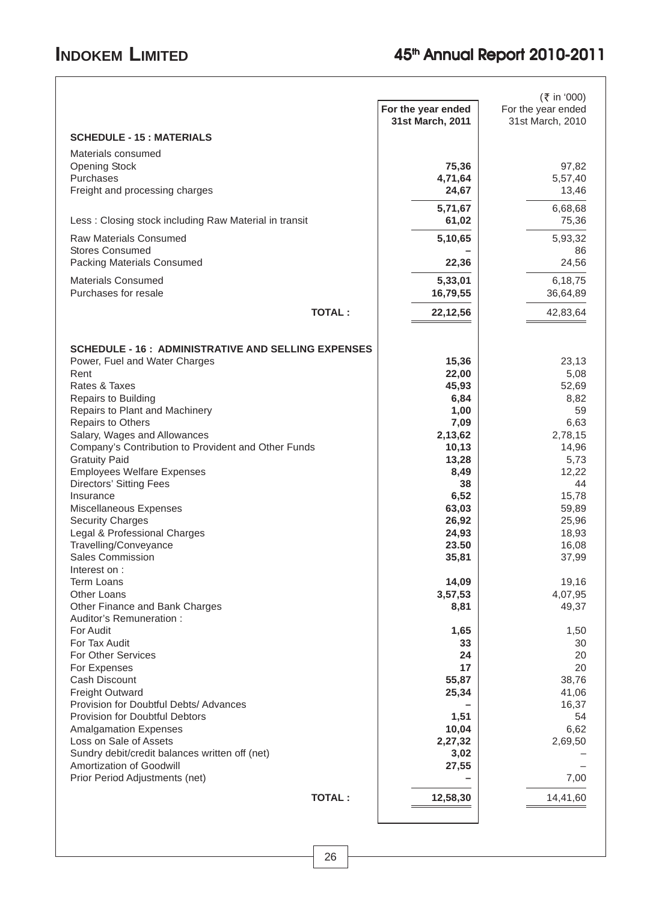| | For the year ended 31st March, 2011 | (₹ in '000) For the year ended 31st March, 2010 |
|---|---|---|
| **SCHEDULE - 15 : MATERIALS** | | |
| Materials consumed | | |
| Opening Stock | **75,36** | 97,82 |
| Purchases | **4,71,64** | 5,57,40 |
| Freight and processing charges | **24,67** | 13,46 |
| | **5,71,67** | 6,68,68 |
| Less : Closing stock including Raw Material in transit | **61,02** | 75,36 |
| Raw Materials Consumed | **5,10,65** | 5,93,32 |
| Stores Consumed | **–** | 86 |
| Packing Materials Consumed | **22,36** | 24,56 |
| Materials Consumed | **5,33,01** | 6,18,75 |
| Purchases for resale | **16,79,55** | 36,64,89 |
| **TOTAL :** | **22,12,56** | 42,83,64 |
| | | |
| **SCHEDULE - 16 : ADMINISTRATIVE AND SELLING EXPENSES** | | |
| Power, Fuel and Water Charges | **15,36** | 23,13 |
| Rent | **22,00** | 5,08 |
| Rates & Taxes | **45,93** | 52,69 |
| Repairs to Building | **6,84** | 8,82 |
| Repairs to Plant and Machinery | **1,00** | 59 |
| Repairs to Others | **7,09** | 6,63 |
| Salary, Wages and Allowances | **2,13,62** | 2,78,15 |
| Company's Contribution to Provident and Other Funds | **10,13** | 14,96 |
| Gratuity Paid | **13,28** | 5,73 |
| Employees Welfare Expenses | **8,49** | 12,22 |
| Directors' Sitting Fees | **38** | 44 |
| Insurance | **6,52** | 15,78 |
| Miscellaneous Expenses | **63,03** | 59,89 |
| Security Charges | **26,92** | 25,96 |
| Legal & Professional Charges | **24,93** | 18,93 |
| Travelling/Conveyance | **23.50** | 16,08 |
| Sales Commission | **35,81** | 37,99 |
| Interest on : | | |
| Term Loans | **14,09** | 19,16 |
| Other Loans | **3,57,53** | 4,07,95 |
| Other Finance and Bank Charges | **8,81** | 49,37 |
| Auditor's Remuneration : | | |
| For Audit | **1,65** | 1,50 |
| For Tax Audit | **33** | 30 |
| For Other Services | **24** | 20 |
| For Expenses | **17** | 20 |
| Cash Discount | **55,87** | 38,76 |
| Freight Outward | **25,34** | 41,06 |
| Provision for Doubtful Debts/ Advances | **–** | 16,37 |
| Provision for Doubtful Debtors | **1,51** | 54 |
| Amalgamation Expenses | **10,04** | 6,62 |
| Loss on Sale of Assets | **2,27,32** | 2,69,50 |
| Sundry debit/credit balances written off (net) | **3,02** | – |
| Amortization of Goodwill | **27,55** | – |
| Prior Period Adjustments (net) | **–** | 7,00 |
| **TOTAL :** | **12,58,30** | 14,41,60 |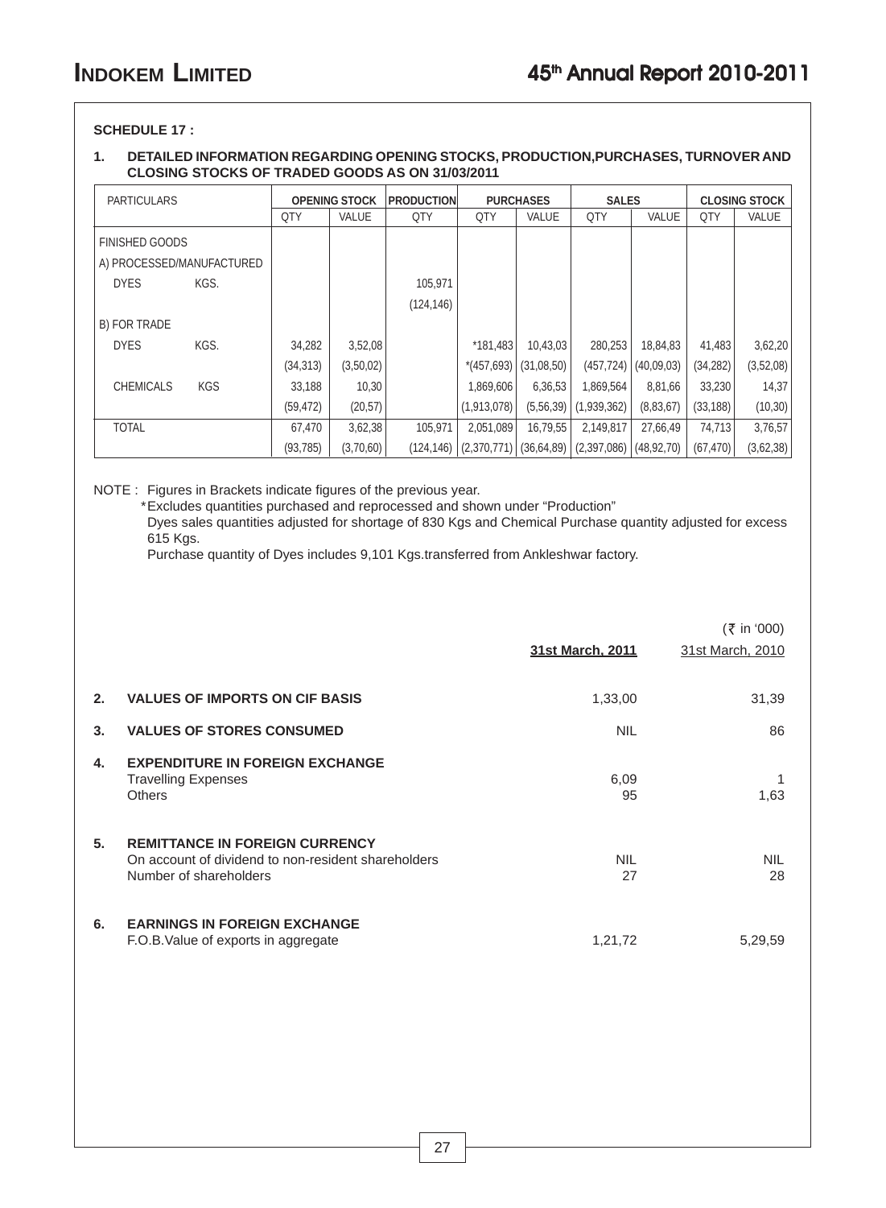**SCHEDULE 17 :**

**1. DETAILED INFORMATION REGARDING OPENING STOCKS, PRODUCTION,PURCHASES, TURNOVER AND CLOSING STOCKS OF TRADED GOODS AS ON 31/03/2011**

| PARTICULARS | | OPENING STOCK | | PRODUCTION | PURCHASES | | SALES | | CLOSING STOCK | |
|---|---|---|---|---|---|---|---|---|---|---|
| | | QTY | VALUE | QTY | QTY | VALUE | QTY | VALUE | QTY | VALUE |
| FINISHED GOODS | | | | | | | | | | |
| A) PROCESSED/MANUFACTURED | | | | | | | | | | |
| DYES | KGS. | | | 105,971 | | | | | | |
| | | | | (124,146) | | | | | | |
| B) FOR TRADE | | | | | | | | | | |
| DYES | KGS. | 34,282 | 3,52,08 | | *181,483 | 10,43,03 | 280,253 | 18,84,83 | 41,483 | 3,62,20 |
| | | (34,313) | (3,50,02) | | *(457,693) | (31,08,50) | (457,724) | (40,09,03) | (34,282) | (3,52,08) |
| CHEMICALS | KGS | 33,188 | 10,30 | | 1,869,606 | 6,36,53 | 1,869,564 | 8,81,66 | 33,230 | 14,37 |
| | | (59,472) | (20,57) | | (1,913,078) | (5,56,39) | (1,939,362) | (8,83,67) | (33,188) | (10,30) |
| TOTAL | | 67,470 | 3,62,38 | 105,971 | 2,051,089 | 16,79,55 | 2,149,817 | 27,66,49 | 74,713 | 3,76,57 |
| | | (93,785) | (3,70,60) | (124,146) | (2,370,771) | (36,64,89) | (2,397,086) | (48,92,70) | (67,470) | (3,62,38) |

NOTE : Figures in Brackets indicate figures of the previous year.

*Excludes quantities purchased and reprocessed and shown under "Production"

Dyes sales quantities adjusted for shortage of 830 Kgs and Chemical Purchase quantity adjusted for excess 615 Kgs.

Purchase quantity of Dyes includes 9,101 Kgs.transferred from Ankleshwar factory.

(₹ in '000)

| | | 31st March, 2011 | 31st March, 2010 |
|---|---|---|---|
| **2.** | **VALUES OF IMPORTS ON CIF BASIS** | 1,33,00 | 31,39 |
| **3.** | **VALUES OF STORES CONSUMED** | NIL | 86 |
| **4.** | **EXPENDITURE IN FOREIGN EXCHANGE** | | |
| | Travelling Expenses | 6,09 | 1 |
| | Others | 95 | 1,63 |
| **5.** | **REMITTANCE IN FOREIGN CURRENCY** | | |
| | On account of dividend to non-resident shareholders | NIL | NIL |
| | Number of shareholders | 27 | 28 |
| **6.** | **EARNINGS IN FOREIGN EXCHANGE** | | |
| | F.O.B.Value of exports in aggregate | 1,21,72 | 5,29,59 |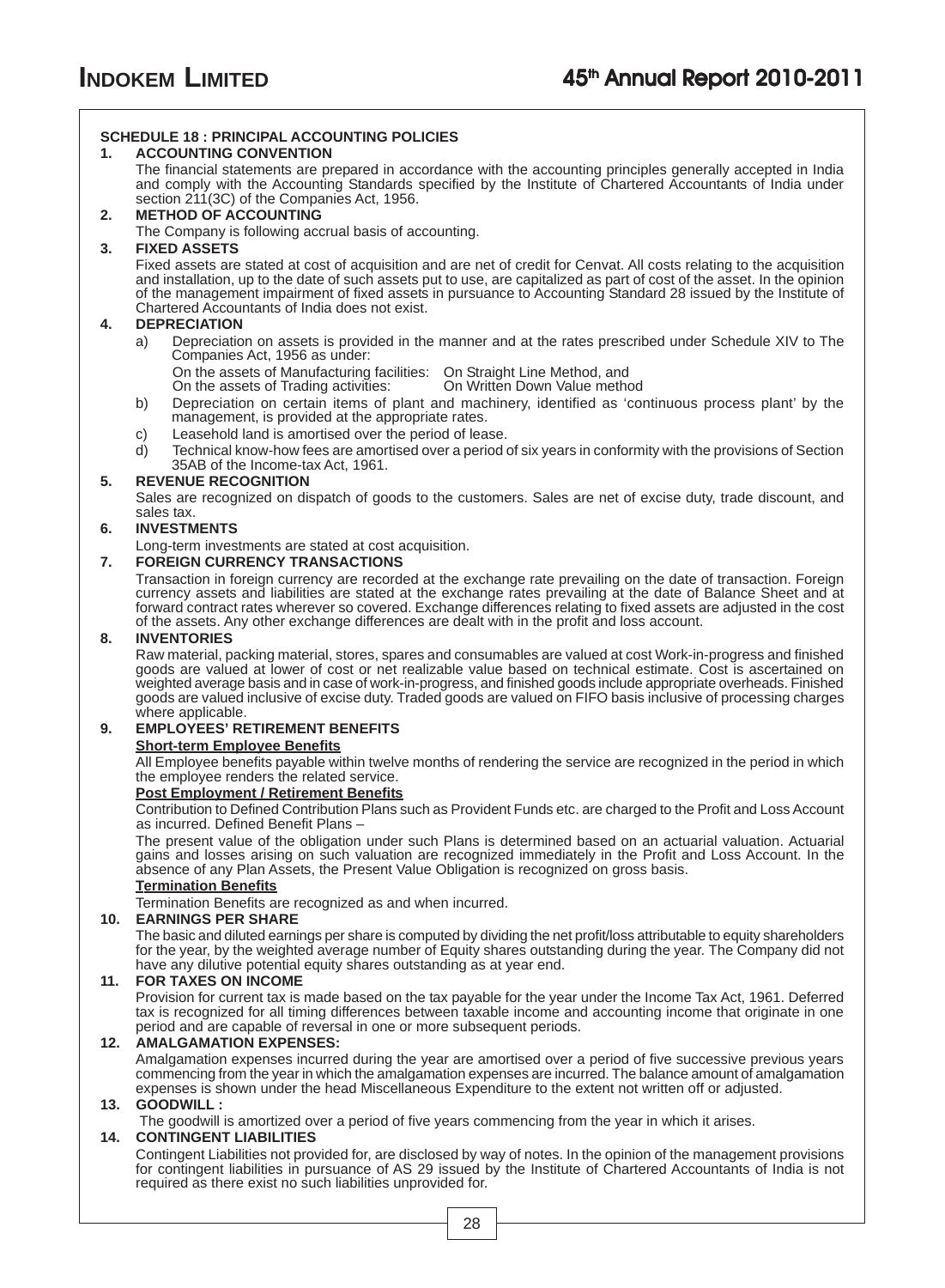## SCHEDULE 18 : PRINCIPAL ACCOUNTING POLICIES

### 1. ACCOUNTING CONVENTION

The financial statements are prepared in accordance with the accounting principles generally accepted in India and comply with the Accounting Standards specified by the Institute of Chartered Accountants of India under section 211(3C) of the Companies Act, 1956.

### 2. METHOD OF ACCOUNTING

The Company is following accrual basis of accounting.

### 3. FIXED ASSETS

Fixed assets are stated at cost of acquisition and are net of credit for Cenvat. All costs relating to the acquisition and installation, up to the date of such assets put to use, are capitalized as part of cost of the asset. In the opinion of the management impairment of fixed assets in pursuance to Accounting Standard 28 issued by the Institute of Chartered Accountants of India does not exist.

### 4. DEPRECIATION

a) Depreciation on assets is provided in the manner and at the rates prescribed under Schedule XIV to The Companies Act, 1956 as under:

On the assets of Manufacturing facilities: On Straight Line Method, and
On the assets of Trading activities: On Written Down Value method

b) Depreciation on certain items of plant and machinery, identified as 'continuous process plant' by the management, is provided at the appropriate rates.

c) Leasehold land is amortised over the period of lease.

d) Technical know-how fees are amortised over a period of six years in conformity with the provisions of Section 35AB of the Income-tax Act, 1961.

### 5. REVENUE RECOGNITION

Sales are recognized on dispatch of goods to the customers. Sales are net of excise duty, trade discount, and sales tax.

### 6. INVESTMENTS

Long-term investments are stated at cost acquisition.

### 7. FOREIGN CURRENCY TRANSACTIONS

Transaction in foreign currency are recorded at the exchange rate prevailing on the date of transaction. Foreign currency assets and liabilities are stated at the exchange rates prevailing at the date of Balance Sheet and at forward contract rates wherever so covered. Exchange differences relating to fixed assets are adjusted in the cost of the assets. Any other exchange differences are dealt with in the profit and loss account.

### 8. INVENTORIES

Raw material, packing material, stores, spares and consumables are valued at cost Work-in-progress and finished goods are valued at lower of cost or net realizable value based on technical estimate. Cost is ascertained on weighted average basis and in case of work-in-progress, and finished goods include appropriate overheads. Finished goods are valued inclusive of excise duty. Traded goods are valued on FIFO basis inclusive of processing charges where applicable.

### 9. EMPLOYEES' RETIREMENT BENEFITS

**Short-term Employee Benefits**

All Employee benefits payable within twelve months of rendering the service are recognized in the period in which the employee renders the related service.

**Post Employment / Retirement Benefits**

Contribution to Defined Contribution Plans such as Provident Funds etc. are charged to the Profit and Loss Account as incurred. Defined Benefit Plans –

The present value of the obligation under such Plans is determined based on an actuarial valuation. Actuarial gains and losses arising on such valuation are recognized immediately in the Profit and Loss Account. In the absence of any Plan Assets, the Present Value Obligation is recognized on gross basis.

**Termination Benefits**

Termination Benefits are recognized as and when incurred.

### 10. EARNINGS PER SHARE

The basic and diluted earnings per share is computed by dividing the net profit/loss attributable to equity shareholders for the year, by the weighted average number of Equity shares outstanding during the year. The Company did not have any dilutive potential equity shares outstanding as at year end.

### 11. FOR TAXES ON INCOME

Provision for current tax is made based on the tax payable for the year under the Income Tax Act, 1961. Deferred tax is recognized for all timing differences between taxable income and accounting income that originate in one period and are capable of reversal in one or more subsequent periods.

### 12. AMALGAMATION EXPENSES:

Amalgamation expenses incurred during the year are amortised over a period of five successive previous years commencing from the year in which the amalgamation expenses are incurred. The balance amount of amalgamation expenses is shown under the head Miscellaneous Expenditure to the extent not written off or adjusted.

### 13. GOODWILL :

The goodwill is amortized over a period of five years commencing from the year in which it arises.

### 14. CONTINGENT LIABILITIES

Contingent Liabilities not provided for, are disclosed by way of notes. In the opinion of the management provisions for contingent liabilities in pursuance of AS 29 issued by the Institute of Chartered Accountants of India is not required as there exist no such liabilities unprovided for.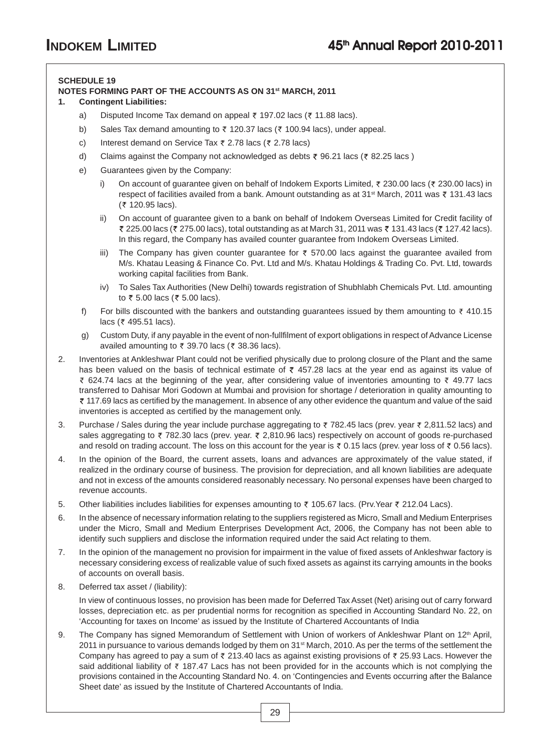**SCHEDULE 19**

**NOTES FORMING PART OF THE ACCOUNTS AS ON 31st MARCH, 2011**

1. **Contingent Liabilities:**

   a) Disputed Income Tax demand on appeal ₹ 197.02 lacs (₹ 11.88 lacs).

   b) Sales Tax demand amounting to ₹ 120.37 lacs (₹ 100.94 lacs), under appeal.

   c) Interest demand on Service Tax ₹ 2.78 lacs (₹ 2.78 lacs)

   d) Claims against the Company not acknowledged as debts ₹ 96.21 lacs (₹ 82.25 lacs )

   e) Guarantees given by the Company:

      i) On account of guarantee given on behalf of Indokem Exports Limited, ₹ 230.00 lacs (₹ 230.00 lacs) in respect of facilities availed from a bank. Amount outstanding as at 31st March, 2011 was ₹ 131.43 lacs (₹ 120.95 lacs).

      ii) On account of guarantee given to a bank on behalf of Indokem Overseas Limited for Credit facility of ₹ 225.00 lacs (₹ 275.00 lacs), total outstanding as at March 31, 2011 was ₹ 131.43 lacs (₹ 127.42 lacs). In this regard, the Company has availed counter guarantee from Indokem Overseas Limited.

      iii) The Company has given counter guarantee for ₹ 570.00 lacs against the guarantee availed from M/s. Khatau Leasing & Finance Co. Pvt. Ltd and M/s. Khatau Holdings & Trading Co. Pvt. Ltd, towards working capital facilities from Bank.

      iv) To Sales Tax Authorities (New Delhi) towards registration of Shubhlabh Chemicals Pvt. Ltd. amounting to ₹ 5.00 lacs (₹ 5.00 lacs).

   f) For bills discounted with the bankers and outstanding guarantees issued by them amounting to ₹ 410.15 lacs (₹ 495.51 lacs).

   g) Custom Duty, if any payable in the event of non-fullfilment of export obligations in respect of Advance License availed amounting to ₹ 39.70 lacs (₹ 38.36 lacs).

2. Inventories at Ankleshwar Plant could not be verified physically due to prolong closure of the Plant and the same has been valued on the basis of technical estimate of ₹ 457.28 lacs at the year end as against its value of ₹ 624.74 lacs at the beginning of the year, after considering value of inventories amounting to ₹ 49.77 lacs transferred to Dahisar Mori Godown at Mumbai and provision for shortage / deterioration in quality amounting to ₹ 117.69 lacs as certified by the management. In absence of any other evidence the quantum and value of the said inventories is accepted as certified by the management only.

3. Purchase / Sales during the year include purchase aggregating to ₹ 782.45 lacs (prev. year ₹ 2,811.52 lacs) and sales aggregating to ₹ 782.30 lacs (prev. year. ₹ 2,810.96 lacs) respectively on account of goods re-purchased and resold on trading account. The loss on this account for the year is ₹ 0.15 lacs (prev. year loss of ₹ 0.56 lacs).

4. In the opinion of the Board, the current assets, loans and advances are approximately of the value stated, if realized in the ordinary course of business. The provision for depreciation, and all known liabilities are adequate and not in excess of the amounts considered reasonably necessary. No personal expenses have been charged to revenue accounts.

5. Other liabilities includes liabilities for expenses amounting to ₹ 105.67 lacs. (Prv.Year ₹ 212.04 Lacs).

6. In the absence of necessary information relating to the suppliers registered as Micro, Small and Medium Enterprises under the Micro, Small and Medium Enterprises Development Act, 2006, the Company has not been able to identify such suppliers and disclose the information required under the said Act relating to them.

7. In the opinion of the management no provision for impairment in the value of fixed assets of Ankleshwar factory is necessary considering excess of realizable value of such fixed assets as against its carrying amounts in the books of accounts on overall basis.

8. Deferred tax asset / (liability):

   In view of continuous losses, no provision has been made for Deferred Tax Asset (Net) arising out of carry forward losses, depreciation etc. as per prudential norms for recognition as specified in Accounting Standard No. 22, on 'Accounting for taxes on Income' as issued by the Institute of Chartered Accountants of India

9. The Company has signed Memorandum of Settlement with Union of workers of Ankleshwar Plant on 12th April, 2011 in pursuance to various demands lodged by them on 31st March, 2010. As per the terms of the settlement the Company has agreed to pay a sum of ₹ 213.40 lacs as against existing provisions of ₹ 25.93 Lacs. However the said additional liability of ₹ 187.47 Lacs has not been provided for in the accounts which is not complying the provisions contained in the Accounting Standard No. 4. on 'Contingencies and Events occurring after the Balance Sheet date' as issued by the Institute of Chartered Accountants of India.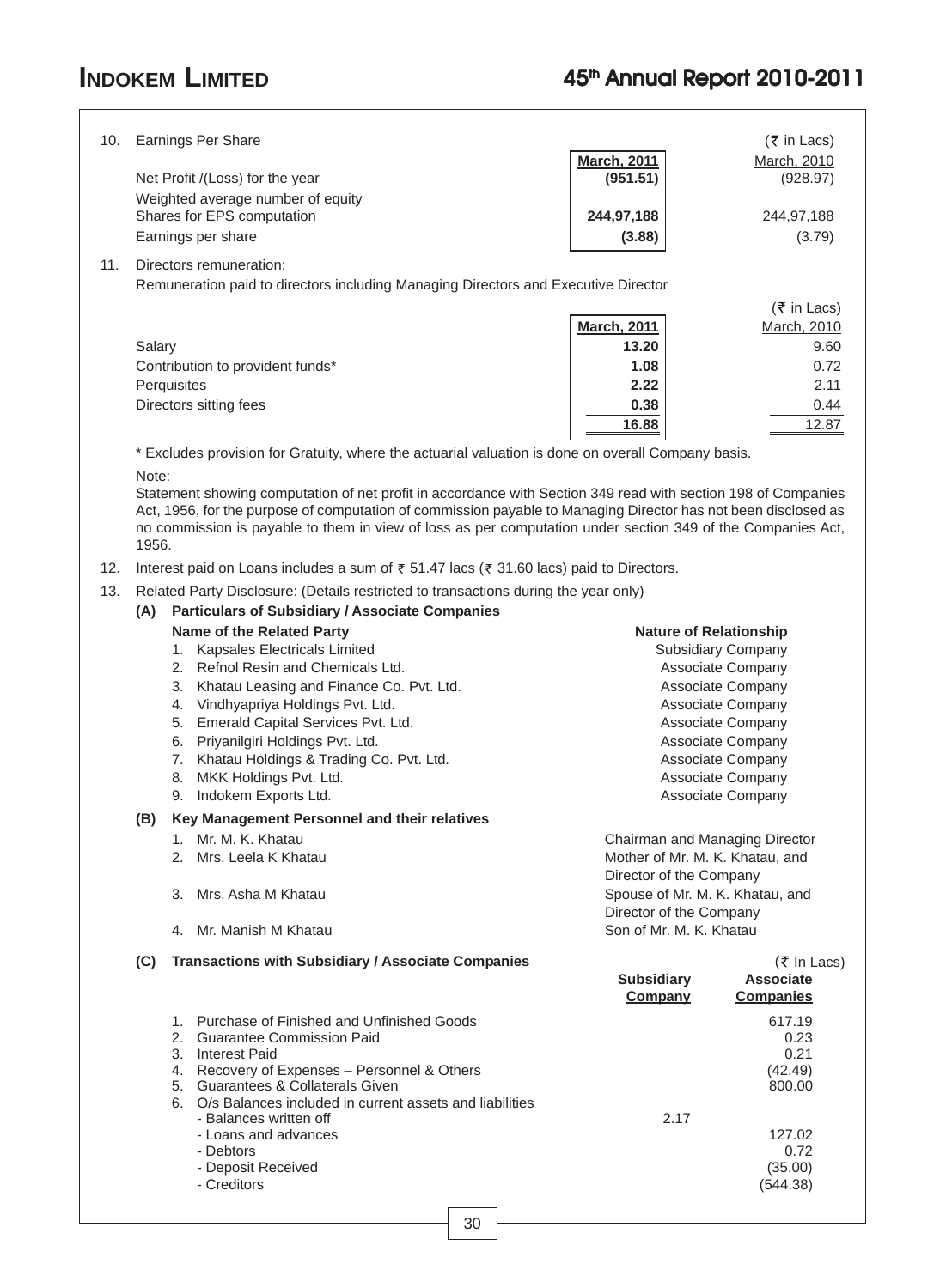10. Earnings Per Share

| | March, 2011 | March, 2010 |
|---|---|---|
| | (₹ in Lacs) | |
| Net Profit /(Loss) for the year | **(951.51)** | (928.97) |
| Weighted average number of equity Shares for EPS computation | **244,97,188** | 244,97,188 |
| Earnings per share | **(3.88)** | (3.79) |

11. Directors remuneration:

Remuneration paid to directors including Managing Directors and Executive Director

(₹ in Lacs)

| | March, 2011 | March, 2010 |
|---|---|---|
| Salary | **13.20** | 9.60 |
| Contribution to provident funds* | **1.08** | 0.72 |
| Perquisites | **2.22** | 2.11 |
| Directors sitting fees | **0.38** | 0.44 |
| | **16.88** | 12.87 |

\* Excludes provision for Gratuity, where the actuarial valuation is done on overall Company basis.

Note:

Statement showing computation of net profit in accordance with Section 349 read with section 198 of Companies Act, 1956, for the purpose of computation of commission payable to Managing Director has not been disclosed as no commission is payable to them in view of loss as per computation under section 349 of the Companies Act, 1956.

12. Interest paid on Loans includes a sum of ₹ 51.47 lacs (₹ 31.60 lacs) paid to Directors.

13. Related Party Disclosure: (Details restricted to transactions during the year only)

**(A) Particulars of Subsidiary / Associate Companies**

| Name of the Related Party | Nature of Relationship |
|---|---|
| 1. Kapsales Electricals Limited | Subsidiary Company |
| 2. Refnol Resin and Chemicals Ltd. | Associate Company |
| 3. Khatau Leasing and Finance Co. Pvt. Ltd. | Associate Company |
| 4. Vindhyapriya Holdings Pvt. Ltd. | Associate Company |
| 5. Emerald Capital Services Pvt. Ltd. | Associate Company |
| 6. Priyanilgiri Holdings Pvt. Ltd. | Associate Company |
| 7. Khatau Holdings & Trading Co. Pvt. Ltd. | Associate Company |
| 8. MKK Holdings Pvt. Ltd. | Associate Company |
| 9. Indokem Exports Ltd. | Associate Company |

**(B) Key Management Personnel and their relatives**

| | |
|---|---|
| 1. Mr. M. K. Khatau | Chairman and Managing Director |
| 2. Mrs. Leela K Khatau | Mother of Mr. M. K. Khatau, and Director of the Company |
| 3. Mrs. Asha M Khatau | Spouse of Mr. M. K. Khatau, and Director of the Company |
| 4. Mr. Manish M Khatau | Son of Mr. M. K. Khatau |

**(C) Transactions with Subsidiary / Associate Companies**

(₹ In Lacs)

| | Subsidiary Company | Associate Companies |
|---|---|---|
| 1. Purchase of Finished and Unfinished Goods | | 617.19 |
| 2. Guarantee Commission Paid | | 0.23 |
| 3. Interest Paid | | 0.21 |
| 4. Recovery of Expenses – Personnel & Others | | (42.49) |
| 5. Guarantees & Collaterals Given | | 800.00 |
| 6. O/s Balances included in current assets and liabilities | | |
| - Balances written off | 2.17 | |
| - Loans and advances | | 127.02 |
| - Debtors | | 0.72 |
| - Deposit Received | | (35.00) |
| - Creditors | | (544.38) |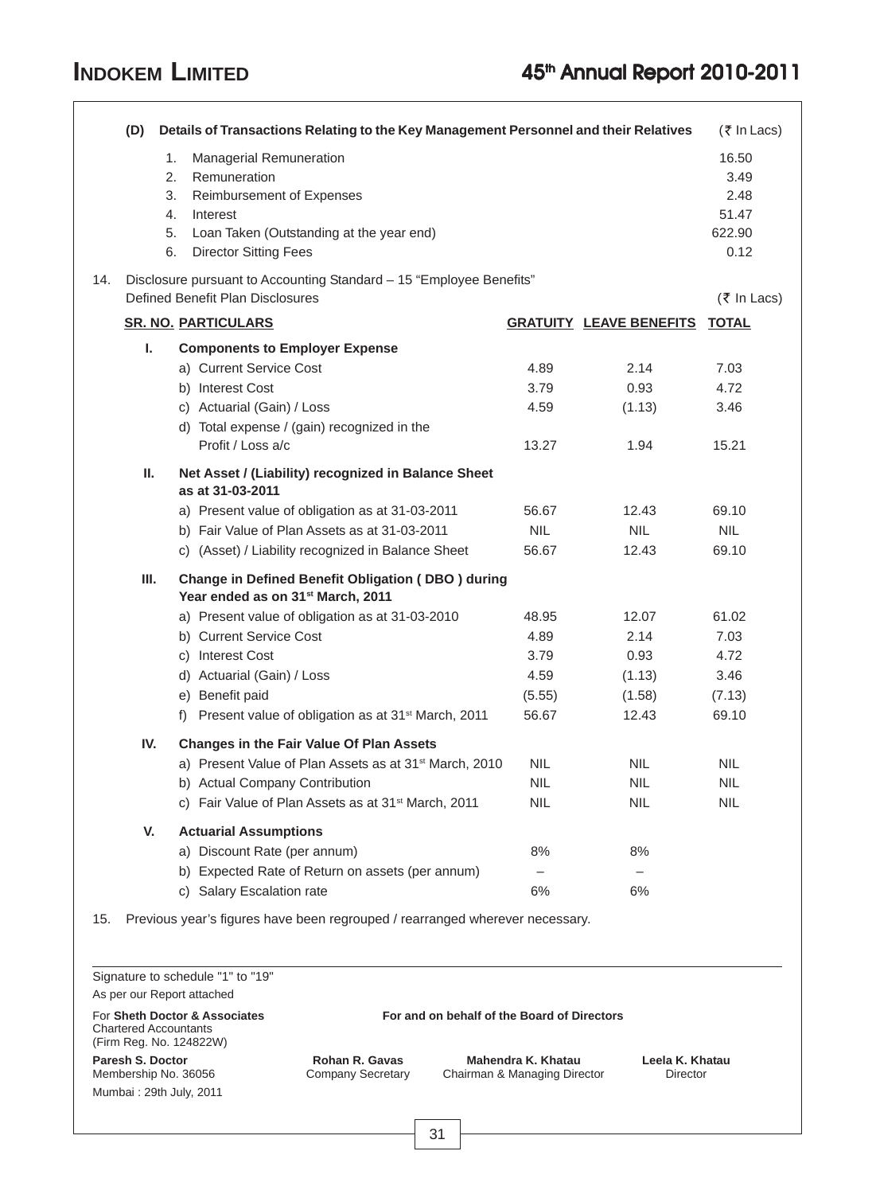**(D) Details of Transactions Relating to the Key Management Personnel and their Relatives** (₹ In Lacs)

| | | ₹ In Lacs |
|---|---|---|
| 1. | Managerial Remuneration | 16.50 |
| 2. | Remuneration | 3.49 |
| 3. | Reimbursement of Expenses | 2.48 |
| 4. | Interest | 51.47 |
| 5. | Loan Taken (Outstanding at the year end) | 622.90 |
| 6. | Director Sitting Fees | 0.12 |

14. Disclosure pursuant to Accounting Standard – 15 "Employee Benefits"
Defined Benefit Plan Disclosures (₹ In Lacs)

| SR. NO. | PARTICULARS | GRATUITY | LEAVE BENEFITS | TOTAL |
|---|---|---|---|---|
| I. | **Components to Employer Expense** | | | |
| | a) Current Service Cost | 4.89 | 2.14 | 7.03 |
| | b) Interest Cost | 3.79 | 0.93 | 4.72 |
| | c) Actuarial (Gain) / Loss | 4.59 | (1.13) | 3.46 |
| | d) Total expense / (gain) recognized in the Profit / Loss a/c | 13.27 | 1.94 | 15.21 |
| II. | **Net Asset / (Liability) recognized in Balance Sheet as at 31-03-2011** | | | |
| | a) Present value of obligation as at 31-03-2011 | 56.67 | 12.43 | 69.10 |
| | b) Fair Value of Plan Assets as at 31-03-2011 | NIL | NIL | NIL |
| | c) (Asset) / Liability recognized in Balance Sheet | 56.67 | 12.43 | 69.10 |
| III. | **Change in Defined Benefit Obligation ( DBO ) during Year ended as on 31st March, 2011** | | | |
| | a) Present value of obligation as at 31-03-2010 | 48.95 | 12.07 | 61.02 |
| | b) Current Service Cost | 4.89 | 2.14 | 7.03 |
| | c) Interest Cost | 3.79 | 0.93 | 4.72 |
| | d) Actuarial (Gain) / Loss | 4.59 | (1.13) | 3.46 |
| | e) Benefit paid | (5.55) | (1.58) | (7.13) |
| | f) Present value of obligation as at 31st March, 2011 | 56.67 | 12.43 | 69.10 |
| IV. | **Changes in the Fair Value Of Plan Assets** | | | |
| | a) Present Value of Plan Assets as at 31st March, 2010 | NIL | NIL | NIL |
| | b) Actual Company Contribution | NIL | NIL | NIL |
| | c) Fair Value of Plan Assets as at 31st March, 2011 | NIL | NIL | NIL |
| V. | **Actuarial Assumptions** | | | |
| | a) Discount Rate (per annum) | 8% | 8% | |
| | b) Expected Rate of Return on assets (per annum) | – | – | |
| | c) Salary Escalation rate | 6% | 6% | |

15. Previous year's figures have been regrouped / rearranged wherever necessary.

Signature to schedule "1" to "19"
As per our Report attached

For **Sheth Doctor & Associates**
Chartered Accountants
(Firm Reg. No. 124822W)

**For and on behalf of the Board of Directors**

| **Paresh S. Doctor** | **Rohan R. Gavas** | **Mahendra K. Khatau** | **Leela K. Khatau** |
|---|---|---|---|
| Membership No. 36056 | Company Secretary | Chairman & Managing Director | Director |

Mumbai : 29th July, 2011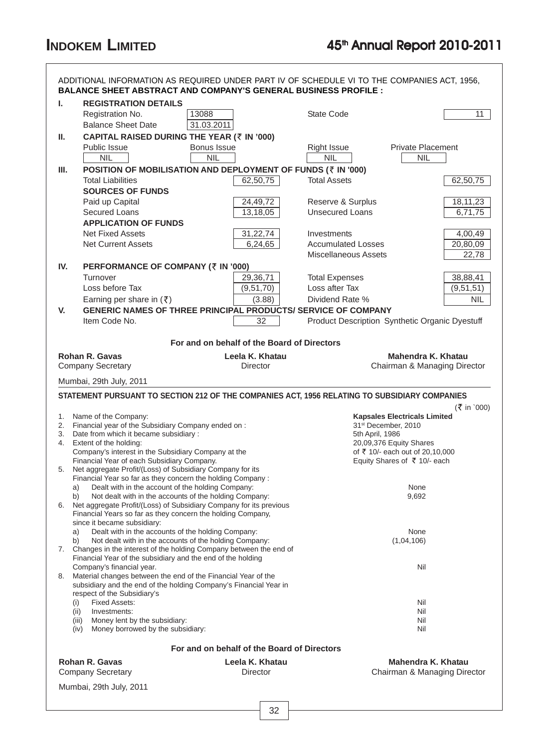ADDITIONAL INFORMATION AS REQUIRED UNDER PART IV OF SCHEDULE VI TO THE COMPANIES ACT, 1956,
**BALANCE SHEET ABSTRACT AND COMPANY'S GENERAL BUSINESS PROFILE :**

**I. REGISTRATION DETAILS**

| | | | |
|---|---|---|---|
| Registration No. | 13088 | State Code | 11 |
| Balance Sheet Date | 31.03.2011 | | |

**II. CAPITAL RAISED DURING THE YEAR (₹ IN '000)**

| Public Issue | Bonus Issue | Right Issue | Private Placement |
|---|---|---|---|
| NIL | NIL | NIL | NIL |

**III. POSITION OF MOBILISATION AND DEPLOYMENT OF FUNDS (₹ IN '000)**

| | | | |
|---|---|---|---|
| Total Liabilities | 62,50,75 | Total Assets | 62,50,75 |
| **SOURCES OF FUNDS** | | | |
| Paid up Capital | 24,49,72 | Reserve & Surplus | 18,11,23 |
| Secured Loans | 13,18,05 | Unsecured Loans | 6,71,75 |
| **APPLICATION OF FUNDS** | | | |
| Net Fixed Assets | 31,22,74 | Investments | 4,00,49 |
| Net Current Assets | 6,24,65 | Accumulated Losses | 20,80,09 |
| | | Miscellaneous Assets | 22,78 |

**IV. PERFORMANCE OF COMPANY (₹ IN '000)**

| | | | |
|---|---|---|---|
| Turnover | 29,36,71 | Total Expenses | 38,88,41 |
| Loss before Tax | (9,51,70) | Loss after Tax | (9,51,51) |
| Earning per share in (₹) | (3.88) | Dividend Rate % | NIL |

**V. GENERIC NAMES OF THREE PRINCIPAL PRODUCTS/ SERVICE OF COMPANY**

| | | | |
|---|---|---|---|
| Item Code No. | 32 | Product Description | Synthetic Organic Dyestuff |

**For and on behalf of the Board of Directors**

| | | |
|---|---|---|
| **Rohan R. Gavas** | **Leela K. Khatau** | **Mahendra K. Khatau** |
| Company Secretary | Director | Chairman & Managing Director |

Mumbai, 29th July, 2011

**STATEMENT PURSUANT TO SECTION 212 OF THE COMPANIES ACT, 1956 RELATING TO SUBSIDIARY COMPANIES**

(₹ in `000)

| | |
|---|---|
| 1. Name of the Company: | **Kapsales Electricals Limited** |
| 2. Financial year of the Subsidiary Company ended on : | 31st December, 2010 |
| 3. Date from which it became subsidiary : | 5th April, 1986 |
| 4. Extent of the holding: Company's interest in the Subsidiary Company at the Financial Year of each Subsidiary Company. | 20,09,376 Equity Shares of ₹ 10/- each out of 20,10,000 Equity Shares of ₹ 10/- each |
| 5. Net aggregate Profit/(Loss) of Subsidiary Company for its Financial Year so far as they concern the holding Company : | |
| a) Dealt with in the account of the holding Company: | None |
| b) Not dealt with in the accounts of the holding Company: | 9,692 |
| 6. Net aggregate Profit/(Loss) of Subsidiary Company for its previous Financial Years so far as they concern the holding Company, since it became subsidiary: | |
| a) Dealt with in the accounts of the holding Company: | None |
| b) Not dealt with in the accounts of the holding Company: | (1,04,106) |
| 7. Changes in the interest of the holding Company between the end of Financial Year of the subsidiary and the end of the holding Company's financial year. | Nil |
| 8. Material changes between the end of the Financial Year of the subsidiary Company and the end of the holding Company's Financial Year in respect of the Subsidiary's | |
| (i) Fixed Assets: | Nil |
| (ii) Investments: | Nil |
| (iii) Money lent by the subsidiary: | Nil |
| (iv) Money borrowed by the subsidiary: | Nil |

**For and on behalf of the Board of Directors**

| | | |
|---|---|---|
| **Rohan R. Gavas** | **Leela K. Khatau** | **Mahendra K. Khatau** |
| Company Secretary | Director | Chairman & Managing Director |

Mumbai, 29th July, 2011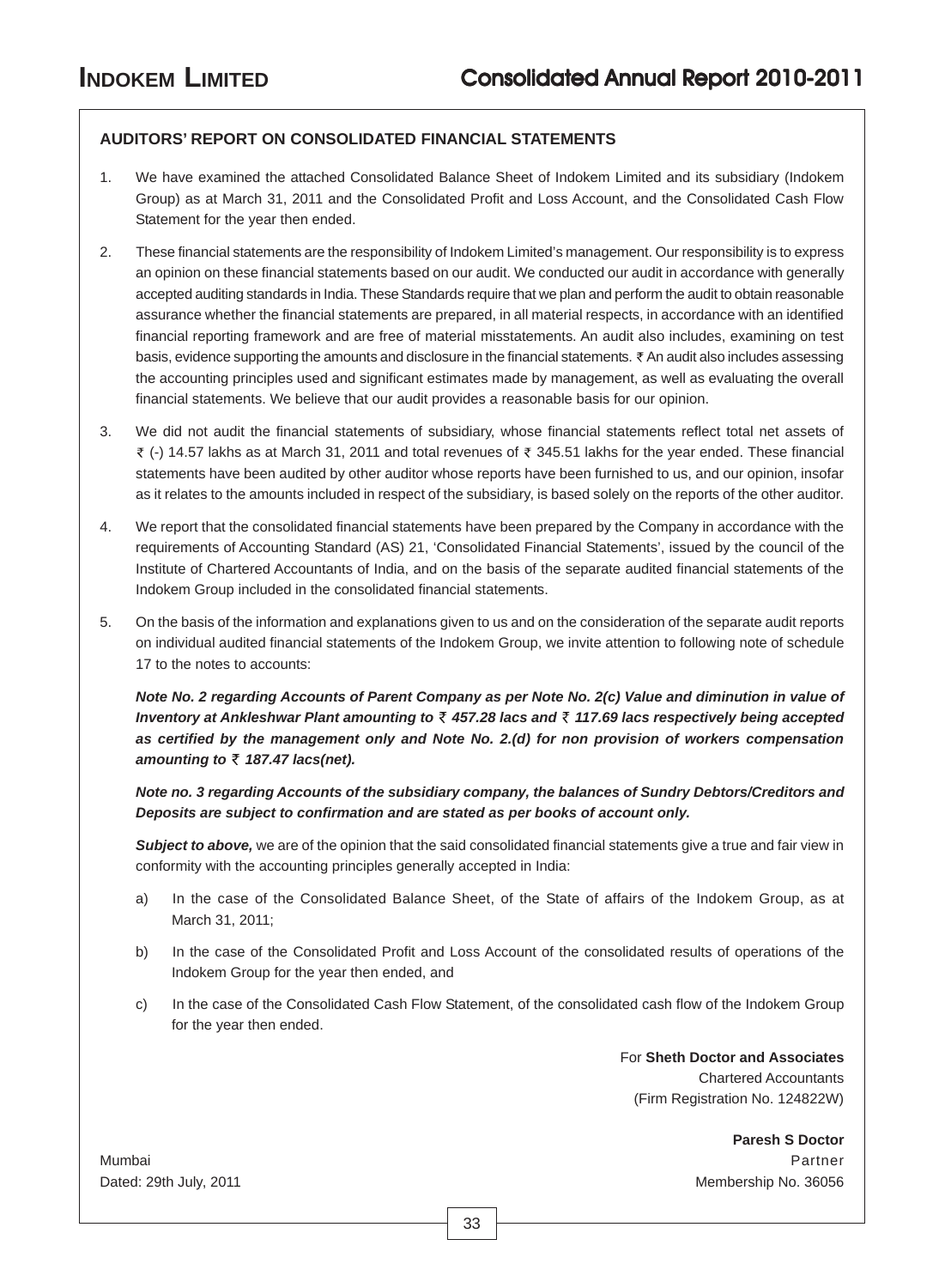## AUDITORS' REPORT ON CONSOLIDATED FINANCIAL STATEMENTS

1. We have examined the attached Consolidated Balance Sheet of Indokem Limited and its subsidiary (Indokem Group) as at March 31, 2011 and the Consolidated Profit and Loss Account, and the Consolidated Cash Flow Statement for the year then ended.

2. These financial statements are the responsibility of Indokem Limited's management. Our responsibility is to express an opinion on these financial statements based on our audit. We conducted our audit in accordance with generally accepted auditing standards in India. These Standards require that we plan and perform the audit to obtain reasonable assurance whether the financial statements are prepared, in all material respects, in accordance with an identified financial reporting framework and are free of material misstatements. An audit also includes, examining on test basis, evidence supporting the amounts and disclosure in the financial statements. ₹ An audit also includes assessing the accounting principles used and significant estimates made by management, as well as evaluating the overall financial statements. We believe that our audit provides a reasonable basis for our opinion.

3. We did not audit the financial statements of subsidiary, whose financial statements reflect total net assets of ₹ (-) 14.57 lakhs as at March 31, 2011 and total revenues of ₹ 345.51 lakhs for the year ended. These financial statements have been audited by other auditor whose reports have been furnished to us, and our opinion, insofar as it relates to the amounts included in respect of the subsidiary, is based solely on the reports of the other auditor.

4. We report that the consolidated financial statements have been prepared by the Company in accordance with the requirements of Accounting Standard (AS) 21, 'Consolidated Financial Statements', issued by the council of the Institute of Chartered Accountants of India, and on the basis of the separate audited financial statements of the Indokem Group included in the consolidated financial statements.

5. On the basis of the information and explanations given to us and on the consideration of the separate audit reports on individual audited financial statements of the Indokem Group, we invite attention to following note of schedule 17 to the notes to accounts:

   ***Note No. 2 regarding Accounts of Parent Company as per Note No. 2(c) Value and diminution in value of Inventory at Ankleshwar Plant amounting to ₹ 457.28 lacs and ₹ 117.69 lacs respectively being accepted as certified by the management only and Note No. 2.(d) for non provision of workers compensation amounting to ₹ 187.47 lacs(net).***

   ***Note no. 3 regarding Accounts of the subsidiary company, the balances of Sundry Debtors/Creditors and Deposits are subject to confirmation and are stated as per books of account only.***

   ***Subject to above,*** we are of the opinion that the said consolidated financial statements give a true and fair view in conformity with the accounting principles generally accepted in India:

   a) In the case of the Consolidated Balance Sheet, of the State of affairs of the Indokem Group, as at March 31, 2011;

   b) In the case of the Consolidated Profit and Loss Account of the consolidated results of operations of the Indokem Group for the year then ended, and

   c) In the case of the Consolidated Cash Flow Statement, of the consolidated cash flow of the Indokem Group for the year then ended.

For **Sheth Doctor and Associates**
Chartered Accountants
(Firm Registration No. 124822W)

**Paresh S Doctor**
Partner
Membership No. 36056

Mumbai
Dated: 29th July, 2011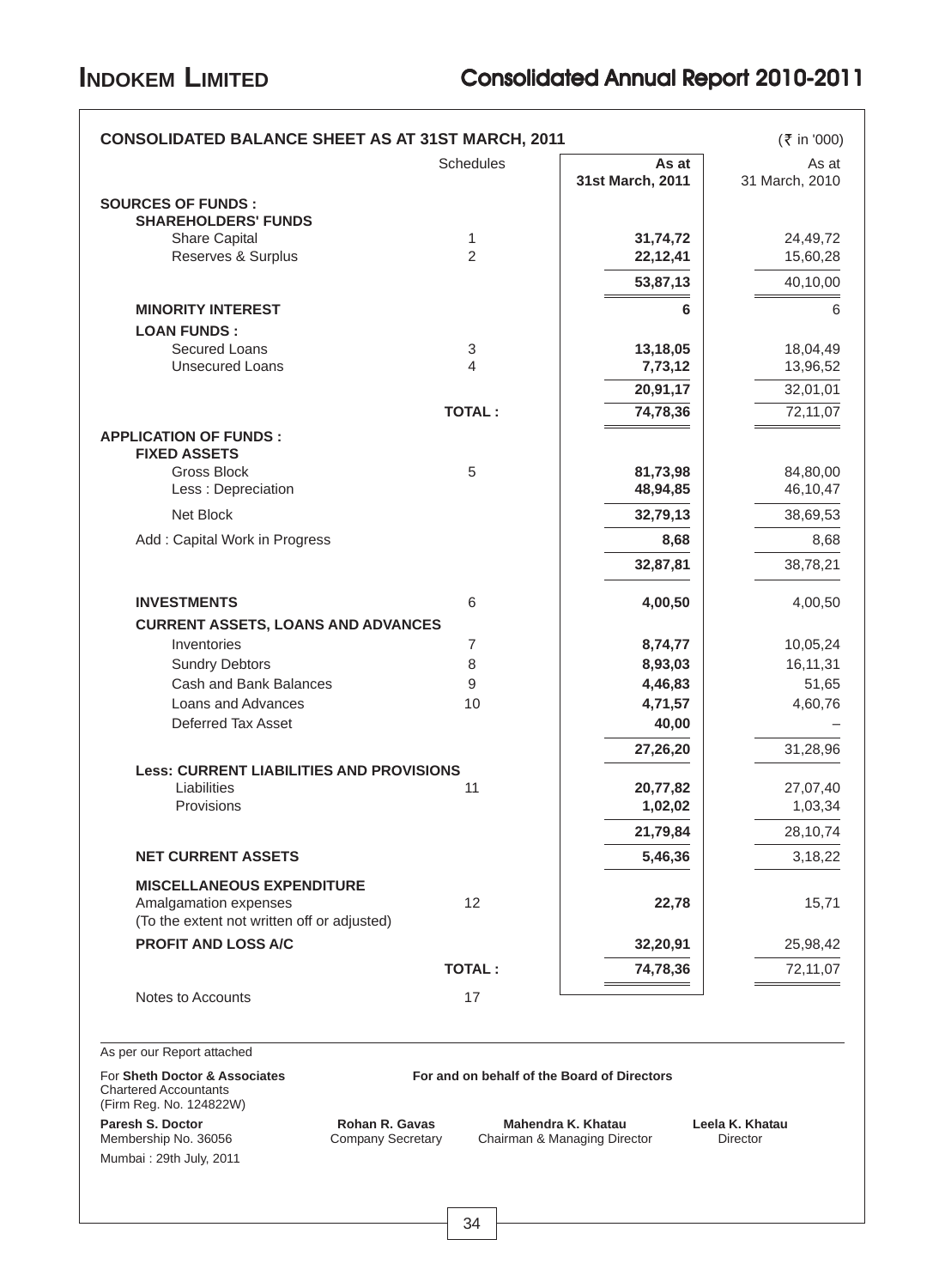## CONSOLIDATED BALANCE SHEET AS AT 31ST MARCH, 2011

(₹ in '000)

| | Schedules | As at 31st March, 2011 | As at 31 March, 2010 |
|---|---|---|---|
| **SOURCES OF FUNDS :** | | | |
| **SHAREHOLDERS' FUNDS** | | | |
| Share Capital | 1 | **31,74,72** | 24,49,72 |
| Reserves & Surplus | 2 | **22,12,41** | 15,60,28 |
| | | **53,87,13** | 40,10,00 |
| **MINORITY INTEREST** | | **6** | 6 |
| **LOAN FUNDS :** | | | |
| Secured Loans | 3 | **13,18,05** | 18,04,49 |
| Unsecured Loans | 4 | **7,73,12** | 13,96,52 |
| | | **20,91,17** | 32,01,01 |
| | **TOTAL :** | **74,78,36** | 72,11,07 |
| **APPLICATION OF FUNDS :** | | | |
| **FIXED ASSETS** | | | |
| Gross Block | 5 | **81,73,98** | 84,80,00 |
| Less : Depreciation | | **48,94,85** | 46,10,47 |
| Net Block | | **32,79,13** | 38,69,53 |
| Add : Capital Work in Progress | | **8,68** | 8,68 |
| | | **32,87,81** | 38,78,21 |
| **INVESTMENTS** | 6 | **4,00,50** | 4,00,50 |
| **CURRENT ASSETS, LOANS AND ADVANCES** | | | |
| Inventories | 7 | **8,74,77** | 10,05,24 |
| Sundry Debtors | 8 | **8,93,03** | 16,11,31 |
| Cash and Bank Balances | 9 | **4,46,83** | 51,65 |
| Loans and Advances | 10 | **4,71,57** | 4,60,76 |
| Deferred Tax Asset | | **40,00** | – |
| | | **27,26,20** | 31,28,96 |
| **Less: CURRENT LIABILITIES AND PROVISIONS** | | | |
| Liabilities | 11 | **20,77,82** | 27,07,40 |
| Provisions | | **1,02,02** | 1,03,34 |
| | | **21,79,84** | 28,10,74 |
| **NET CURRENT ASSETS** | | **5,46,36** | 3,18,22 |
| **MISCELLANEOUS EXPENDITURE** | | | |
| Amalgamation expenses (To the extent not written off or adjusted) | 12 | **22,78** | 15,71 |
| **PROFIT AND LOSS A/C** | | **32,20,91** | 25,98,42 |
| | **TOTAL :** | **74,78,36** | 72,11,07 |
| Notes to Accounts | 17 | | |

As per our Report attached

For **Sheth Doctor & Associates**
Chartered Accountants
(Firm Reg. No. 124822W)

**For and on behalf of the Board of Directors**

**Paresh S. Doctor**
Membership No. 36056

**Rohan R. Gavas**
Company Secretary

**Mahendra K. Khatau**
Chairman & Managing Director

**Leela K. Khatau**
Director

Mumbai : 29th July, 2011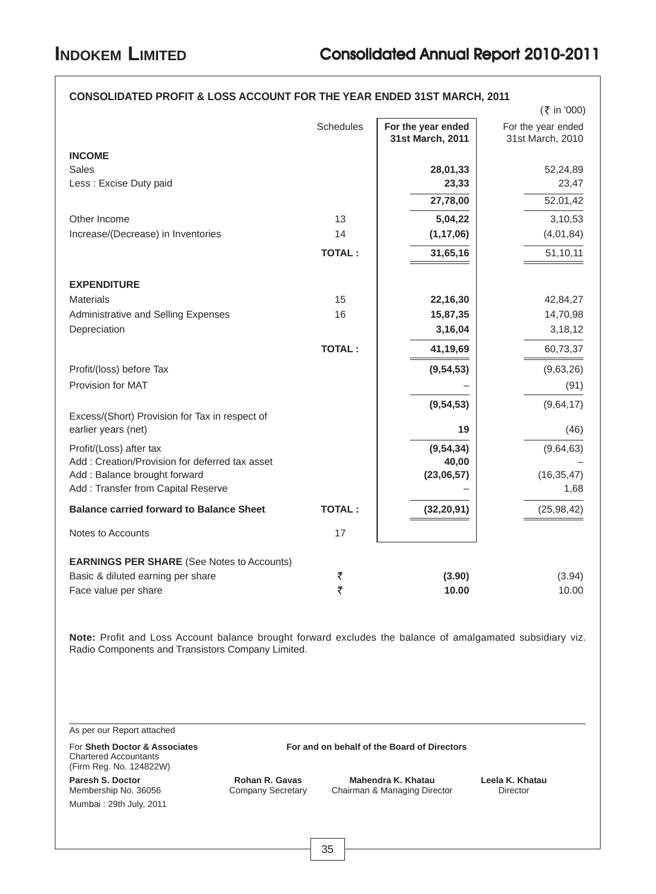## CONSOLIDATED PROFIT & LOSS ACCOUNT FOR THE YEAR ENDED 31ST MARCH, 2011

(₹ in '000)

| | Schedules | For the year ended 31st March, 2011 | For the year ended 31st March, 2010 |
|---|---|---|---|
| **INCOME** | | | |
| Sales | | **28,01,33** | 52,24,89 |
| Less : Excise Duty paid | | **23,33** | 23,47 |
| | | **27,78,00** | 52,01,42 |
| Other Income | 13 | **5,04,22** | 3,10,53 |
| Increase/(Decrease) in Inventories | 14 | **(1,17,06)** | (4,01,84) |
| | **TOTAL :** | **31,65,16** | 51,10,11 |
| **EXPENDITURE** | | | |
| Materials | 15 | **22,16,30** | 42,84,27 |
| Administrative and Selling Expenses | 16 | **15,87,35** | 14,70,98 |
| Depreciation | | **3,16,04** | 3,18,12 |
| | **TOTAL :** | **41,19,69** | 60,73,37 |
| Profit/(loss) before Tax | | **(9,54,53)** | (9,63,26) |
| Provision for MAT | | – | (91) |
| | | **(9,54,53)** | (9,64,17) |
| Excess/(Short) Provision for Tax in respect of earlier years (net) | | **19** | (46) |
| Profit/(Loss) after tax | | **(9,54,34)** | (9,64,63) |
| Add : Creation/Provision for deferred tax asset | | **40,00** | – |
| Add : Balance brought forward | | **(23,06,57)** | (16,35,47) |
| Add : Transfer from Capital Reserve | | – | 1,68 |
| **Balance carried forward to Balance Sheet** | **TOTAL :** | **(32,20,91)** | (25,98,42) |
| Notes to Accounts | 17 | | |
| **EARNINGS PER SHARE** (See Notes to Accounts) | | | |
| Basic & diluted earning per share | ₹ | **(3.90)** | (3.94) |
| Face value per share | ₹ | **10.00** | 10.00 |

**Note:** Profit and Loss Account balance brought forward excludes the balance of amalgamated subsidiary viz. Radio Components and Transistors Company Limited.

As per our Report attached

For **Sheth Doctor & Associates**
Chartered Accountants
(Firm Reg. No. 124822W)

**Paresh S. Doctor**
Membership No. 36056

Mumbai : 29th July, 2011

**For and on behalf of the Board of Directors**

**Rohan R. Gavas**
Company Secretary

**Mahendra K. Khatau**
Chairman & Managing Director

**Leela K. Khatau**
Director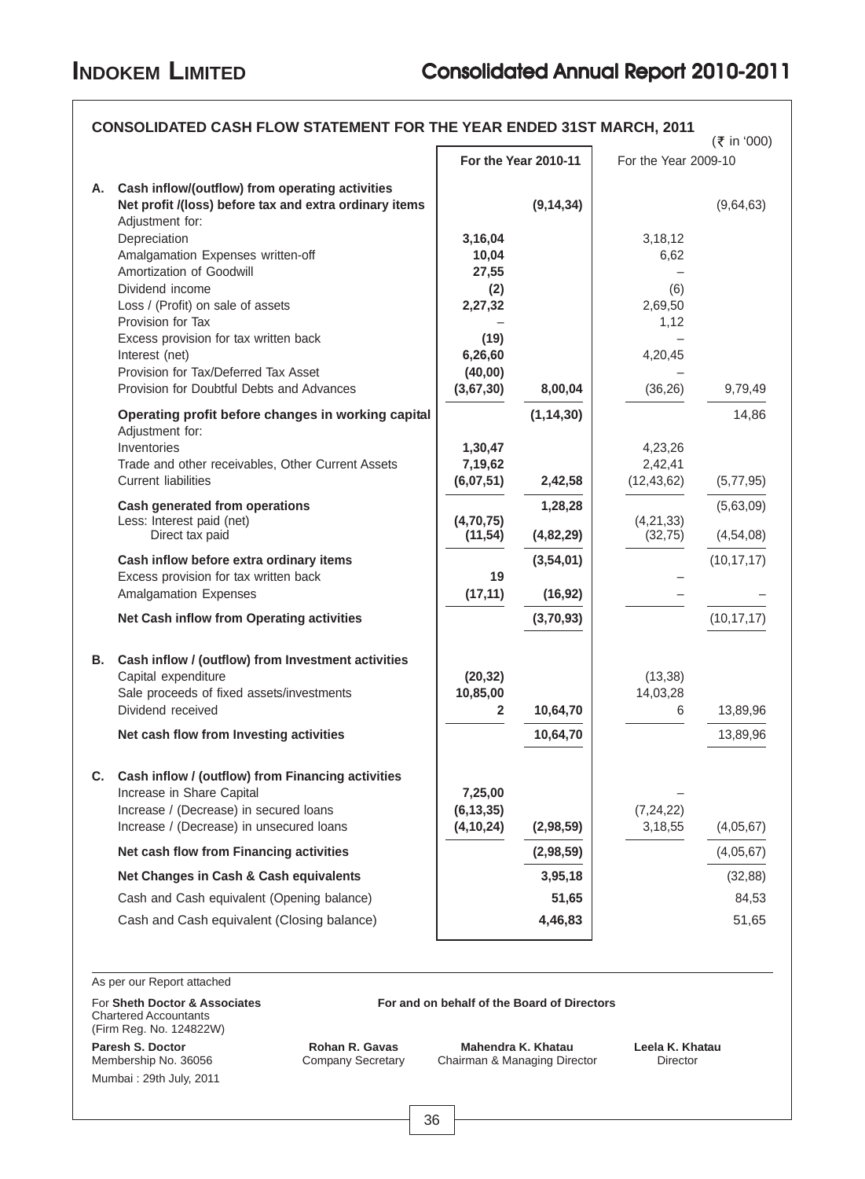## CONSOLIDATED CASH FLOW STATEMENT FOR THE YEAR ENDED 31ST MARCH, 2011

(₹ in '000)

| | | For the Year 2010-11 | | For the Year 2009-10 | |
|---|---|---|---|---|---|
| **A.** | **Cash inflow/(outflow) from operating activities** | | | | |
| | **Net profit /(loss) before tax and extra ordinary items** | | **(9,14,34)** | | (9,64,63) |
| | Adjustment for: | | | | |
| | Depreciation | **3,16,04** | | 3,18,12 | |
| | Amalgamation Expenses written-off | **10,04** | | 6,62 | |
| | Amortization of Goodwill | **27,55** | | – | |
| | Dividend income | **(2)** | | (6) | |
| | Loss / (Profit) on sale of assets | **2,27,32** | | 2,69,50 | |
| | Provision for Tax | – | | 1,12 | |
| | Excess provision for tax written back | **(19)** | | – | |
| | Interest (net) | **6,26,60** | | 4,20,45 | |
| | Provision for Tax/Deferred Tax Asset | **(40,00)** | | – | |
| | Provision for Doubtful Debts and Advances | **(3,67,30)** | **8,00,04** | (36,26) | 9,79,49 |
| | **Operating profit before changes in working capital** | | **(1,14,30)** | | 14,86 |
| | Adjustment for: | | | | |
| | Inventories | **1,30,47** | | 4,23,26 | |
| | Trade and other receivables, Other Current Assets | **7,19,62** | | 2,42,41 | |
| | Current liabilities | **(6,07,51)** | **2,42,58** | (12,43,62) | (5,77,95) |
| | **Cash generated from operations** | | **1,28,28** | | (5,63,09) |
| | Less: Interest paid (net) | **(4,70,75)** | | (4,21,33) | |
| | Direct tax paid | **(11,54)** | **(4,82,29)** | (32,75) | (4,54,08) |
| | **Cash inflow before extra ordinary items** | | **(3,54,01)** | | (10,17,17) |
| | Excess provision for tax written back | **19** | | – | |
| | Amalgamation Expenses | **(17,11)** | **(16,92)** | – | – |
| | **Net Cash inflow from Operating activities** | | **(3,70,93)** | | (10,17,17) |
| **B.** | **Cash inflow / (outflow) from Investment activities** | | | | |
| | Capital expenditure | **(20,32)** | | (13,38) | |
| | Sale proceeds of fixed assets/investments | **10,85,00** | | 14,03,28 | |
| | Dividend received | **2** | **10,64,70** | 6 | 13,89,96 |
| | **Net cash flow from Investing activities** | | **10,64,70** | | 13,89,96 |
| **C.** | **Cash inflow / (outflow) from Financing activities** | | | | |
| | Increase in Share Capital | **7,25,00** | | – | |
| | Increase / (Decrease) in secured loans | **(6,13,35)** | | (7,24,22) | |
| | Increase / (Decrease) in unsecured loans | **(4,10,24)** | **(2,98,59)** | 3,18,55 | (4,05,67) |
| | **Net cash flow from Financing activities** | | **(2,98,59)** | | (4,05,67) |
| | **Net Changes in Cash & Cash equivalents** | | **3,95,18** | | (32,88) |
| | Cash and Cash equivalent (Opening balance) | | **51,65** | | 84,53 |
| | Cash and Cash equivalent (Closing balance) | | **4,46,83** | | 51,65 |

As per our Report attached

For **Sheth Doctor & Associates**
Chartered Accountants
(Firm Reg. No. 124822W)

**Paresh S. Doctor**
Membership No. 36056

Mumbai : 29th July, 2011

**For and on behalf of the Board of Directors**

**Rohan R. Gavas**
Company Secretary

**Mahendra K. Khatau**
Chairman & Managing Director

**Leela K. Khatau**
Director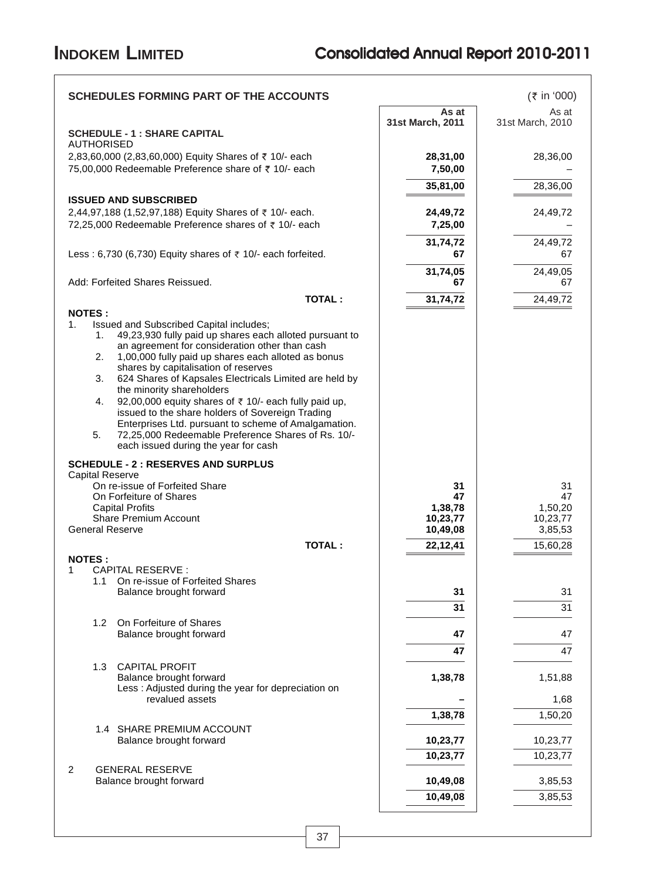## SCHEDULES FORMING PART OF THE ACCOUNTS

(₹ in '000)

| | As at 31st March, 2011 | As at 31st March, 2010 |
|---|---|---|
| **SCHEDULE - 1 : SHARE CAPITAL** | | |
| AUTHORISED | | |
| 2,83,60,000 (2,83,60,000) Equity Shares of ₹ 10/- each | **28,31,00** | 28,36,00 |
| 75,00,000 Redeemable Preference share of ₹ 10/- each | **7,50,00** | – |
| | **35,81,00** | 28,36,00 |
| **ISSUED AND SUBSCRIBED** | | |
| 2,44,97,188 (1,52,97,188) Equity Shares of ₹ 10/- each. | **24,49,72** | 24,49,72 |
| 72,25,000 Redeemable Preference shares of ₹ 10/- each | **7,25,00** | – |
| | **31,74,72** | 24,49,72 |
| Less : 6,730 (6,730) Equity shares of ₹ 10/- each forfeited. | **67** | 67 |
| | **31,74,05** | 24,49,05 |
| Add: Forfeited Shares Reissued. | **67** | 67 |
| **TOTAL :** | **31,74,72** | 24,49,72 |

**NOTES :**

1. Issued and Subscribed Capital includes;
   1. 49,23,930 fully paid up shares each alloted pursuant to an agreement for consideration other than cash
   2. 1,00,000 fully paid up shares each alloted as bonus shares by capitalisation of reserves
   3. 624 Shares of Kapsales Electricals Limited are held by the minority shareholders
   4. 92,00,000 equity shares of ₹ 10/- each fully paid up, issued to the share holders of Sovereign Trading Enterprises Ltd. pursuant to scheme of Amalgamation.
   5. 72,25,000 Redeemable Preference Shares of Rs. 10/- each issued during the year for cash

| | As at 31st March, 2011 | As at 31st March, 2010 |
|---|---|---|
| **SCHEDULE - 2 : RESERVES AND SURPLUS** | | |
| Capital Reserve | | |
| On re-issue of Forfeited Share | **31** | 31 |
| On Forfeiture of Shares | **47** | 47 |
| Capital Profits | **1,38,78** | 1,50,20 |
| Share Premium Account | **10,23,77** | 10,23,77 |
| General Reserve | **10,49,08** | 3,85,53 |
| **TOTAL :** | **22,12,41** | 15,60,28 |
| **NOTES :** | | |
| 1 CAPITAL RESERVE : | | |
| 1.1 On re-issue of Forfeited Shares | | |
| Balance brought forward | **31** | 31 |
| | **31** | 31 |
| 1.2 On Forfeiture of Shares | | |
| Balance brought forward | **47** | 47 |
| | **47** | 47 |
| 1.3 CAPITAL PROFIT | | |
| Balance brought forward | **1,38,78** | 1,51,88 |
| Less : Adjusted during the year for depreciation on revalued assets | **–** | 1,68 |
| | **1,38,78** | 1,50,20 |
| 1.4 SHARE PREMIUM ACCOUNT | | |
| Balance brought forward | **10,23,77** | 10,23,77 |
| | **10,23,77** | 10,23,77 |
| 2 GENERAL RESERVE | | |
| Balance brought forward | **10,49,08** | 3,85,53 |
| | **10,49,08** | 3,85,53 |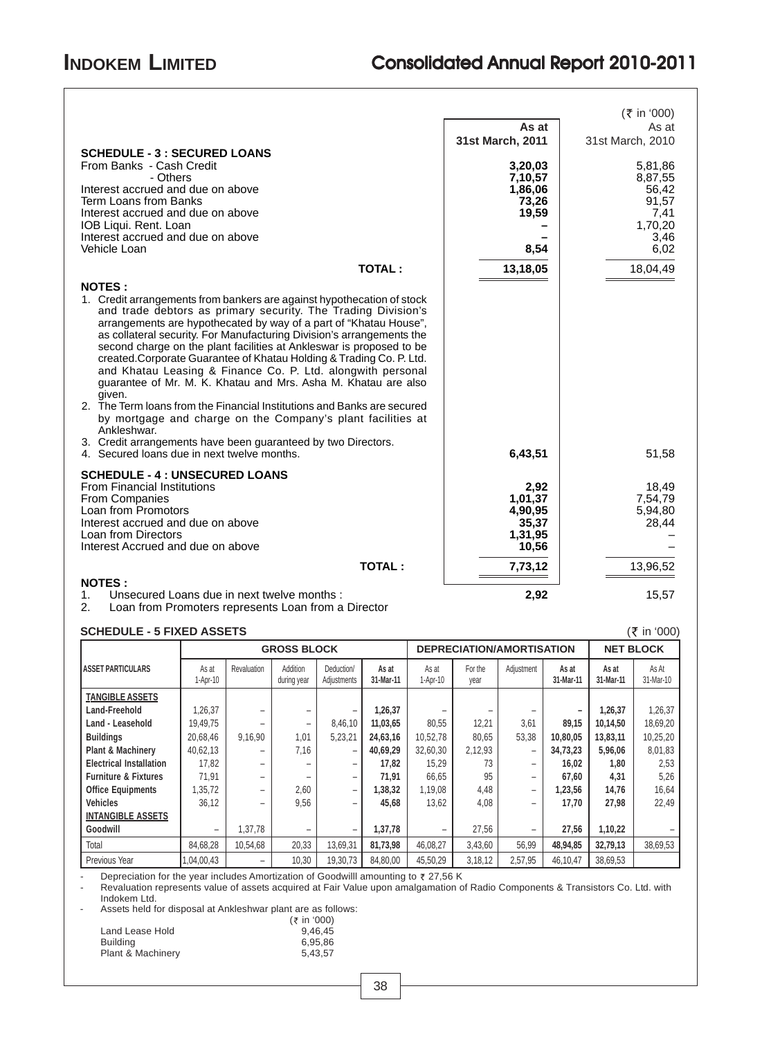(₹ in '000)

| | As at 31st March, 2011 | As at 31st March, 2010 |
|---|---|---|
| **SCHEDULE - 3 : SECURED LOANS** | | |
| From Banks - Cash Credit | **3,20,03** | 5,81,86 |
| - Others | **7,10,57** | 8,87,55 |
| Interest accrued and due on above | **1,86,06** | 56,42 |
| Term Loans from Banks | **73,26** | 91,57 |
| Interest accrued and due on above | **19,59** | 7,41 |
| IOB Liqui. Rent. Loan | **–** | 1,70,20 |
| Interest accrued and due on above | **–** | 3,46 |
| Vehicle Loan | **8,54** | 6,02 |
| **TOTAL :** | **13,18,05** | 18,04,49 |

**NOTES :**

1. Credit arrangements from bankers are against hypothecation of stock and trade debtors as primary security. The Trading Division's arrangements are hypothecated by way of a part of "Khatau House", as collateral security. For Manufacturing Division's arrangements the second charge on the plant facilities at Ankleswar is proposed to be created.Corporate Guarantee of Khatau Holding & Trading Co. P. Ltd. and Khatau Leasing & Finance Co. P. Ltd. alongwith personal guarantee of Mr. M. K. Khatau and Mrs. Asha M. Khatau are also given.
2. The Term loans from the Financial Institutions and Banks are secured by mortgage and charge on the Company's plant facilities at Ankleshwar.
3. Credit arrangements have been guaranteed by two Directors.
4. Secured loans due in next twelve months. **6,43,51** | 51,58

| | As at 31st March, 2011 | As at 31st March, 2010 |
|---|---|---|
| **SCHEDULE - 4 : UNSECURED LOANS** | | |
| From Financial Institutions | **2,92** | 18,49 |
| From Companies | **1,01,37** | 7,54,79 |
| Loan from Promotors | **4,90,95** | 5,94,80 |
| Interest accrued and due on above | **35,37** | 28,44 |
| Loan from Directors | **1,31,95** | – |
| Interest Accrued and due on above | **10,56** | – |
| **TOTAL :** | **7,73,12** | 13,96,52 |

**NOTES :**

1. Unsecured Loans due in next twelve months : **2,92** | 15,57
2. Loan from Promoters represents Loan from a Director

**SCHEDULE - 5 FIXED ASSETS** (₹ in '000)

| ASSET PARTICULARS | GROSS BLOCK | | | | | DEPRECIATION/AMORTISATION | | | | NET BLOCK | |
|---|---|---|---|---|---|---|---|---|---|---|---|
| | As at 1-Apr-10 | Revaluation | Addition during year | Deduction/ Adjustments | As at 31-Mar-11 | As at 1-Apr-10 | For the year | Adjustment | As at 31-Mar-11 | As at 31-Mar-11 | As At 31-Mar-10 |
| **TANGIBLE ASSETS** | | | | | | | | | | | |
| **Land-Freehold** | 1,26,37 | – | – | – | **1,26,37** | – | – | – | **–** | **1,26,37** | 1,26,37 |
| **Land - Leasehold** | 19,49,75 | – | – | 8,46,10 | **11,03,65** | 80,55 | 12,21 | 3,61 | **89,15** | **10,14,50** | 18,69,20 |
| **Buildings** | 20,68,46 | 9,16,90 | 1,01 | 5,23,21 | **24,63,16** | 10,52,78 | 80,65 | 53,38 | **10,80,05** | **13,83,11** | 10,25,20 |
| **Plant & Machinery** | 40,62,13 | – | 7,16 | – | **40,69,29** | 32,60,30 | 2,12,93 | – | **34,73,23** | **5,96,06** | 8,01,83 |
| **Electrical Installation** | 17,82 | – | – | – | **17,82** | 15,29 | 73 | – | **16,02** | **1,80** | 2,53 |
| **Furniture & Fixtures** | 71,91 | – | – | – | **71,91** | 66,65 | 95 | – | **67,60** | **4,31** | 5,26 |
| **Office Equipments** | 1,35,72 | – | 2,60 | – | **1,38,32** | 1,19,08 | 4,48 | – | **1,23,56** | **14,76** | 16,64 |
| **Vehicles** | 36,12 | – | 9,56 | – | **45,68** | 13,62 | 4,08 | – | **17,70** | **27,98** | 22,49 |
| **INTANGIBLE ASSETS** | | | | | | | | | | | |
| **Goodwill** | – | 1,37,78 | – | – | **1,37,78** | – | 27,56 | – | **27,56** | **1,10,22** | – |
| Total | 84,68,28 | 10,54,68 | 20,33 | 13,69,31 | 81,73,98 | 46,08,27 | 3,43,60 | 56,99 | 48,94,85 | 32,79,13 | 38,69,53 |
| Previous Year | 1,04,00,43 | – | 10,30 | 19,30,73 | 84,80,00 | 45,50,29 | 3,18,12 | 2,57,95 | 46,10,47 | 38,69,53 | |

- Depreciation for the year includes Amortization of Goodwilll amounting to ₹ 27,56 K
- Revaluation represents value of assets acquired at Fair Value upon amalgamation of Radio Components & Transistors Co. Ltd. with Indokem Ltd.
- Assets held for disposal at Ankleshwar plant are as follows:

| | (₹ in '000) |
|---|---|
| Land Lease Hold | 9,46,45 |
| Building | 6,95,86 |
| Plant & Machinery | 5,43,57 |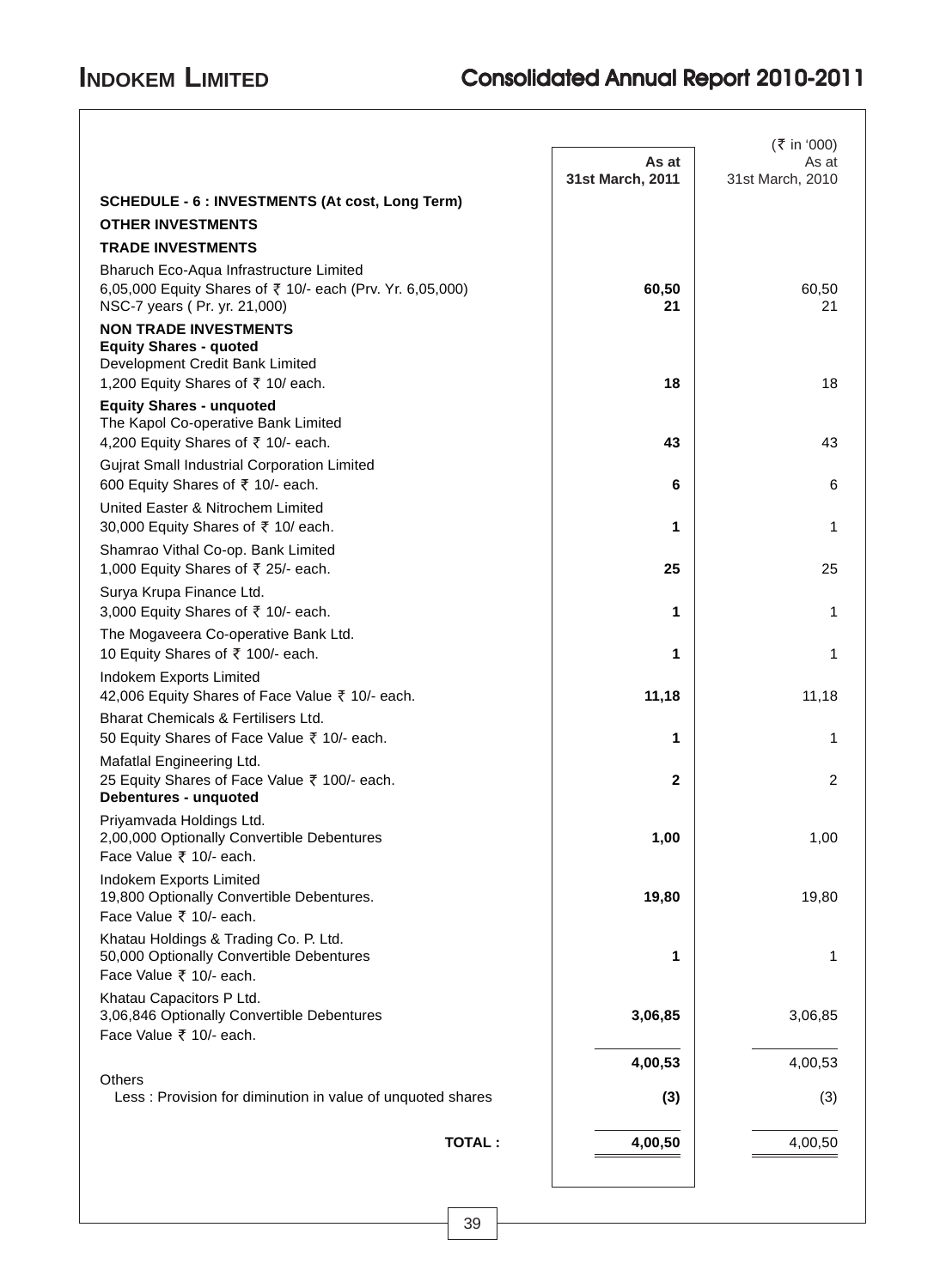| | As at 31st March, 2011 | (₹ in '000) As at 31st March, 2010 |
|---|---|---|
| **SCHEDULE - 6 : INVESTMENTS (At cost, Long Term)** | | |
| **OTHER INVESTMENTS** | | |
| **TRADE INVESTMENTS** | | |
| Bharuch Eco-Aqua Infrastructure Limited 6,05,000 Equity Shares of ₹ 10/- each (Prv. Yr. 6,05,000) | **60,50** | 60,50 |
| NSC-7 years ( Pr. yr. 21,000) | **21** | 21 |
| **NON TRADE INVESTMENTS** | | |
| **Equity Shares - quoted** | | |
| Development Credit Bank Limited 1,200 Equity Shares of ₹ 10/ each. | **18** | 18 |
| **Equity Shares - unquoted** | | |
| The Kapol Co-operative Bank Limited 4,200 Equity Shares of ₹ 10/- each. | **43** | 43 |
| Gujrat Small Industrial Corporation Limited 600 Equity Shares of ₹ 10/- each. | **6** | 6 |
| United Easter & Nitrochem Limited 30,000 Equity Shares of ₹ 10/ each. | **1** | 1 |
| Shamrao Vithal Co-op. Bank Limited 1,000 Equity Shares of ₹ 25/- each. | **25** | 25 |
| Surya Krupa Finance Ltd. 3,000 Equity Shares of ₹ 10/- each. | **1** | 1 |
| The Mogaveera Co-operative Bank Ltd. 10 Equity Shares of ₹ 100/- each. | **1** | 1 |
| Indokem Exports Limited 42,006 Equity Shares of Face Value ₹ 10/- each. | **11,18** | 11,18 |
| Bharat Chemicals & Fertilisers Ltd. 50 Equity Shares of Face Value ₹ 10/- each. | **1** | 1 |
| Mafatlal Engineering Ltd. 25 Equity Shares of Face Value ₹ 100/- each. | **2** | 2 |
| **Debentures - unquoted** | | |
| Priyamvada Holdings Ltd. 2,00,000 Optionally Convertible Debentures Face Value ₹ 10/- each. | **1,00** | 1,00 |
| Indokem Exports Limited 19,800 Optionally Convertible Debentures. Face Value ₹ 10/- each. | **19,80** | 19,80 |
| Khatau Holdings & Trading Co. P. Ltd. 50,000 Optionally Convertible Debentures Face Value ₹ 10/- each. | **1** | 1 |
| Khatau Capacitors P Ltd. 3,06,846 Optionally Convertible Debentures Face Value ₹ 10/- each. | **3,06,85** | 3,06,85 |
| | **4,00,53** | 4,00,53 |
| Others | | |
| Less : Provision for diminution in value of unquoted shares | **(3)** | (3) |
| **TOTAL :** | **4,00,50** | 4,00,50 |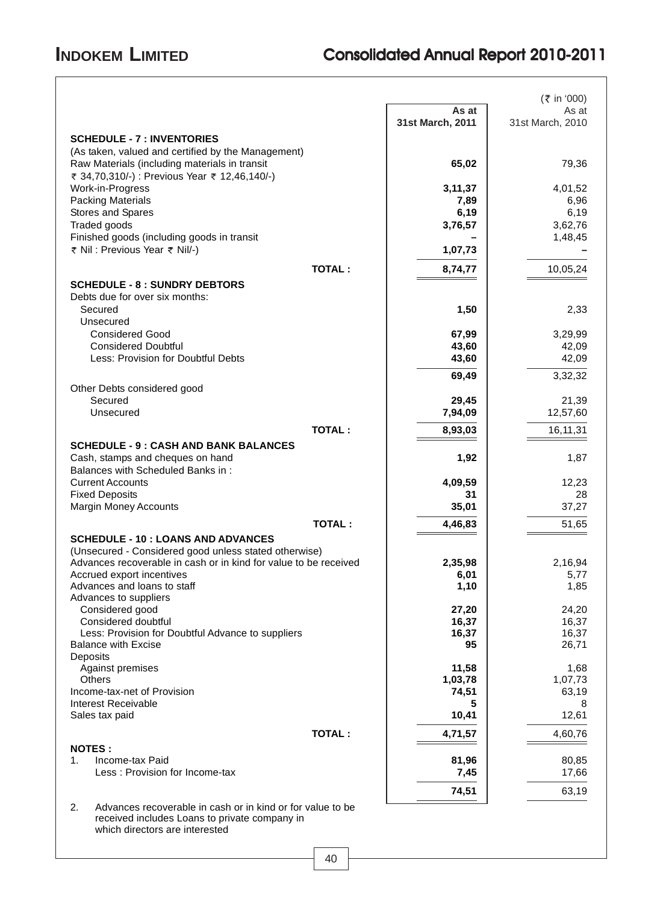| | As at 31st March, 2011 | (₹ in '000) As at 31st March, 2010 |
|---|---|---|
| **SCHEDULE - 7 : INVENTORIES** | | |
| (As taken, valued and certified by the Management) | | |
| Raw Materials (including materials in transit ₹ 34,70,310/-) : Previous Year ₹ 12,46,140/-) | **65,02** | 79,36 |
| Work-in-Progress | **3,11,37** | 4,01,52 |
| Packing Materials | **7,89** | 6,96 |
| Stores and Spares | **6,19** | 6,19 |
| Traded goods | **3,76,57** | 3,62,76 |
| Finished goods (including goods in transit | **–** | 1,48,45 |
| ₹ Nil : Previous Year ₹ Nil/-) | **1,07,73** | – |
| **TOTAL :** | **8,74,77** | 10,05,24 |
| **SCHEDULE - 8 : SUNDRY DEBTORS** | | |
| Debts due for over six months: | | |
| Secured | **1,50** | 2,33 |
| Unsecured | | |
| Considered Good | **67,99** | 3,29,99 |
| Considered Doubtful | **43,60** | 42,09 |
| Less: Provision for Doubtful Debts | **43,60** | 42,09 |
| | **69,49** | 3,32,32 |
| Other Debts considered good | | |
| Secured | **29,45** | 21,39 |
| Unsecured | **7,94,09** | 12,57,60 |
| **TOTAL :** | **8,93,03** | 16,11,31 |
| **SCHEDULE - 9 : CASH AND BANK BALANCES** | | |
| Cash, stamps and cheques on hand | **1,92** | 1,87 |
| Balances with Scheduled Banks in : | | |
| Current Accounts | **4,09,59** | 12,23 |
| Fixed Deposits | **31** | 28 |
| Margin Money Accounts | **35,01** | 37,27 |
| **TOTAL :** | **4,46,83** | 51,65 |
| **SCHEDULE - 10 : LOANS AND ADVANCES** | | |
| (Unsecured - Considered good unless stated otherwise) | | |
| Advances recoverable in cash or in kind for value to be received | **2,35,98** | 2,16,94 |
| Accrued export incentives | **6,01** | 5,77 |
| Advances and loans to staff | **1,10** | 1,85 |
| Advances to suppliers | | |
| Considered good | **27,20** | 24,20 |
| Considered doubtful | **16,37** | 16,37 |
| Less: Provision for Doubtful Advance to suppliers | **16,37** | 16,37 |
| Balance with Excise | **95** | 26,71 |
| Deposits | | |
| Against premises | **11,58** | 1,68 |
| Others | **1,03,78** | 1,07,73 |
| Income-tax-net of Provision | **74,51** | 63,19 |
| Interest Receivable | **5** | 8 |
| Sales tax paid | **10,41** | 12,61 |
| **TOTAL :** | **4,71,57** | 4,60,76 |
| **NOTES :** | | |
| 1. Income-tax Paid | **81,96** | 80,85 |
| Less : Provision for Income-tax | **7,45** | 17,66 |
| | **74,51** | 63,19 |
| 2. Advances recoverable in cash or in kind or for value to be received includes Loans to private company in which directors are interested | | |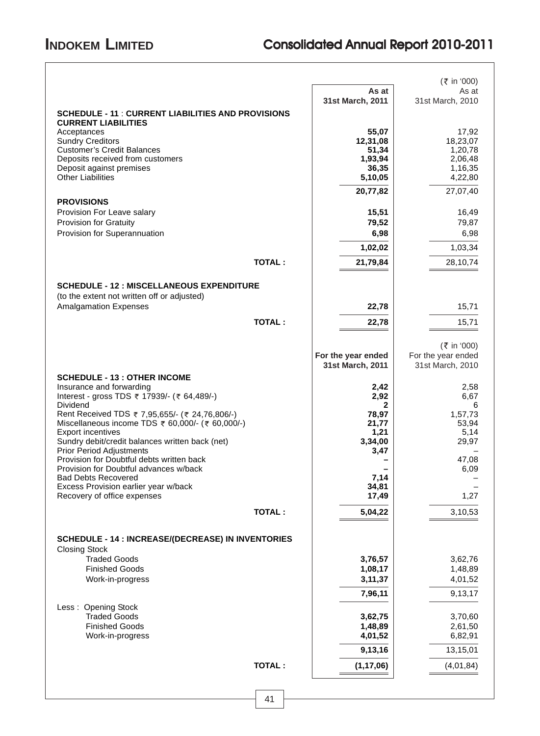| | As at 31st March, 2011 | (₹ in '000) As at 31st March, 2010 |
|---|---|---|
| **SCHEDULE - 11 : CURRENT LIABILITIES AND PROVISIONS** | | |
| **CURRENT LIABILITIES** | | |
| Acceptances | **55,07** | 17,92 |
| Sundry Creditors | **12,31,08** | 18,23,07 |
| Customer's Credit Balances | **51,34** | 1,20,78 |
| Deposits received from customers | **1,93,94** | 2,06,48 |
| Deposit against premises | **36,35** | 1,16,35 |
| Other Liabilities | **5,10,05** | 4,22,80 |
| | **20,77,82** | 27,07,40 |
| **PROVISIONS** | | |
| Provision For Leave salary | **15,51** | 16,49 |
| Provision for Gratuity | **79,52** | 79,87 |
| Provision for Superannuation | **6,98** | 6,98 |
| | **1,02,02** | 1,03,34 |
| **TOTAL :** | **21,79,84** | 28,10,74 |
| **SCHEDULE - 12 : MISCELLANEOUS EXPENDITURE** | | |
| (to the extent not written off or adjusted) | | |
| Amalgamation Expenses | **22,78** | 15,71 |
| **TOTAL :** | **22,78** | 15,71 |

| | For the year ended 31st March, 2011 | (₹ in '000) For the year ended 31st March, 2010 |
|---|---|---|
| **SCHEDULE - 13 : OTHER INCOME** | | |
| Insurance and forwarding | **2,42** | 2,58 |
| Interest - gross TDS ₹ 17939/- (₹ 64,489/-) | **2,92** | 6,67 |
| Dividend | **2** | 6 |
| Rent Received TDS ₹ 7,95,655/- (₹ 24,76,806/-) | **78,97** | 1,57,73 |
| Miscellaneous income TDS ₹ 60,000/- (₹ 60,000/-) | **21,77** | 53,94 |
| Export incentives | **1,21** | 5,14 |
| Sundry debit/credit balances written back (net) | **3,34,00** | 29,97 |
| Prior Period Adjustments | **3,47** | – |
| Provision for Doubtful debts written back | **–** | 47,08 |
| Provision for Doubtful advances w/back | **–** | 6,09 |
| Bad Debts Recovered | **7,14** | – |
| Excess Provision earlier year w/back | **34,81** | – |
| Recovery of office expenses | **17,49** | 1,27 |
| **TOTAL :** | **5,04,22** | 3,10,53 |
| **SCHEDULE - 14 : INCREASE/(DECREASE) IN INVENTORIES** | | |
| Closing Stock | | |
| Traded Goods | **3,76,57** | 3,62,76 |
| Finished Goods | **1,08,17** | 1,48,89 |
| Work-in-progress | **3,11,37** | 4,01,52 |
| | **7,96,11** | 9,13,17 |
| Less : Opening Stock | | |
| Traded Goods | **3,62,75** | 3,70,60 |
| Finished Goods | **1,48,89** | 2,61,50 |
| Work-in-progress | **4,01,52** | 6,82,91 |
| | **9,13,16** | 13,15,01 |
| **TOTAL :** | **(1,17,06)** | (4,01,84) |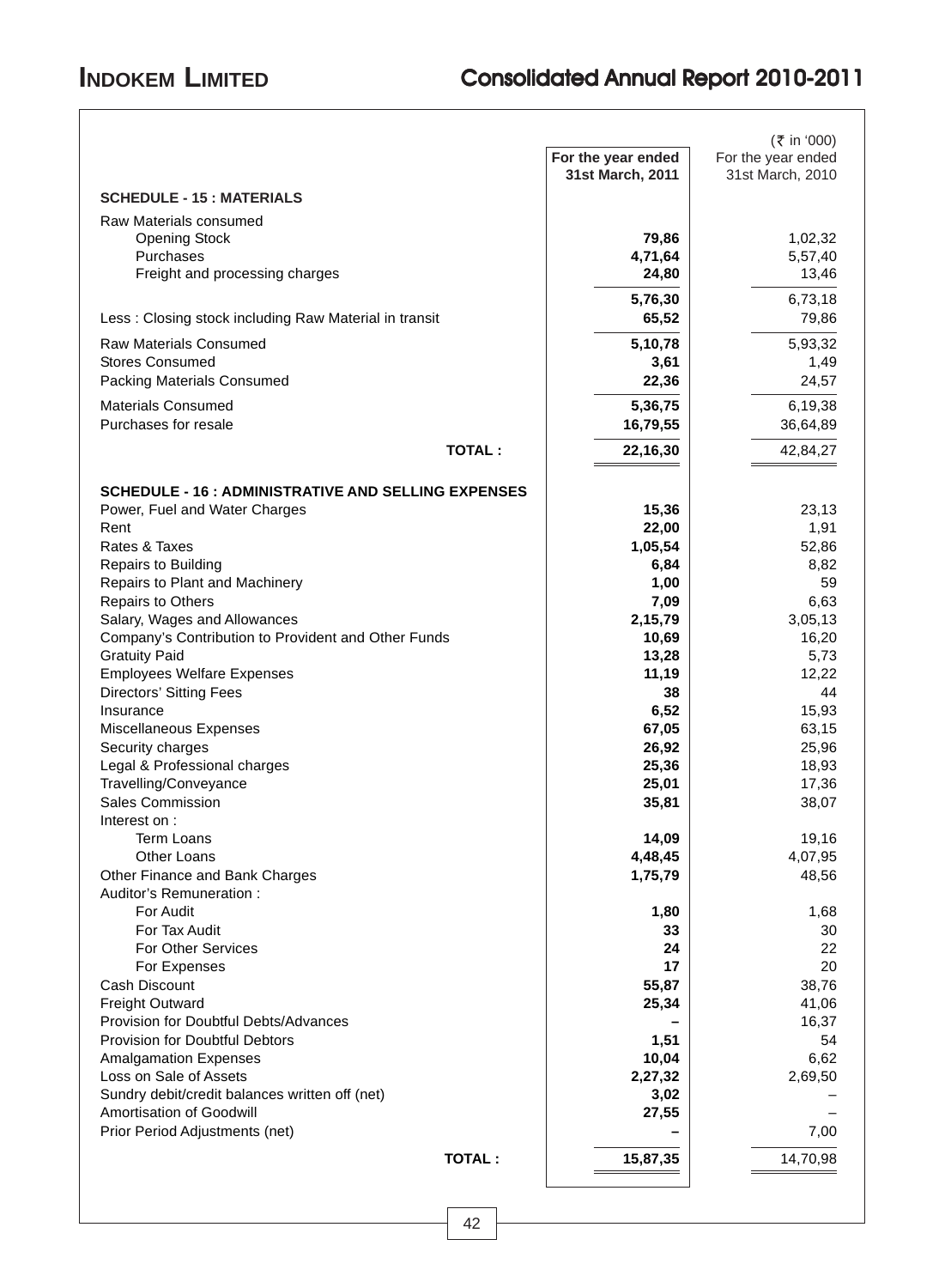(₹ in '000)

| | For the year ended 31st March, 2011 | For the year ended 31st March, 2010 |
|---|---|---|
| **SCHEDULE - 15 : MATERIALS** | | |
| Raw Materials consumed | | |
| Opening Stock | **79,86** | 1,02,32 |
| Purchases | **4,71,64** | 5,57,40 |
| Freight and processing charges | **24,80** | 13,46 |
| | **5,76,30** | 6,73,18 |
| Less : Closing stock including Raw Material in transit | **65,52** | 79,86 |
| Raw Materials Consumed | **5,10,78** | 5,93,32 |
| Stores Consumed | **3,61** | 1,49 |
| Packing Materials Consumed | **22,36** | 24,57 |
| Materials Consumed | **5,36,75** | 6,19,38 |
| Purchases for resale | **16,79,55** | 36,64,89 |
| **TOTAL :** | **22,16,30** | 42,84,27 |
| **SCHEDULE - 16 : ADMINISTRATIVE AND SELLING EXPENSES** | | |
| Power, Fuel and Water Charges | **15,36** | 23,13 |
| Rent | **22,00** | 1,91 |
| Rates & Taxes | **1,05,54** | 52,86 |
| Repairs to Building | **6,84** | 8,82 |
| Repairs to Plant and Machinery | **1,00** | 59 |
| Repairs to Others | **7,09** | 6,63 |
| Salary, Wages and Allowances | **2,15,79** | 3,05,13 |
| Company's Contribution to Provident and Other Funds | **10,69** | 16,20 |
| Gratuity Paid | **13,28** | 5,73 |
| Employees Welfare Expenses | **11,19** | 12,22 |
| Directors' Sitting Fees | **38** | 44 |
| Insurance | **6,52** | 15,93 |
| Miscellaneous Expenses | **67,05** | 63,15 |
| Security charges | **26,92** | 25,96 |
| Legal & Professional charges | **25,36** | 18,93 |
| Travelling/Conveyance | **25,01** | 17,36 |
| Sales Commission | **35,81** | 38,07 |
| Interest on : | | |
| Term Loans | **14,09** | 19,16 |
| Other Loans | **4,48,45** | 4,07,95 |
| Other Finance and Bank Charges | **1,75,79** | 48,56 |
| Auditor's Remuneration : | | |
| For Audit | **1,80** | 1,68 |
| For Tax Audit | **33** | 30 |
| For Other Services | **24** | 22 |
| For Expenses | **17** | 20 |
| Cash Discount | **55,87** | 38,76 |
| Freight Outward | **25,34** | 41,06 |
| Provision for Doubtful Debts/Advances | **–** | 16,37 |
| Provision for Doubtful Debtors | **1,51** | 54 |
| Amalgamation Expenses | **10,04** | 6,62 |
| Loss on Sale of Assets | **2,27,32** | 2,69,50 |
| Sundry debit/credit balances written off (net) | **3,02** | – |
| Amortisation of Goodwill | **27,55** | – |
| Prior Period Adjustments (net) | **–** | 7,00 |
| **TOTAL :** | **15,87,35** | 14,70,98 |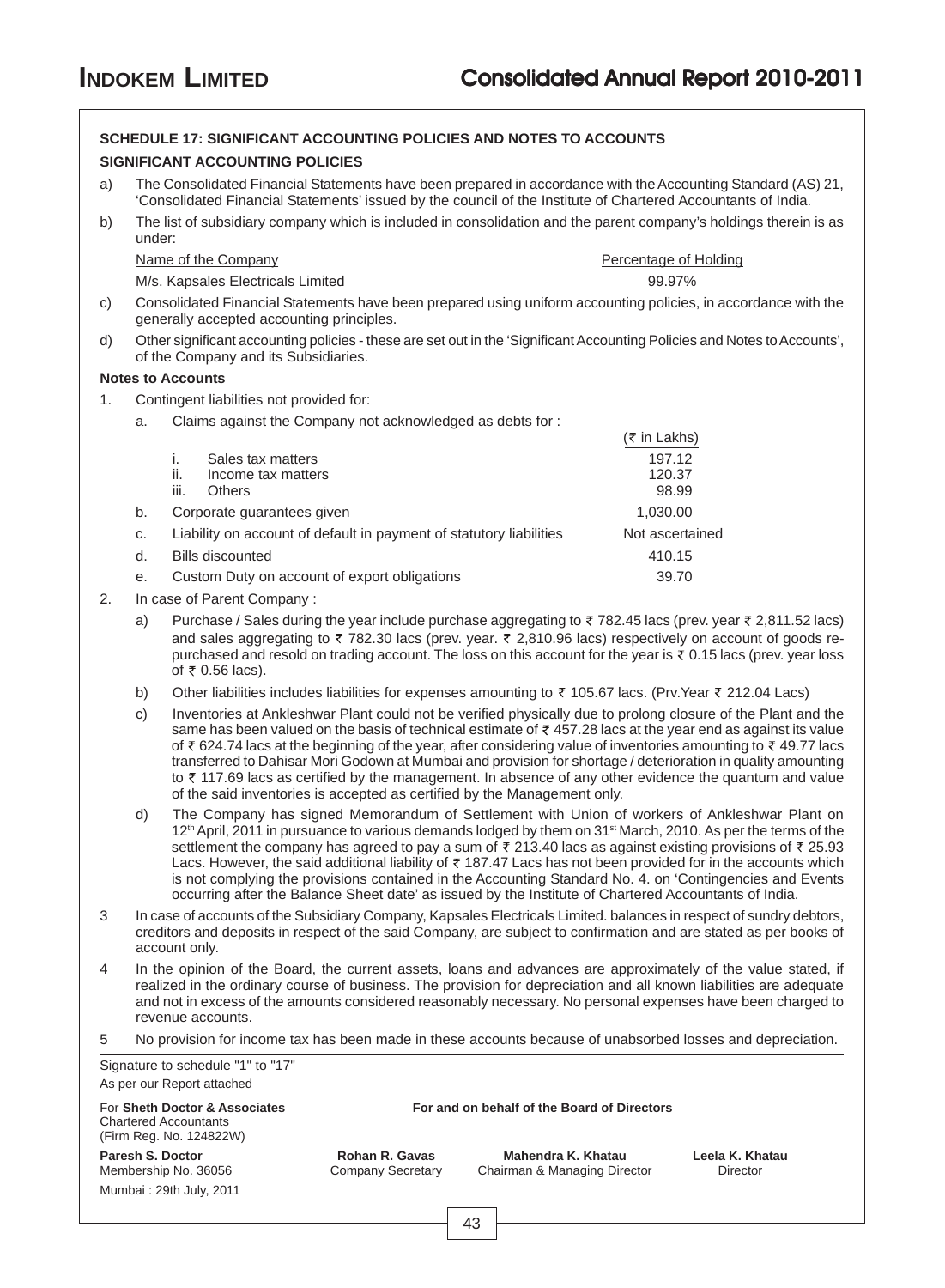## SCHEDULE 17: SIGNIFICANT ACCOUNTING POLICIES AND NOTES TO ACCOUNTS

### SIGNIFICANT ACCOUNTING POLICIES

a) The Consolidated Financial Statements have been prepared in accordance with the Accounting Standard (AS) 21, 'Consolidated Financial Statements' issued by the council of the Institute of Chartered Accountants of India.

b) The list of subsidiary company which is included in consolidation and the parent company's holdings therein is as under:

| Name of the Company | Percentage of Holding |
|---|---|
| M/s. Kapsales Electricals Limited | 99.97% |

c) Consolidated Financial Statements have been prepared using uniform accounting policies, in accordance with the generally accepted accounting principles.

d) Other significant accounting policies - these are set out in the 'Significant Accounting Policies and Notes to Accounts', of the Company and its Subsidiaries.

### Notes to Accounts

1. Contingent liabilities not provided for:

| | | (₹ in Lakhs) |
|---|---|---|
| a. | Claims against the Company not acknowledged as debts for : | |
| | i. Sales tax matters | 197.12 |
| | ii. Income tax matters | 120.37 |
| | iii. Others | 98.99 |
| b. | Corporate guarantees given | 1,030.00 |
| c. | Liability on account of default in payment of statutory liabilities | Not ascertained |
| d. | Bills discounted | 410.15 |
| e. | Custom Duty on account of export obligations | 39.70 |

2. In case of Parent Company :

   a) Purchase / Sales during the year include purchase aggregating to ₹ 782.45 lacs (prev. year ₹ 2,811.52 lacs) and sales aggregating to ₹ 782.30 lacs (prev. year. ₹ 2,810.96 lacs) respectively on account of goods re-purchased and resold on trading account. The loss on this account for the year is ₹ 0.15 lacs (prev. year loss of ₹ 0.56 lacs).

   b) Other liabilities includes liabilities for expenses amounting to ₹ 105.67 lacs. (Prv.Year ₹ 212.04 Lacs)

   c) Inventories at Ankleshwar Plant could not be verified physically due to prolong closure of the Plant and the same has been valued on the basis of technical estimate of ₹ 457.28 lacs at the year end as against its value of ₹ 624.74 lacs at the beginning of the year, after considering value of inventories amounting to ₹ 49.77 lacs transferred to Dahisar Mori Godown at Mumbai and provision for shortage / deterioration in quality amounting to ₹ 117.69 lacs as certified by the management. In absence of any other evidence the quantum and value of the said inventories is accepted as certified by the Management only.

   d) The Company has signed Memorandum of Settlement with Union of workers of Ankleshwar Plant on 12th April, 2011 in pursuance to various demands lodged by them on 31st March, 2010. As per the terms of the settlement the company has agreed to pay a sum of ₹ 213.40 lacs as against existing provisions of ₹ 25.93 Lacs. However, the said additional liability of ₹ 187.47 Lacs has not been provided for in the accounts which is not complying the provisions contained in the Accounting Standard No. 4. on 'Contingencies and Events occurring after the Balance Sheet date' as issued by the Institute of Chartered Accountants of India.

3 In case of accounts of the Subsidiary Company, Kapsales Electricals Limited. balances in respect of sundry debtors, creditors and deposits in respect of the said Company, are subject to confirmation and are stated as per books of account only.

4 In the opinion of the Board, the current assets, loans and advances are approximately of the value stated, if realized in the ordinary course of business. The provision for depreciation and all known liabilities are adequate and not in excess of the amounts considered reasonably necessary. No personal expenses have been charged to revenue accounts.

5 No provision for income tax has been made in these accounts because of unabsorbed losses and depreciation.

Signature to schedule "1" to "17"
As per our Report attached

For **Sheth Doctor & Associates**
Chartered Accountants
(Firm Reg. No. 124822W)

**Paresh S. Doctor**
Membership No. 36056
Mumbai : 29th July, 2011

**For and on behalf of the Board of Directors**

| **Rohan R. Gavas** | **Mahendra K. Khatau** | **Leela K. Khatau** |
|---|---|---|
| Company Secretary | Chairman & Managing Director | Director |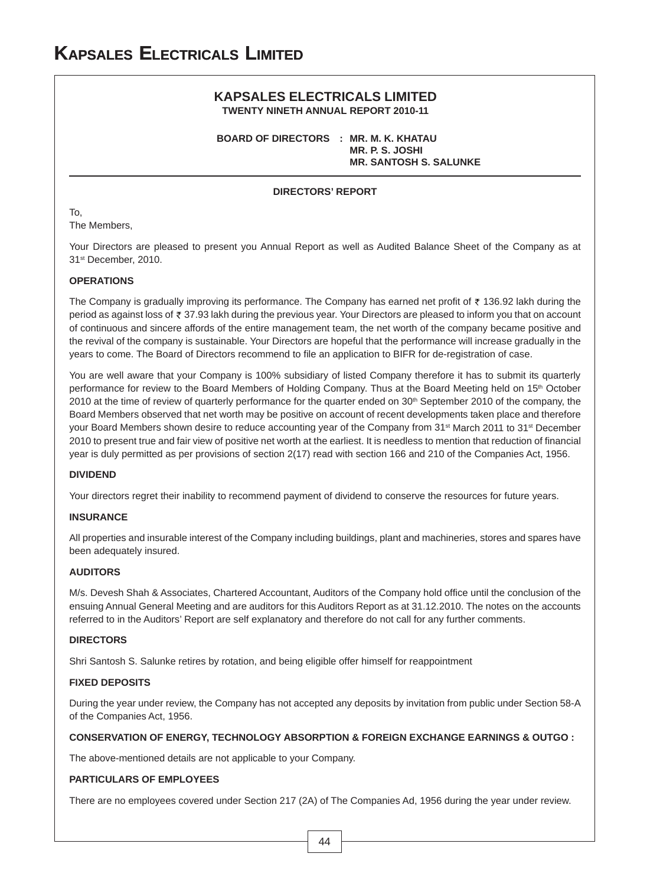## KAPSALES ELECTRICALS LIMITED

**TWENTY NINETH ANNUAL REPORT 2010-11**

**BOARD OF DIRECTORS : MR. M. K. KHATAU**
**MR. P. S. JOSHI**
**MR. SANTOSH S. SALUNKE**

### DIRECTORS' REPORT

To,
The Members,

Your Directors are pleased to present you Annual Report as well as Audited Balance Sheet of the Company as at 31st December, 2010.

**OPERATIONS**

The Company is gradually improving its performance. The Company has earned net profit of ₹ 136.92 lakh during the period as against loss of ₹ 37.93 lakh during the previous year. Your Directors are pleased to inform you that on account of continuous and sincere affords of the entire management team, the net worth of the company became positive and the revival of the company is sustainable. Your Directors are hopeful that the performance will increase gradually in the years to come. The Board of Directors recommend to file an application to BIFR for de-registration of case.

You are well aware that your Company is 100% subsidiary of listed Company therefore it has to submit its quarterly performance for review to the Board Members of Holding Company. Thus at the Board Meeting held on 15th October 2010 at the time of review of quarterly performance for the quarter ended on 30th September 2010 of the company, the Board Members observed that net worth may be positive on account of recent developments taken place and therefore your Board Members shown desire to reduce accounting year of the Company from 31st March 2011 to 31st December 2010 to present true and fair view of positive net worth at the earliest. It is needless to mention that reduction of financial year is duly permitted as per provisions of section 2(17) read with section 166 and 210 of the Companies Act, 1956.

**DIVIDEND**

Your directors regret their inability to recommend payment of dividend to conserve the resources for future years.

**INSURANCE**

All properties and insurable interest of the Company including buildings, plant and machineries, stores and spares have been adequately insured.

**AUDITORS**

M/s. Devesh Shah & Associates, Chartered Accountant, Auditors of the Company hold office until the conclusion of the ensuing Annual General Meeting and are auditors for this Auditors Report as at 31.12.2010. The notes on the accounts referred to in the Auditors' Report are self explanatory and therefore do not call for any further comments.

**DIRECTORS**

Shri Santosh S. Salunke retires by rotation, and being eligible offer himself for reappointment

**FIXED DEPOSITS**

During the year under review, the Company has not accepted any deposits by invitation from public under Section 58-A of the Companies Act, 1956.

**CONSERVATION OF ENERGY, TECHNOLOGY ABSORPTION & FOREIGN EXCHANGE EARNINGS & OUTGO :**

The above-mentioned details are not applicable to your Company.

**PARTICULARS OF EMPLOYEES**

There are no employees covered under Section 217 (2A) of The Companies Ad, 1956 during the year under review.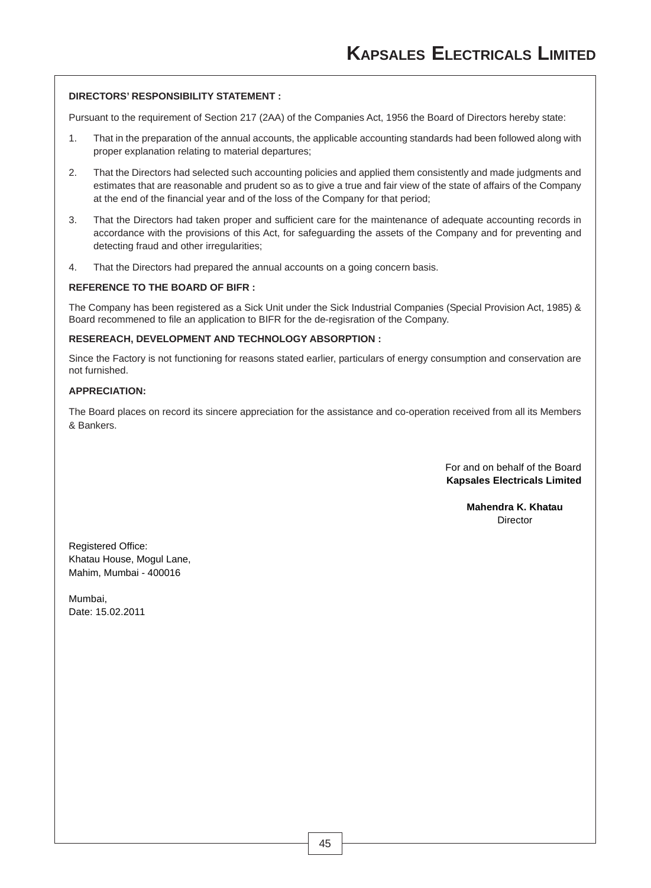**DIRECTORS' RESPONSIBILITY STATEMENT :**

Pursuant to the requirement of Section 217 (2AA) of the Companies Act, 1956 the Board of Directors hereby state:

1. That in the preparation of the annual accounts, the applicable accounting standards had been followed along with proper explanation relating to material departures;
2. That the Directors had selected such accounting policies and applied them consistently and made judgments and estimates that are reasonable and prudent so as to give a true and fair view of the state of affairs of the Company at the end of the financial year and of the loss of the Company for that period;
3. That the Directors had taken proper and sufficient care for the maintenance of adequate accounting records in accordance with the provisions of this Act, for safeguarding the assets of the Company and for preventing and detecting fraud and other irregularities;
4. That the Directors had prepared the annual accounts on a going concern basis.

**REFERENCE TO THE BOARD OF BIFR :**

The Company has been registered as a Sick Unit under the Sick Industrial Companies (Special Provision Act, 1985) & Board recommened to file an application to BIFR for the de-regisration of the Company.

**RESEREACH, DEVELOPMENT AND TECHNOLOGY ABSORPTION :**

Since the Factory is not functioning for reasons stated earlier, particulars of energy consumption and conservation are not furnished.

**APPRECIATION:**

The Board places on record its sincere appreciation for the assistance and co-operation received from all its Members & Bankers.

For and on behalf of the Board
**Kapsales Electricals Limited**

**Mahendra K. Khatau**
Director

Registered Office:
Khatau House, Mogul Lane,
Mahim, Mumbai - 400016

Mumbai,
Date: 15.02.2011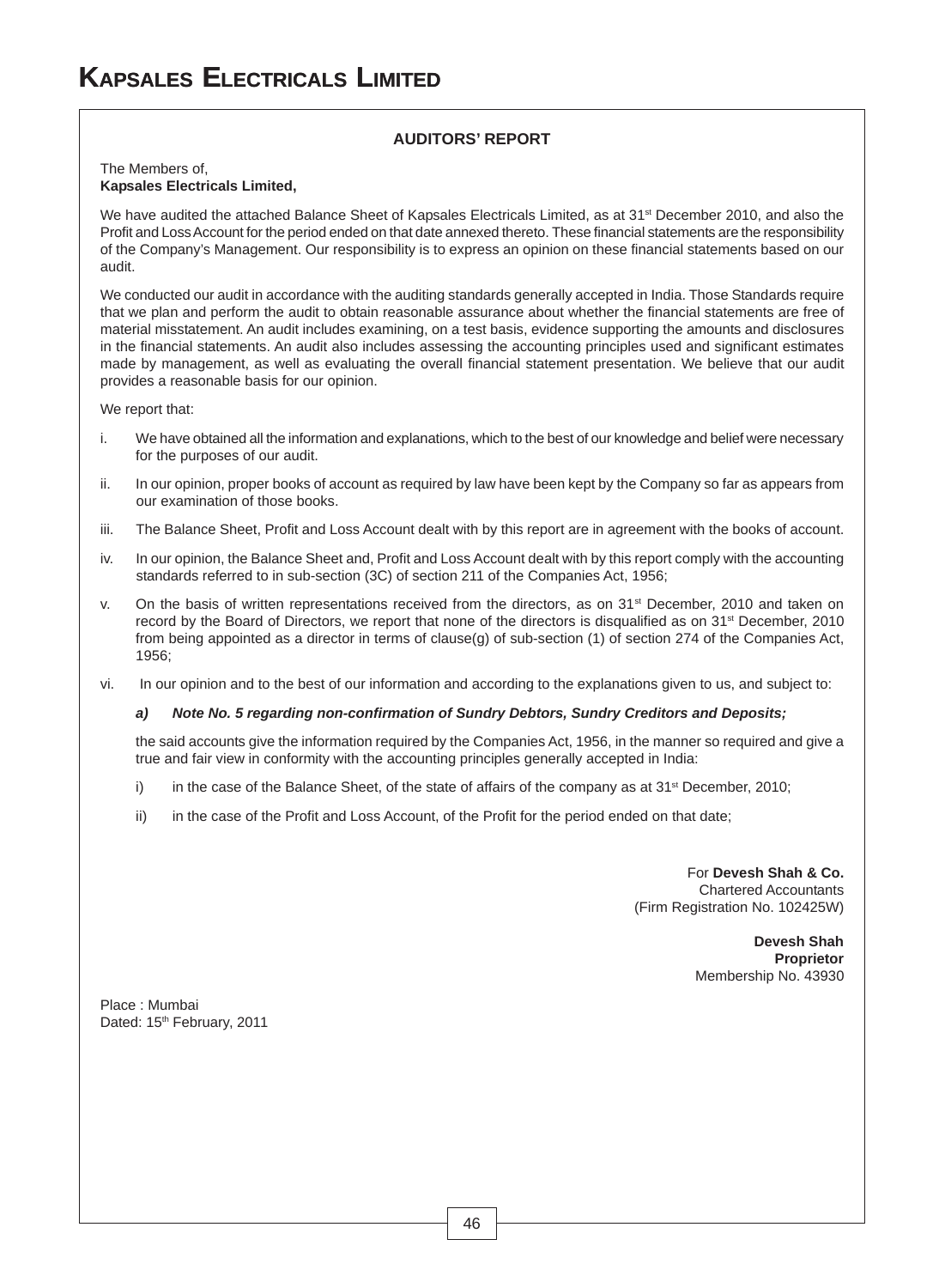## AUDITORS' REPORT

The Members of,
**Kapsales Electricals Limited,**

We have audited the attached Balance Sheet of Kapsales Electricals Limited, as at 31st December 2010, and also the Profit and Loss Account for the period ended on that date annexed thereto. These financial statements are the responsibility of the Company's Management. Our responsibility is to express an opinion on these financial statements based on our audit.

We conducted our audit in accordance with the auditing standards generally accepted in India. Those Standards require that we plan and perform the audit to obtain reasonable assurance about whether the financial statements are free of material misstatement. An audit includes examining, on a test basis, evidence supporting the amounts and disclosures in the financial statements. An audit also includes assessing the accounting principles used and significant estimates made by management, as well as evaluating the overall financial statement presentation. We believe that our audit provides a reasonable basis for our opinion.

We report that:

i. We have obtained all the information and explanations, which to the best of our knowledge and belief were necessary for the purposes of our audit.

ii. In our opinion, proper books of account as required by law have been kept by the Company so far as appears from our examination of those books.

iii. The Balance Sheet, Profit and Loss Account dealt with by this report are in agreement with the books of account.

iv. In our opinion, the Balance Sheet and, Profit and Loss Account dealt with by this report comply with the accounting standards referred to in sub-section (3C) of section 211 of the Companies Act, 1956;

v. On the basis of written representations received from the directors, as on 31st December, 2010 and taken on record by the Board of Directors, we report that none of the directors is disqualified as on 31st December, 2010 from being appointed as a director in terms of clause(g) of sub-section (1) of section 274 of the Companies Act, 1956;

vi. In our opinion and to the best of our information and according to the explanations given to us, and subject to:

***a) Note No. 5 regarding non-confirmation of Sundry Debtors, Sundry Creditors and Deposits;***

the said accounts give the information required by the Companies Act, 1956, in the manner so required and give a true and fair view in conformity with the accounting principles generally accepted in India:

i) in the case of the Balance Sheet, of the state of affairs of the company as at 31st December, 2010;

ii) in the case of the Profit and Loss Account, of the Profit for the period ended on that date;

For **Devesh Shah & Co.**
Chartered Accountants
(Firm Registration No. 102425W)

**Devesh Shah**
**Proprietor**
Membership No. 43930

Place : Mumbai
Dated: 15th February, 2011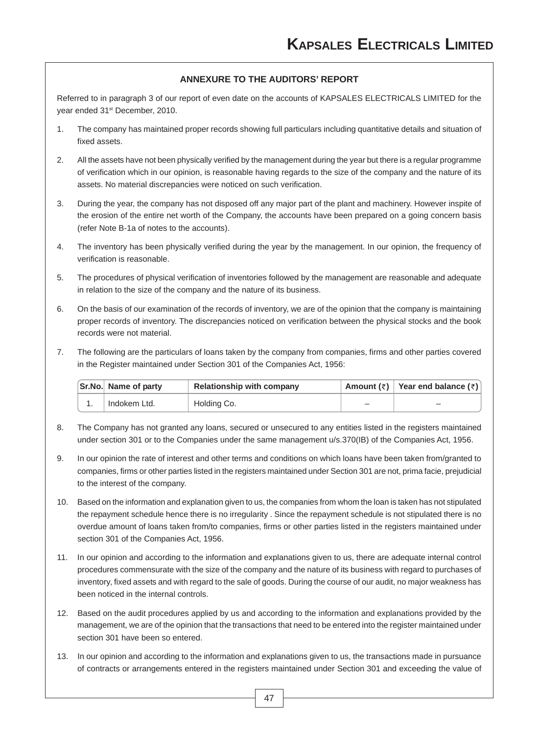## ANNEXURE TO THE AUDITORS' REPORT

Referred to in paragraph 3 of our report of even date on the accounts of KAPSALES ELECTRICALS LIMITED for the year ended 31st December, 2010.

1. The company has maintained proper records showing full particulars including quantitative details and situation of fixed assets.

2. All the assets have not been physically verified by the management during the year but there is a regular programme of verification which in our opinion, is reasonable having regards to the size of the company and the nature of its assets. No material discrepancies were noticed on such verification.

3. During the year, the company has not disposed off any major part of the plant and machinery. However inspite of the erosion of the entire net worth of the Company, the accounts have been prepared on a going concern basis (refer Note B-1a of notes to the accounts).

4. The inventory has been physically verified during the year by the management. In our opinion, the frequency of verification is reasonable.

5. The procedures of physical verification of inventories followed by the management are reasonable and adequate in relation to the size of the company and the nature of its business.

6. On the basis of our examination of the records of inventory, we are of the opinion that the company is maintaining proper records of inventory. The discrepancies noticed on verification between the physical stocks and the book records were not material.

7. The following are the particulars of loans taken by the company from companies, firms and other parties covered in the Register maintained under Section 301 of the Companies Act, 1956:

| Sr.No. | Name of party | Relationship with company | Amount (₹) | Year end balance (₹) |
|---|---|---|---|---|
| 1. | Indokem Ltd. | Holding Co. | – | – |

8. The Company has not granted any loans, secured or unsecured to any entities listed in the registers maintained under section 301 or to the Companies under the same management u/s.370(IB) of the Companies Act, 1956.

9. In our opinion the rate of interest and other terms and conditions on which loans have been taken from/granted to companies, firms or other parties listed in the registers maintained under Section 301 are not, prima facie, prejudicial to the interest of the company.

10. Based on the information and explanation given to us, the companies from whom the loan is taken has not stipulated the repayment schedule hence there is no irregularity . Since the repayment schedule is not stipulated there is no overdue amount of loans taken from/to companies, firms or other parties listed in the registers maintained under section 301 of the Companies Act, 1956.

11. In our opinion and according to the information and explanations given to us, there are adequate internal control procedures commensurate with the size of the company and the nature of its business with regard to purchases of inventory, fixed assets and with regard to the sale of goods. During the course of our audit, no major weakness has been noticed in the internal controls.

12. Based on the audit procedures applied by us and according to the information and explanations provided by the management, we are of the opinion that the transactions that need to be entered into the register maintained under section 301 have been so entered.

13. In our opinion and according to the information and explanations given to us, the transactions made in pursuance of contracts or arrangements entered in the registers maintained under Section 301 and exceeding the value of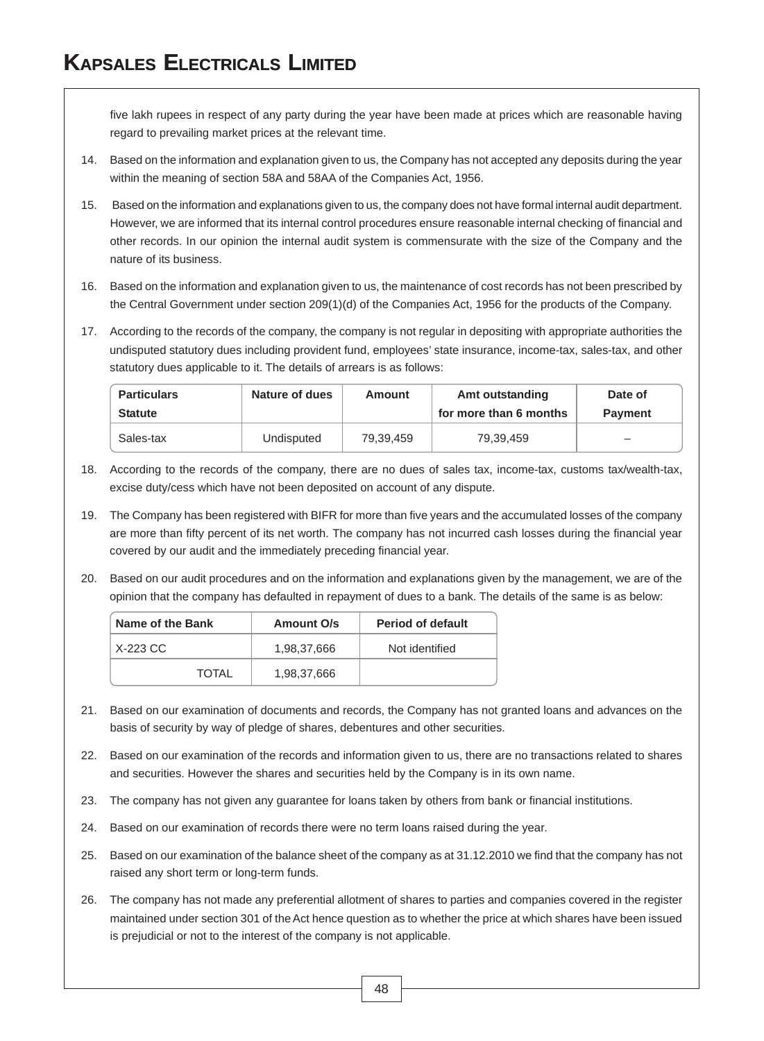five lakh rupees in respect of any party during the year have been made at prices which are reasonable having regard to prevailing market prices at the relevant time.

14. Based on the information and explanation given to us, the Company has not accepted any deposits during the year within the meaning of section 58A and 58AA of the Companies Act, 1956.

15. Based on the information and explanations given to us, the company does not have formal internal audit department. However, we are informed that its internal control procedures ensure reasonable internal checking of financial and other records. In our opinion the internal audit system is commensurate with the size of the Company and the nature of its business.

16. Based on the information and explanation given to us, the maintenance of cost records has not been prescribed by the Central Government under section 209(1)(d) of the Companies Act, 1956 for the products of the Company.

17. According to the records of the company, the company is not regular in depositing with appropriate authorities the undisputed statutory dues including provident fund, employees' state insurance, income-tax, sales-tax, and other statutory dues applicable to it. The details of arrears is as follows:

| Particulars Statute | Nature of dues | Amount | Amt outstanding for more than 6 months | Date of Payment |
|---|---|---|---|---|
| Sales-tax | Undisputed | 79,39,459 | 79,39,459 | – |

18. According to the records of the company, there are no dues of sales tax, income-tax, customs tax/wealth-tax, excise duty/cess which have not been deposited on account of any dispute.

19. The Company has been registered with BIFR for more than five years and the accumulated losses of the company are more than fifty percent of its net worth. The company has not incurred cash losses during the financial year covered by our audit and the immediately preceding financial year.

20. Based on our audit procedures and on the information and explanations given by the management, we are of the opinion that the company has defaulted in repayment of dues to a bank. The details of the same is as below:

| Name of the Bank | Amount O/s | Period of default |
|---|---|---|
| X-223 CC | 1,98,37,666 | Not identified |
| TOTAL | 1,98,37,666 | |

21. Based on our examination of documents and records, the Company has not granted loans and advances on the basis of security by way of pledge of shares, debentures and other securities.

22. Based on our examination of the records and information given to us, there are no transactions related to shares and securities. However the shares and securities held by the Company is in its own name.

23. The company has not given any guarantee for loans taken by others from bank or financial institutions.

24. Based on our examination of records there were no term loans raised during the year.

25. Based on our examination of the balance sheet of the company as at 31.12.2010 we find that the company has not raised any short term or long-term funds.

26. The company has not made any preferential allotment of shares to parties and companies covered in the register maintained under section 301 of the Act hence question as to whether the price at which shares have been issued is prejudicial or not to the interest of the company is not applicable.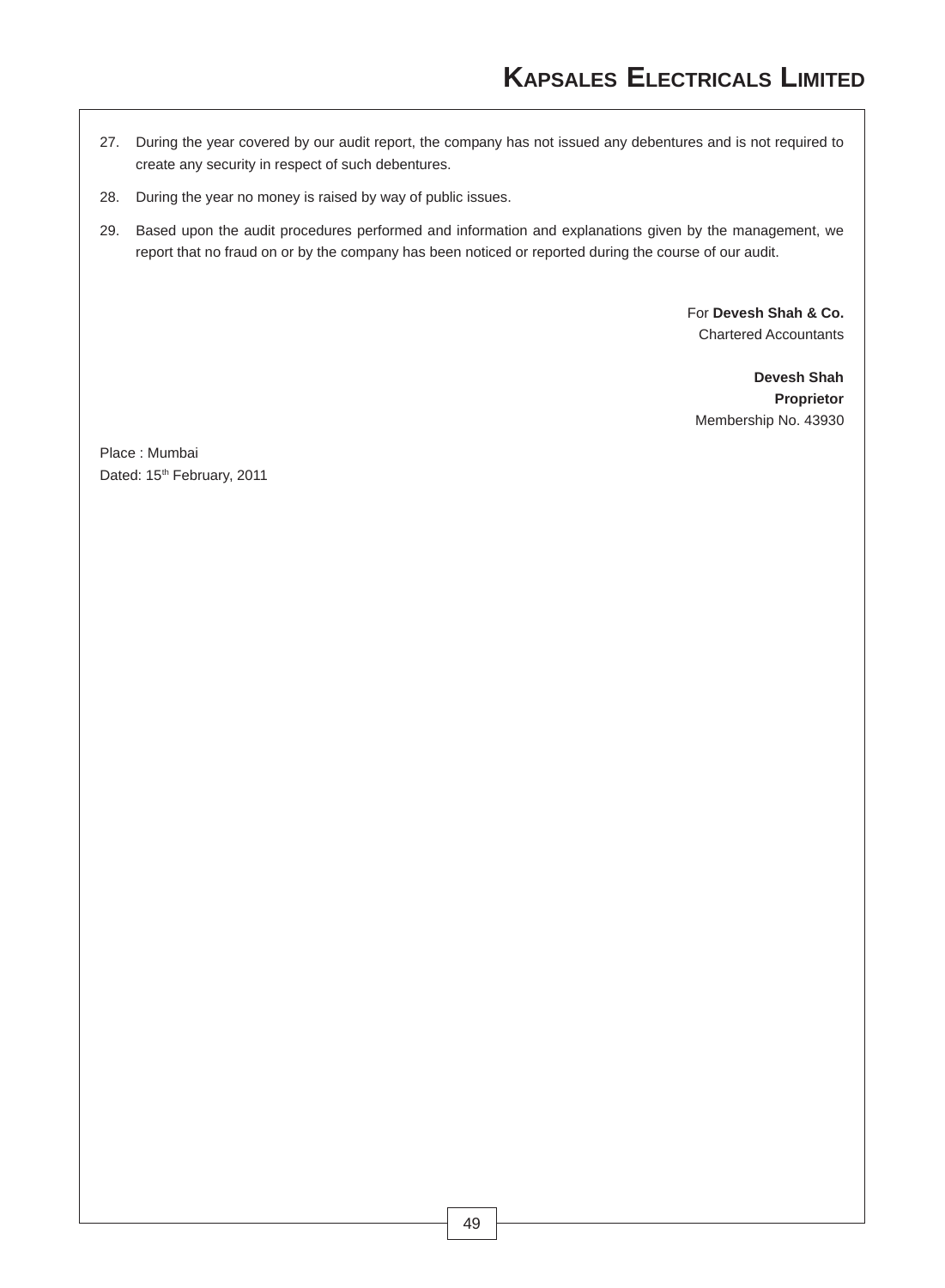27. During the year covered by our audit report, the company has not issued any debentures and is not required to create any security in respect of such debentures.

28. During the year no money is raised by way of public issues.

29. Based upon the audit procedures performed and information and explanations given by the management, we report that no fraud on or by the company has been noticed or reported during the course of our audit.

For **Devesh Shah & Co.**
Chartered Accountants

**Devesh Shah**
**Proprietor**
Membership No. 43930

Place : Mumbai
Dated: 15th February, 2011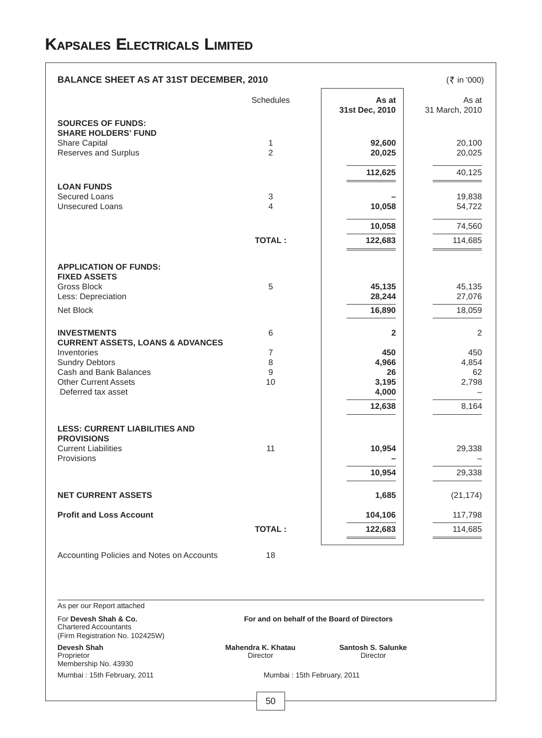# KAPSALES ELECTRICALS LIMITED

## BALANCE SHEET AS AT 31ST DECEMBER, 2010

(₹ in '000)

| | Schedules | As at 31st Dec, 2010 | As at 31 March, 2010 |
|---|---|---|---|
| **SOURCES OF FUNDS:** | | | |
| **SHARE HOLDERS' FUND** | | | |
| Share Capital | 1 | **92,600** | 20,100 |
| Reserves and Surplus | 2 | **20,025** | 20,025 |
| | | **112,625** | 40,125 |
| **LOAN FUNDS** | | | |
| Secured Loans | 3 | **–** | 19,838 |
| Unsecured Loans | 4 | **10,058** | 54,722 |
| | | **10,058** | 74,560 |
| | **TOTAL :** | **122,683** | 114,685 |
| **APPLICATION OF FUNDS:** | | | |
| **FIXED ASSETS** | | | |
| Gross Block | 5 | **45,135** | 45,135 |
| Less: Depreciation | | **28,244** | 27,076 |
| Net Block | | **16,890** | 18,059 |
| **INVESTMENTS** | 6 | **2** | 2 |
| **CURRENT ASSETS, LOANS & ADVANCES** | | | |
| Inventories | 7 | **450** | 450 |
| Sundry Debtors | 8 | **4,966** | 4,854 |
| Cash and Bank Balances | 9 | **26** | 62 |
| Other Current Assets | 10 | **3,195** | 2,798 |
| Deferred tax asset | | **4,000** | – |
| | | **12,638** | 8,164 |
| **LESS: CURRENT LIABILITIES AND PROVISIONS** | | | |
| Current Liabilities | 11 | **10,954** | 29,338 |
| Provisions | | **–** | – |
| | | **10,954** | 29,338 |
| **NET CURRENT ASSETS** | | **1,685** | (21,174) |
| **Profit and Loss Account** | | **104,106** | 117,798 |
| | **TOTAL :** | **122,683** | 114,685 |

Accounting Policies and Notes on Accounts 18

As per our Report attached

For **Devesh Shah & Co.**
Chartered Accountants
(Firm Registration No. 102425W)

**Devesh Shah**
Proprietor
Membership No. 43930

Mumbai : 15th February, 2011

**For and on behalf of the Board of Directors**

**Mahendra K. Khatau**
Director

**Santosh S. Salunke**
Director

Mumbai : 15th February, 2011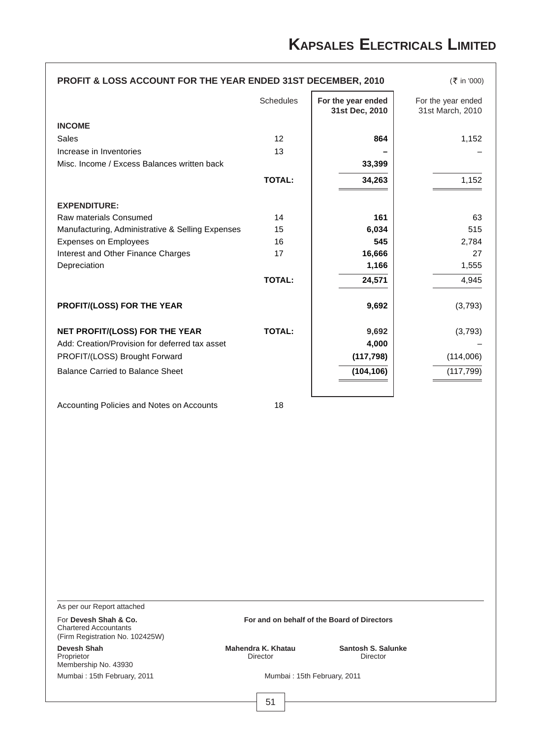## PROFIT & LOSS ACCOUNT FOR THE YEAR ENDED 31ST DECEMBER, 2010

(₹ in '000)

| | Schedules | For the year ended 31st Dec, 2010 | For the year ended 31st March, 2010 |
|---|---|---|---|
| **INCOME** | | | |
| Sales | 12 | **864** | 1,152 |
| Increase in Inventories | 13 | **–** | – |
| Misc. Income / Excess Balances written back | | **33,399** | |
| | **TOTAL:** | **34,263** | 1,152 |
| **EXPENDITURE:** | | | |
| Raw materials Consumed | 14 | **161** | 63 |
| Manufacturing, Administrative & Selling Expenses | 15 | **6,034** | 515 |
| Expenses on Employees | 16 | **545** | 2,784 |
| Interest and Other Finance Charges | 17 | **16,666** | 27 |
| Depreciation | | **1,166** | 1,555 |
| | **TOTAL:** | **24,571** | 4,945 |
| **PROFIT/(LOSS) FOR THE YEAR** | | **9,692** | (3,793) |
| **NET PROFIT/(LOSS) FOR THE YEAR** | **TOTAL:** | **9,692** | (3,793) |
| Add: Creation/Provision for deferred tax asset | | **4,000** | – |
| PROFIT/(LOSS) Brought Forward | | **(117,798)** | (114,006) |
| Balance Carried to Balance Sheet | | **(104,106)** | (117,799) |

Accounting Policies and Notes on Accounts 18

As per our Report attached

For **Devesh Shah & Co.**
Chartered Accountants
(Firm Registration No. 102425W)

**Devesh Shah**
Proprietor
Membership No. 43930

Mumbai : 15th February, 2011

**For and on behalf of the Board of Directors**

**Mahendra K. Khatau**
Director

**Santosh S. Salunke**
Director

Mumbai : 15th February, 2011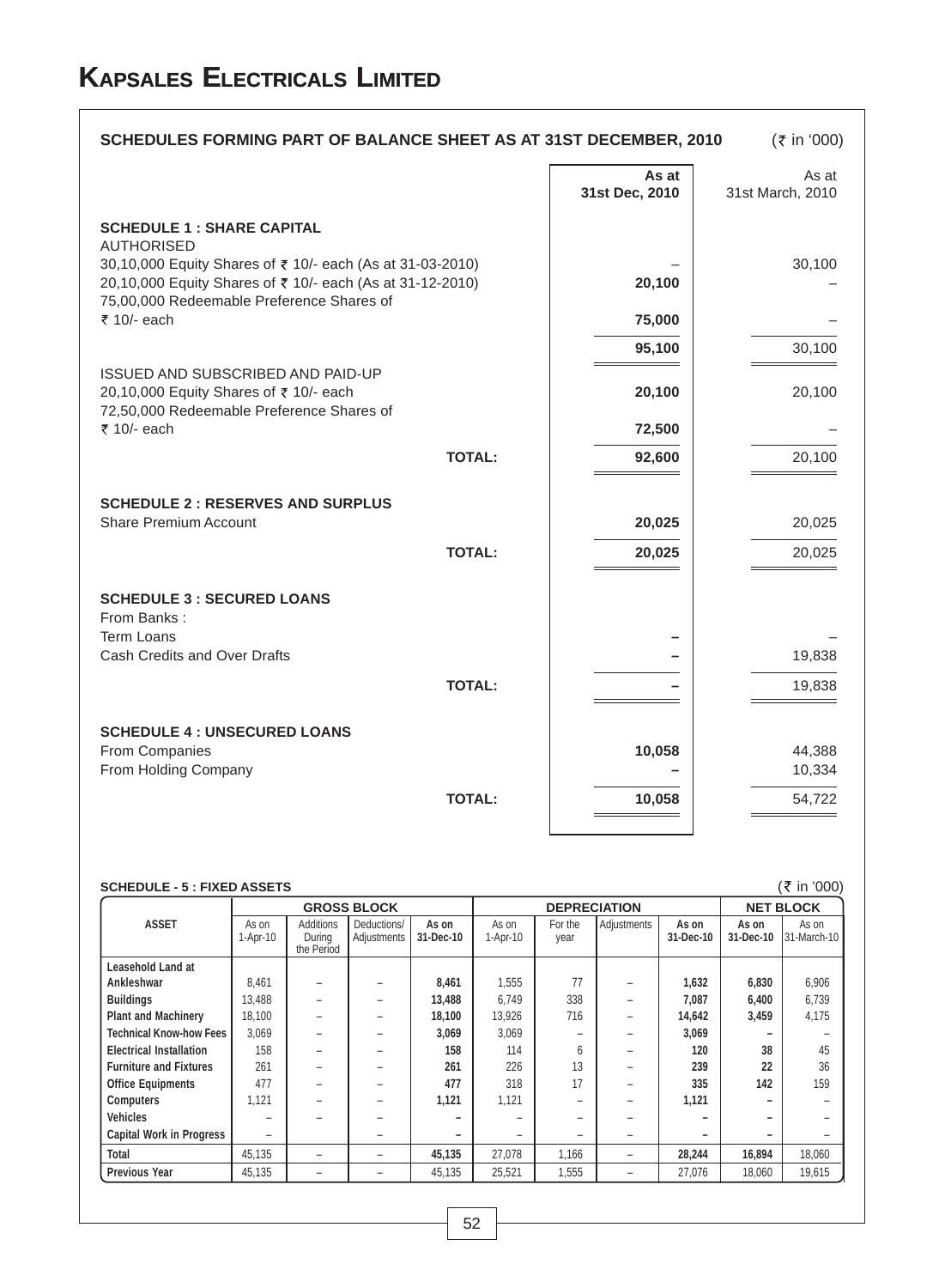# KAPSALES ELECTRICALS LIMITED

## SCHEDULES FORMING PART OF BALANCE SHEET AS AT 31ST DECEMBER, 2010

(₹ in '000)

| | As at 31st Dec, 2010 | As at 31st March, 2010 |
|---|---|---|
| **SCHEDULE 1 : SHARE CAPITAL** | | |
| AUTHORISED | | |
| 30,10,000 Equity Shares of ₹ 10/- each (As at 31-03-2010) | – | 30,100 |
| 20,10,000 Equity Shares of ₹ 10/- each (As at 31-12-2010) | **20,100** | – |
| 75,00,000 Redeemable Preference Shares of ₹ 10/- each | **75,000** | – |
| | **95,100** | 30,100 |
| ISSUED AND SUBSCRIBED AND PAID-UP | | |
| 20,10,000 Equity Shares of ₹ 10/- each | **20,100** | 20,100 |
| 72,50,000 Redeemable Preference Shares of ₹ 10/- each | **72,500** | – |
| **TOTAL:** | **92,600** | 20,100 |
| **SCHEDULE 2 : RESERVES AND SURPLUS** | | |
| Share Premium Account | **20,025** | 20,025 |
| **TOTAL:** | **20,025** | 20,025 |
| **SCHEDULE 3 : SECURED LOANS** | | |
| From Banks : | | |
| Term Loans | **–** | – |
| Cash Credits and Over Drafts | **–** | 19,838 |
| **TOTAL:** | **–** | 19,838 |
| **SCHEDULE 4 : UNSECURED LOANS** | | |
| From Companies | **10,058** | 44,388 |
| From Holding Company | **–** | 10,334 |
| **TOTAL:** | **10,058** | 54,722 |

### SCHEDULE - 5 : FIXED ASSETS

(₹ in '000)

| ASSET | GROSS BLOCK | | | | DEPRECIATION | | | | NET BLOCK | |
|---|---|---|---|---|---|---|---|---|---|---|
| | As on 1-Apr-10 | Additions During the Period | Deductions/ Adjustments | As on 31-Dec-10 | As on 1-Apr-10 | For the year | Adjustments | As on 31-Dec-10 | As on 31-Dec-10 | As on 31-March-10 |
| Leasehold Land at Ankleshwar | 8,461 | – | – | **8,461** | 1,555 | 77 | – | **1,632** | **6,830** | 6,906 |
| Buildings | 13,488 | – | – | **13,488** | 6,749 | 338 | – | **7,087** | **6,400** | 6,739 |
| Plant and Machinery | 18,100 | – | – | **18,100** | 13,926 | 716 | – | **14,642** | **3,459** | 4,175 |
| Technical Know-how Fees | 3,069 | – | – | **3,069** | 3,069 | – | – | **3,069** | **–** | – |
| Electrical Installation | 158 | – | – | **158** | 114 | 6 | – | **120** | **38** | 45 |
| Furniture and Fixtures | 261 | – | – | **261** | 226 | 13 | – | **239** | **22** | 36 |
| Office Equipments | 477 | – | – | **477** | 318 | 17 | – | **335** | **142** | 159 |
| Computers | 1,121 | – | – | **1,121** | 1,121 | – | – | **1,121** | **–** | – |
| Vehicles | – | – | – | **–** | – | – | – | **–** | **–** | – |
| Capital Work in Progress | – | | – | **–** | – | – | – | **–** | **–** | – |
| Total | 45,135 | – | – | **45,135** | 27,078 | 1,166 | – | **28,244** | **16,894** | 18,060 |
| Previous Year | 45,135 | – | – | 45,135 | 25,521 | 1,555 | – | 27,076 | 18,060 | 19,615 |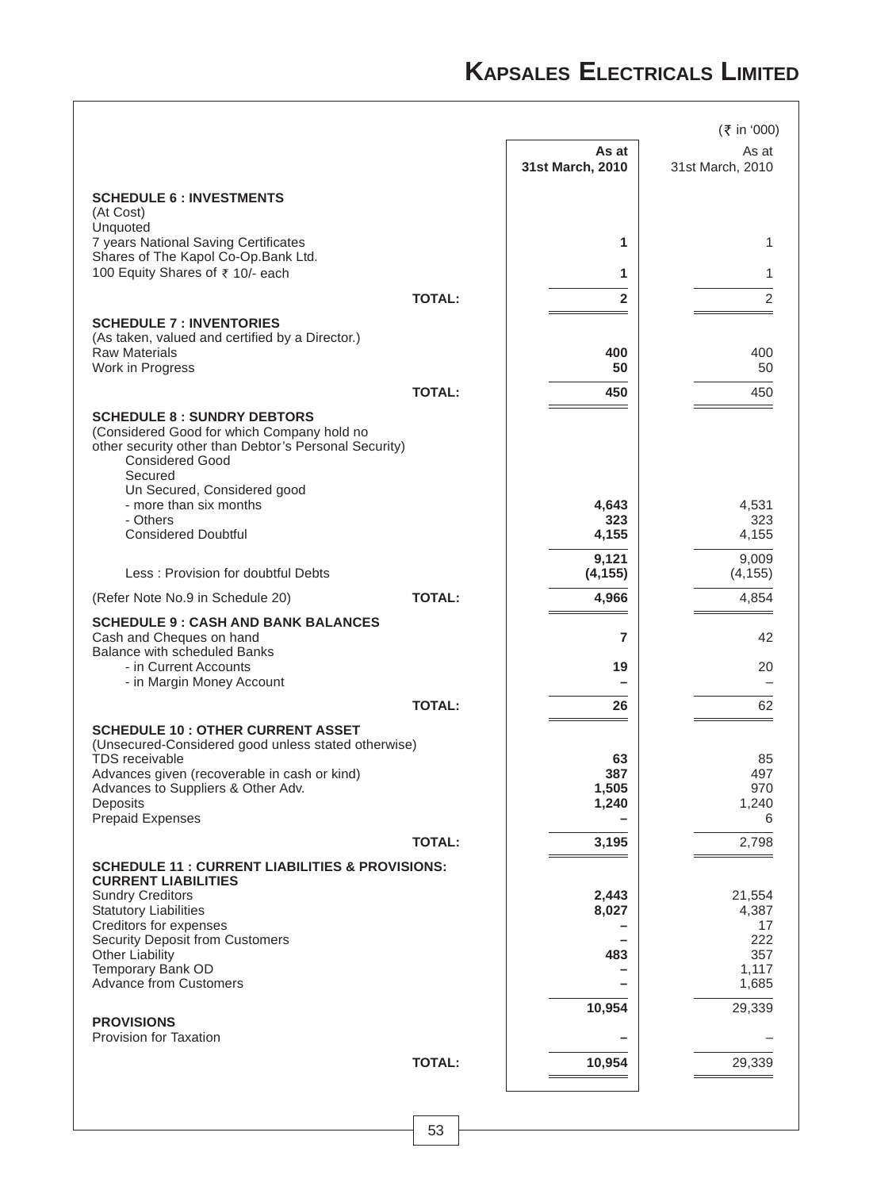(₹ in '000)

| | As at 31st March, 2010 | As at 31st March, 2010 |
|---|---|---|
| **SCHEDULE 6 : INVESTMENTS** | | |
| (At Cost) | | |
| Unquoted | | |
| 7 years National Saving Certificates | **1** | 1 |
| Shares of The Kapol Co-Op.Bank Ltd. | | |
| 100 Equity Shares of ₹ 10/- each | **1** | 1 |
| **TOTAL:** | **2** | 2 |
| **SCHEDULE 7 : INVENTORIES** | | |
| (As taken, valued and certified by a Director.) | | |
| Raw Materials | **400** | 400 |
| Work in Progress | **50** | 50 |
| **TOTAL:** | **450** | 450 |
| **SCHEDULE 8 : SUNDRY DEBTORS** | | |
| (Considered Good for which Company hold no other security other than Debtor's Personal Security) | | |
| Considered Good | | |
| Secured | | |
| Un Secured, Considered good | | |
| - more than six months | **4,643** | 4,531 |
| - Others | **323** | 323 |
| Considered Doubtful | **4,155** | 4,155 |
| | **9,121** | 9,009 |
| Less : Provision for doubtful Debts | **(4,155)** | (4,155) |
| (Refer Note No.9 in Schedule 20) **TOTAL:** | **4,966** | 4,854 |
| **SCHEDULE 9 : CASH AND BANK BALANCES** | | |
| Cash and Cheques on hand | **7** | 42 |
| Balance with scheduled Banks | | |
| - in Current Accounts | **19** | 20 |
| - in Margin Money Account | **–** | – |
| **TOTAL:** | **26** | 62 |
| **SCHEDULE 10 : OTHER CURRENT ASSET** | | |
| (Unsecured-Considered good unless stated otherwise) | | |
| TDS receivable | **63** | 85 |
| Advances given (recoverable in cash or kind) | **387** | 497 |
| Advances to Suppliers & Other Adv. | **1,505** | 970 |
| Deposits | **1,240** | 1,240 |
| Prepaid Expenses | **–** | 6 |
| **TOTAL:** | **3,195** | 2,798 |
| **SCHEDULE 11 : CURRENT LIABILITIES & PROVISIONS:** | | |
| **CURRENT LIABILITIES** | | |
| Sundry Creditors | **2,443** | 21,554 |
| Statutory Liabilities | **8,027** | 4,387 |
| Creditors for expenses | **–** | 17 |
| Security Deposit from Customers | **–** | 222 |
| Other Liability | **483** | 357 |
| Temporary Bank OD | **–** | 1,117 |
| Advance from Customers | **–** | 1,685 |
| | **10,954** | 29,339 |
| **PROVISIONS** | | |
| Provision for Taxation | **–** | – |
| **TOTAL:** | **10,954** | 29,339 |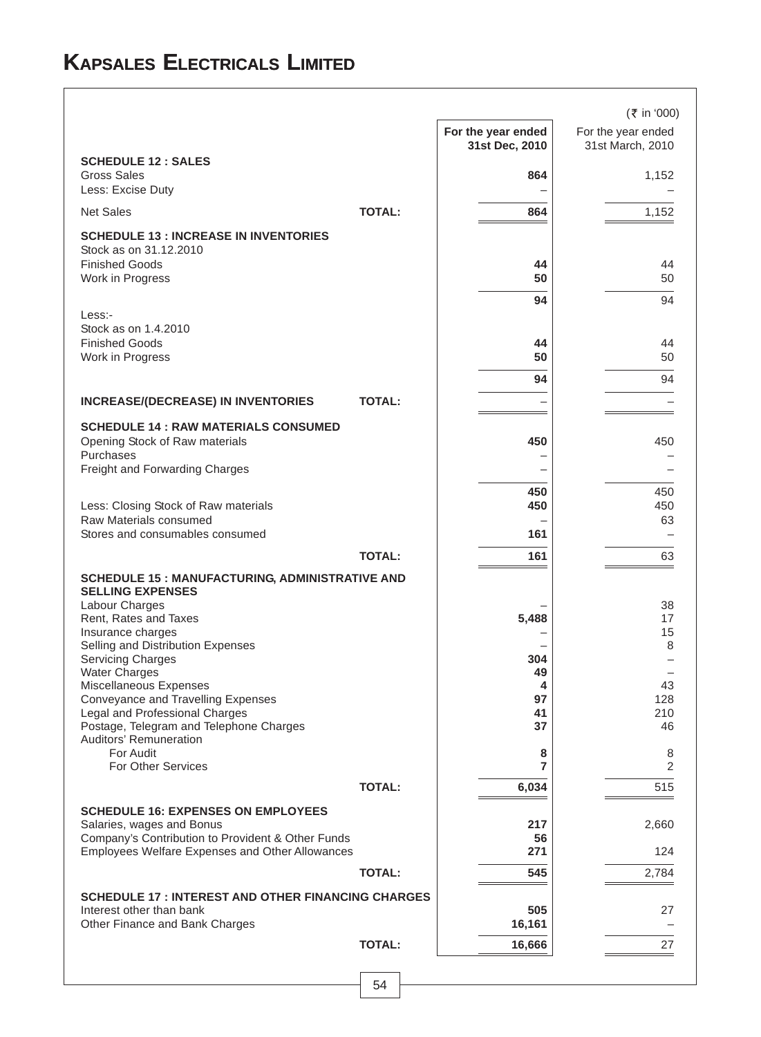# KAPSALES ELECTRICALS LIMITED

(₹ in '000)

| | | For the year ended 31st Dec, 2010 | For the year ended 31st March, 2010 |
|---|---|---|---|
| **SCHEDULE 12 : SALES** | | | |
| Gross Sales | | **864** | 1,152 |
| Less: Excise Duty | | – | – |
| Net Sales | **TOTAL:** | **864** | 1,152 |
| **SCHEDULE 13 : INCREASE IN INVENTORIES** | | | |
| Stock as on 31.12.2010 | | | |
| Finished Goods | | **44** | 44 |
| Work in Progress | | **50** | 50 |
| | | **94** | 94 |
| Less:- | | | |
| Stock as on 1.4.2010 | | | |
| Finished Goods | | **44** | 44 |
| Work in Progress | | **50** | 50 |
| | | **94** | 94 |
| **INCREASE/(DECREASE) IN INVENTORIES** | **TOTAL:** | – | – |
| **SCHEDULE 14 : RAW MATERIALS CONSUMED** | | | |
| Opening Stock of Raw materials | | **450** | 450 |
| Purchases | | – | – |
| Freight and Forwarding Charges | | – | – |
| | | **450** | 450 |
| Less: Closing Stock of Raw materials | | **450** | 450 |
| Raw Materials consumed | | – | 63 |
| Stores and consumables consumed | | **161** | – |
| | **TOTAL:** | **161** | 63 |
| **SCHEDULE 15 : MANUFACTURING, ADMINISTRATIVE AND SELLING EXPENSES** | | | |
| Labour Charges | | – | 38 |
| Rent, Rates and Taxes | | **5,488** | 17 |
| Insurance charges | | – | 15 |
| Selling and Distribution Expenses | | – | 8 |
| Servicing Charges | | **304** | – |
| Water Charges | | **49** | – |
| Miscellaneous Expenses | | **4** | 43 |
| Conveyance and Travelling Expenses | | **97** | 128 |
| Legal and Professional Charges | | **41** | 210 |
| Postage, Telegram and Telephone Charges | | **37** | 46 |
| Auditors' Remuneration | | | |
| For Audit | | **8** | 8 |
| For Other Services | | **7** | 2 |
| | **TOTAL:** | **6,034** | 515 |
| **SCHEDULE 16: EXPENSES ON EMPLOYEES** | | | |
| Salaries, wages and Bonus | | **217** | 2,660 |
| Company's Contribution to Provident & Other Funds | | **56** | |
| Employees Welfare Expenses and Other Allowances | | **271** | 124 |
| | **TOTAL:** | **545** | 2,784 |
| **SCHEDULE 17 : INTEREST AND OTHER FINANCING CHARGES** | | | |
| Interest other than bank | | **505** | 27 |
| Other Finance and Bank Charges | | **16,161** | – |
| | **TOTAL:** | **16,666** | 27 |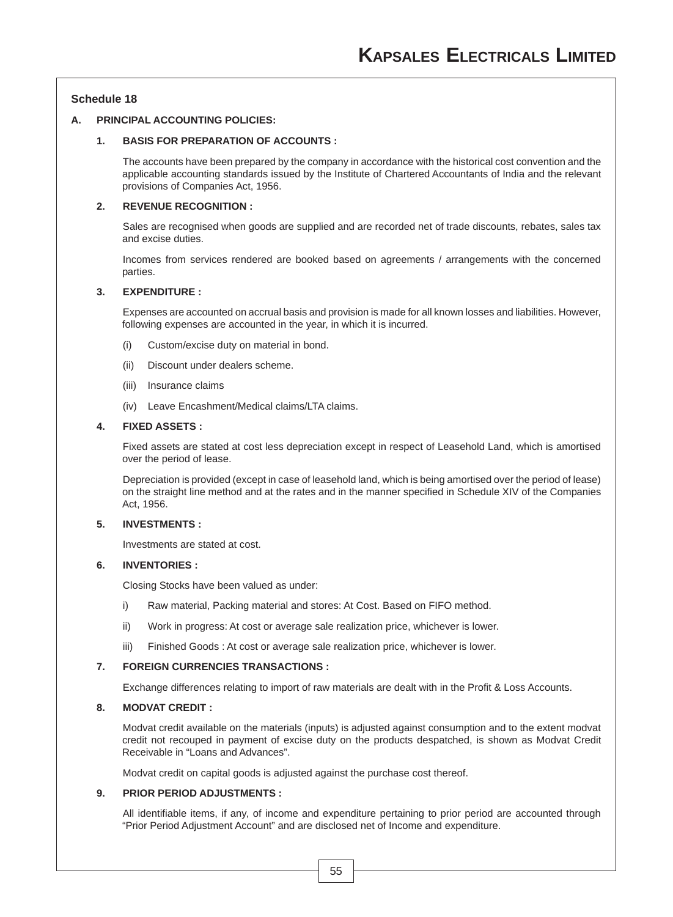## Schedule 18

### A. PRINCIPAL ACCOUNTING POLICIES:

**1. BASIS FOR PREPARATION OF ACCOUNTS :**

The accounts have been prepared by the company in accordance with the historical cost convention and the applicable accounting standards issued by the Institute of Chartered Accountants of India and the relevant provisions of Companies Act, 1956.

**2. REVENUE RECOGNITION :**

Sales are recognised when goods are supplied and are recorded net of trade discounts, rebates, sales tax and excise duties.

Incomes from services rendered are booked based on agreements / arrangements with the concerned parties.

**3. EXPENDITURE :**

Expenses are accounted on accrual basis and provision is made for all known losses and liabilities. However, following expenses are accounted in the year, in which it is incurred.

(i) Custom/excise duty on material in bond.

(ii) Discount under dealers scheme.

(iii) Insurance claims

(iv) Leave Encashment/Medical claims/LTA claims.

**4. FIXED ASSETS :**

Fixed assets are stated at cost less depreciation except in respect of Leasehold Land, which is amortised over the period of lease.

Depreciation is provided (except in case of leasehold land, which is being amortised over the period of lease) on the straight line method and at the rates and in the manner specified in Schedule XIV of the Companies Act, 1956.

**5. INVESTMENTS :**

Investments are stated at cost.

**6. INVENTORIES :**

Closing Stocks have been valued as under:

i) Raw material, Packing material and stores: At Cost. Based on FIFO method.

ii) Work in progress: At cost or average sale realization price, whichever is lower.

iii) Finished Goods : At cost or average sale realization price, whichever is lower.

**7. FOREIGN CURRENCIES TRANSACTIONS :**

Exchange differences relating to import of raw materials are dealt with in the Profit & Loss Accounts.

**8. MODVAT CREDIT :**

Modvat credit available on the materials (inputs) is adjusted against consumption and to the extent modvat credit not recouped in payment of excise duty on the products despatched, is shown as Modvat Credit Receivable in "Loans and Advances".

Modvat credit on capital goods is adjusted against the purchase cost thereof.

**9. PRIOR PERIOD ADJUSTMENTS :**

All identifiable items, if any, of income and expenditure pertaining to prior period are accounted through "Prior Period Adjustment Account" and are disclosed net of Income and expenditure.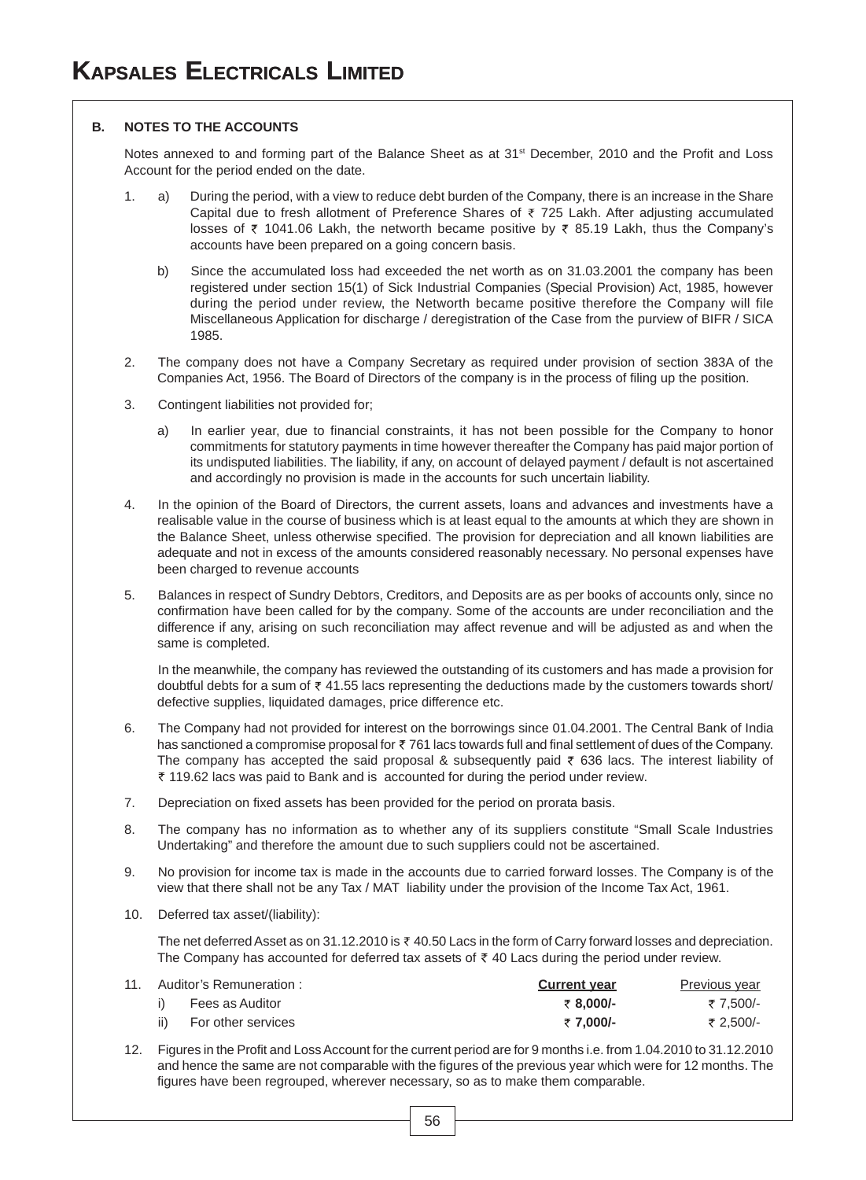## B. NOTES TO THE ACCOUNTS

Notes annexed to and forming part of the Balance Sheet as at 31st December, 2010 and the Profit and Loss Account for the period ended on the date.

1. a) During the period, with a view to reduce debt burden of the Company, there is an increase in the Share Capital due to fresh allotment of Preference Shares of ₹ 725 Lakh. After adjusting accumulated losses of ₹ 1041.06 Lakh, the networth became positive by ₹ 85.19 Lakh, thus the Company's accounts have been prepared on a going concern basis.

   b) Since the accumulated loss had exceeded the net worth as on 31.03.2001 the company has been registered under section 15(1) of Sick Industrial Companies (Special Provision) Act, 1985, however during the period under review, the Networth became positive therefore the Company will file Miscellaneous Application for discharge / deregistration of the Case from the purview of BIFR / SICA 1985.

2. The company does not have a Company Secretary as required under provision of section 383A of the Companies Act, 1956. The Board of Directors of the company is in the process of filing up the position.

3. Contingent liabilities not provided for;

   a) In earlier year, due to financial constraints, it has not been possible for the Company to honor commitments for statutory payments in time however thereafter the Company has paid major portion of its undisputed liabilities. The liability, if any, on account of delayed payment / default is not ascertained and accordingly no provision is made in the accounts for such uncertain liability.

4. In the opinion of the Board of Directors, the current assets, loans and advances and investments have a realisable value in the course of business which is at least equal to the amounts at which they are shown in the Balance Sheet, unless otherwise specified. The provision for depreciation and all known liabilities are adequate and not in excess of the amounts considered reasonably necessary. No personal expenses have been charged to revenue accounts

5. Balances in respect of Sundry Debtors, Creditors, and Deposits are as per books of accounts only, since no confirmation have been called for by the company. Some of the accounts are under reconciliation and the difference if any, arising on such reconciliation may affect revenue and will be adjusted as and when the same is completed.

   In the meanwhile, the company has reviewed the outstanding of its customers and has made a provision for doubtful debts for a sum of ₹ 41.55 lacs representing the deductions made by the customers towards short/ defective supplies, liquidated damages, price difference etc.

6. The Company had not provided for interest on the borrowings since 01.04.2001. The Central Bank of India has sanctioned a compromise proposal for ₹ 761 lacs towards full and final settlement of dues of the Company. The company has accepted the said proposal & subsequently paid ₹ 636 lacs. The interest liability of ₹ 119.62 lacs was paid to Bank and is accounted for during the period under review.

7. Depreciation on fixed assets has been provided for the period on prorata basis.

8. The company has no information as to whether any of its suppliers constitute "Small Scale Industries Undertaking" and therefore the amount due to such suppliers could not be ascertained.

9. No provision for income tax is made in the accounts due to carried forward losses. The Company is of the view that there shall not be any Tax / MAT liability under the provision of the Income Tax Act, 1961.

10. Deferred tax asset/(liability):

    The net deferred Asset as on 31.12.2010 is ₹ 40.50 Lacs in the form of Carry forward losses and depreciation. The Company has accounted for deferred tax assets of ₹ 40 Lacs during the period under review.

11. Auditor's Remuneration :

| | **Current year** | Previous year |
|---|---|---|
| i) Fees as Auditor | **₹ 8,000/-** | ₹ 7,500/- |
| ii) For other services | **₹ 7,000/-** | ₹ 2,500/- |

12. Figures in the Profit and Loss Account for the current period are for 9 months i.e. from 1.04.2010 to 31.12.2010 and hence the same are not comparable with the figures of the previous year which were for 12 months. The figures have been regrouped, wherever necessary, so as to make them comparable.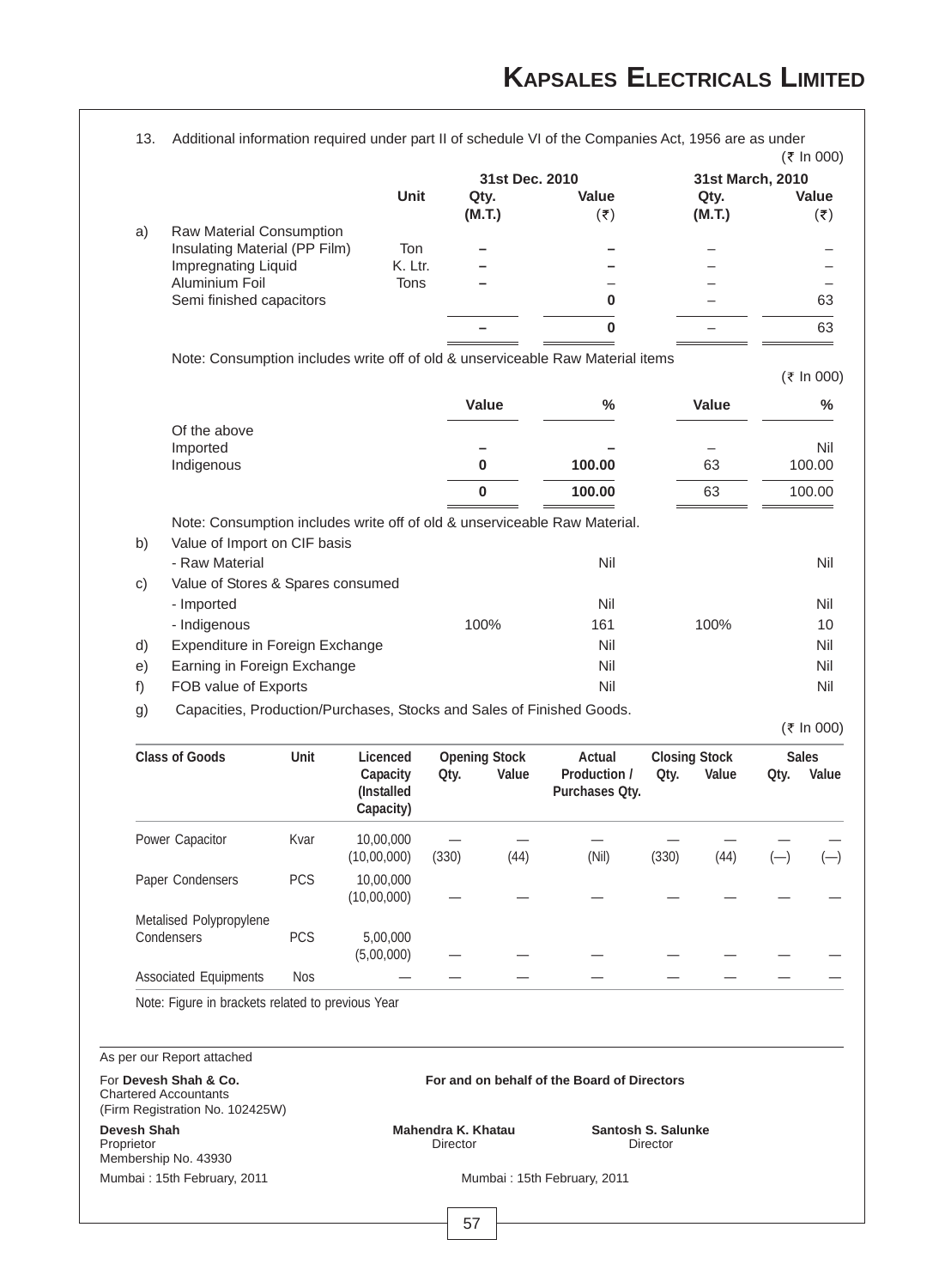13. Additional information required under part II of schedule VI of the Companies Act, 1956 are as under

(₹ In 000)

| | | Unit | 31st Dec. 2010 Qty. (M.T.) | Value (₹) | 31st March, 2010 Qty. (M.T.) | Value (₹) |
|---|---|---|---|---|---|---|
| a) | Raw Material Consumption | | | | | |
| | Insulating Material (PP Film) | Ton | – | – | – | – |
| | Impregnating Liquid | K. Ltr. | – | – | – | – |
| | Aluminium Foil | Tons | – | – | – | – |
| | Semi finished capacitors | | | 0 | – | 63 |
| | | | – | 0 | – | 63 |

Note: Consumption includes write off of old & unserviceable Raw Material items

(₹ In 000)

| | Value | % | Value | % |
|---|---|---|---|---|
| Of the above | | | | |
| Imported | – | – | – | Nil |
| Indigenous | 0 | 100.00 | 63 | 100.00 |
| | 0 | 100.00 | 63 | 100.00 |

Note: Consumption includes write off of old & unserviceable Raw Material.

| | | | | | |
|---|---|---|---|---|---|
| b) | Value of Import on CIF basis | | | | |
| | - Raw Material | | Nil | | Nil |
| c) | Value of Stores & Spares consumed | | | | |
| | - Imported | | Nil | | Nil |
| | - Indigenous | 100% | 161 | 100% | 10 |
| d) | Expenditure in Foreign Exchange | | Nil | | Nil |
| e) | Earning in Foreign Exchange | | Nil | | Nil |
| f) | FOB value of Exports | | Nil | | Nil |

g) Capacities, Production/Purchases, Stocks and Sales of Finished Goods.

(₹ In 000)

| Class of Goods | Unit | Licenced Capacity (Installed Capacity) | Opening Stock Qty. | Opening Stock Value | Actual Production / Purchases Qty. | Closing Stock Qty. | Closing Stock Value | Sales Qty. | Sales Value |
|---|---|---|---|---|---|---|---|---|---|
| Power Capacitor | Kvar | 10,00,000 (10,00,000) | — (330) | — (44) | — (Nil) | — (330) | — (44) | — (—) | — (—) |
| Paper Condensers | PCS | 10,00,000 (10,00,000) | — | — | — | — | — | — | — |
| Metalised Polypropylene Condensers | PCS | 5,00,000 (5,00,000) | — | — | — | — | — | — | — |
| Associated Equipments | Nos | — | — | — | — | — | — | — | — |

Note: Figure in brackets related to previous Year

As per our Report attached

For **Devesh Shah & Co.**
Chartered Accountants
(Firm Registration No. 102425W)

**Devesh Shah**
Proprietor
Membership No. 43930

Mumbai : 15th February, 2011

**For and on behalf of the Board of Directors**

**Mahendra K. Khatau**
Director

**Santosh S. Salunke**
Director

Mumbai : 15th February, 2011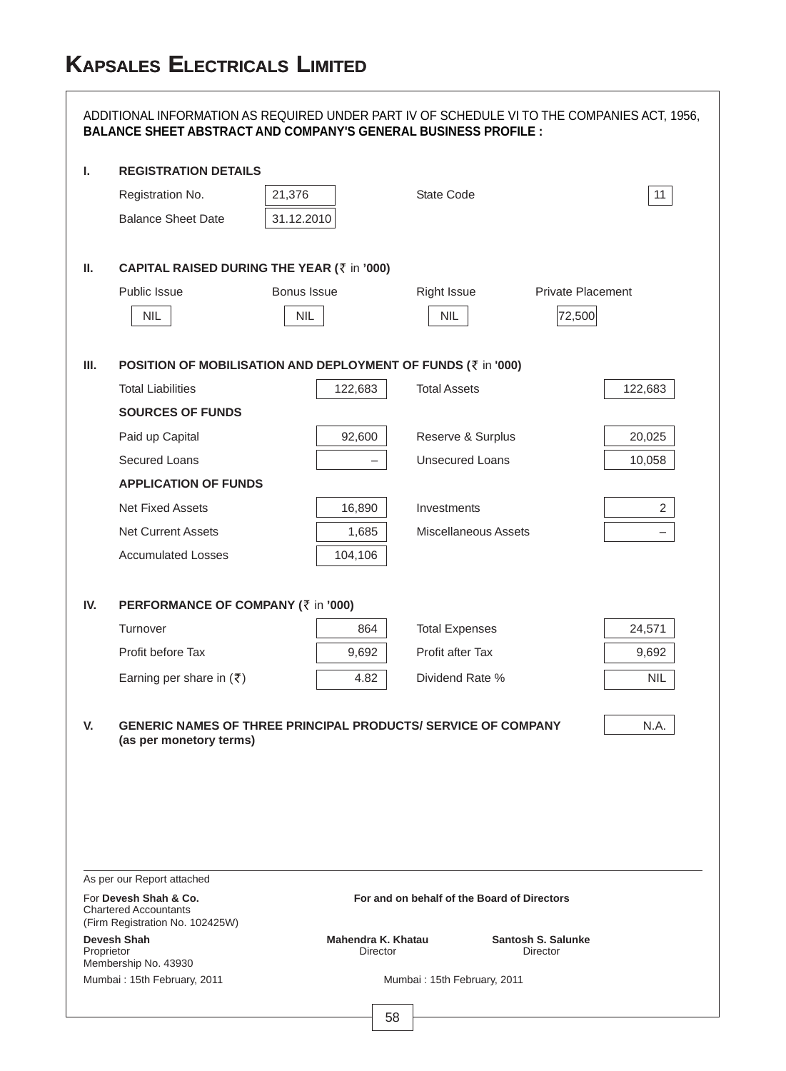# KAPSALES ELECTRICALS LIMITED

ADDITIONAL INFORMATION AS REQUIRED UNDER PART IV OF SCHEDULE VI TO THE COMPANIES ACT, 1956, **BALANCE SHEET ABSTRACT AND COMPANY'S GENERAL BUSINESS PROFILE :**

## I. REGISTRATION DETAILS

| | | | |
|---|---|---|---|
| Registration No. | 21,376 | State Code | 11 |
| Balance Sheet Date | 31.12.2010 | | |

## II. CAPITAL RAISED DURING THE YEAR (₹ in '000)

| Public Issue | Bonus Issue | Right Issue | Private Placement |
|---|---|---|---|
| NIL | NIL | NIL | 72,500 |

## III. POSITION OF MOBILISATION AND DEPLOYMENT OF FUNDS (₹ in '000)

| | | | |
|---|---|---|---|
| Total Liabilities | 122,683 | Total Assets | 122,683 |
| **SOURCES OF FUNDS** | | | |
| Paid up Capital | 92,600 | Reserve & Surplus | 20,025 |
| Secured Loans | – | Unsecured Loans | 10,058 |
| **APPLICATION OF FUNDS** | | | |
| Net Fixed Assets | 16,890 | Investments | 2 |
| Net Current Assets | 1,685 | Miscellaneous Assets | – |
| Accumulated Losses | 104,106 | | |

## IV. PERFORMANCE OF COMPANY (₹ in '000)

| | | | |
|---|---|---|---|
| Turnover | 864 | Total Expenses | 24,571 |
| Profit before Tax | 9,692 | Profit after Tax | 9,692 |
| Earning per share in (₹) | 4.82 | Dividend Rate % | NIL |

## V. GENERIC NAMES OF THREE PRINCIPAL PRODUCTS/ SERVICE OF COMPANY (as per monetary terms)

N.A.

---

As per our Report attached

For **Devesh Shah & Co.**
Chartered Accountants
(Firm Registration No. 102425W)

**Devesh Shah**
Proprietor
Membership No. 43930

Mumbai : 15th February, 2011

**For and on behalf of the Board of Directors**

**Mahendra K. Khatau**
Director

**Santosh S. Salunke**
Director

Mumbai : 15th February, 2011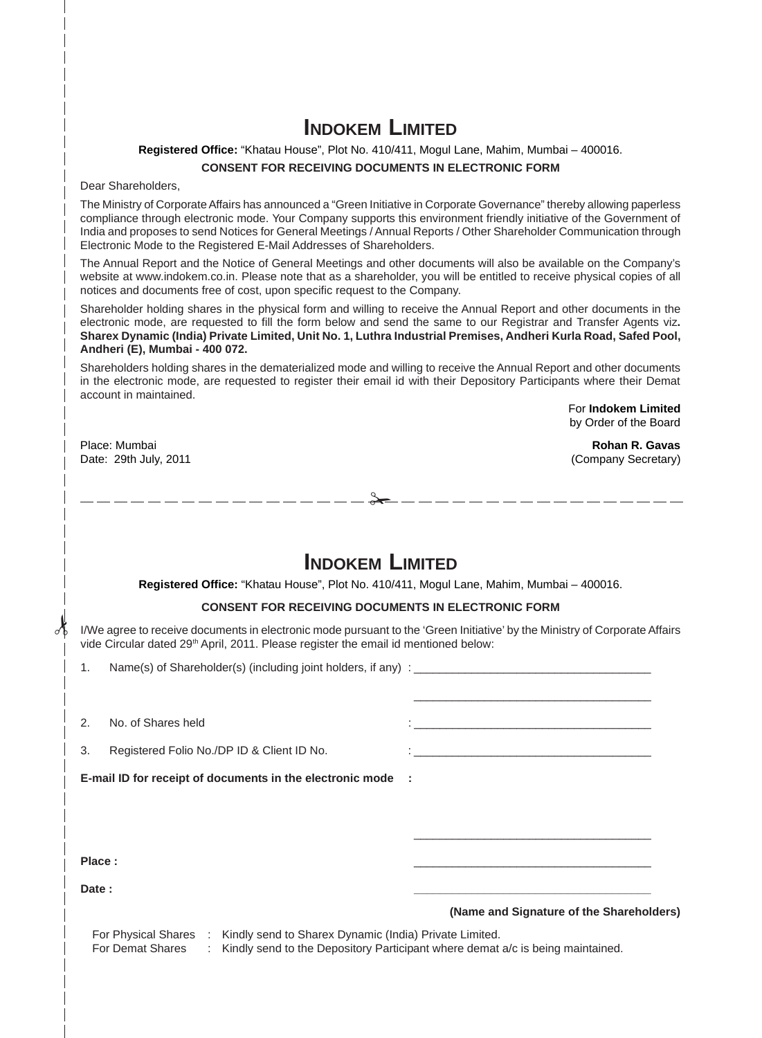# INDOKEM LIMITED

**Registered Office:** "Khatau House", Plot No. 410/411, Mogul Lane, Mahim, Mumbai – 400016.

**CONSENT FOR RECEIVING DOCUMENTS IN ELECTRONIC FORM**

Dear Shareholders,

The Ministry of Corporate Affairs has announced a "Green Initiative in Corporate Governance" thereby allowing paperless compliance through electronic mode. Your Company supports this environment friendly initiative of the Government of India and proposes to send Notices for General Meetings / Annual Reports / Other Shareholder Communication through Electronic Mode to the Registered E-Mail Addresses of Shareholders.

The Annual Report and the Notice of General Meetings and other documents will also be available on the Company's website at www.indokem.co.in. Please note that as a shareholder, you will be entitled to receive physical copies of all notices and documents free of cost, upon specific request to the Company.

Shareholder holding shares in the physical form and willing to receive the Annual Report and other documents in the electronic mode, are requested to fill the form below and send the same to our Registrar and Transfer Agents viz**. Sharex Dynamic (India) Private Limited, Unit No. 1, Luthra Industrial Premises, Andheri Kurla Road, Safed Pool, Andheri (E), Mumbai - 400 072.**

Shareholders holding shares in the dematerialized mode and willing to receive the Annual Report and other documents in the electronic mode, are requested to register their email id with their Depository Participants where their Demat account in maintained.

For **Indokem Limited**
by Order of the Board

Place: Mumbai
Date: 29th July, 2011

**Rohan R. Gavas**
(Company Secretary)

---

# INDOKEM LIMITED

**Registered Office:** "Khatau House", Plot No. 410/411, Mogul Lane, Mahim, Mumbai – 400016.

**CONSENT FOR RECEIVING DOCUMENTS IN ELECTRONIC FORM**

I/We agree to receive documents in electronic mode pursuant to the 'Green Initiative' by the Ministry of Corporate Affairs vide Circular dated 29th April, 2011. Please register the email id mentioned below:

1. Name(s) of Shareholder(s) (including joint holders, if any) : ____________________________________

   ____________________________________

2. No. of Shares held : ____________________________________

3. Registered Folio No./DP ID & Client ID No. : ____________________________________

**E-mail ID for receipt of documents in the electronic mode :**

____________________________________

**Place :** ____________________________________

**Date :** ____________________________________

**(Name and Signature of the Shareholders)**

For Physical Shares : Kindly send to Sharex Dynamic (India) Private Limited.
For Demat Shares : Kindly send to the Depository Participant where demat a/c is being maintained.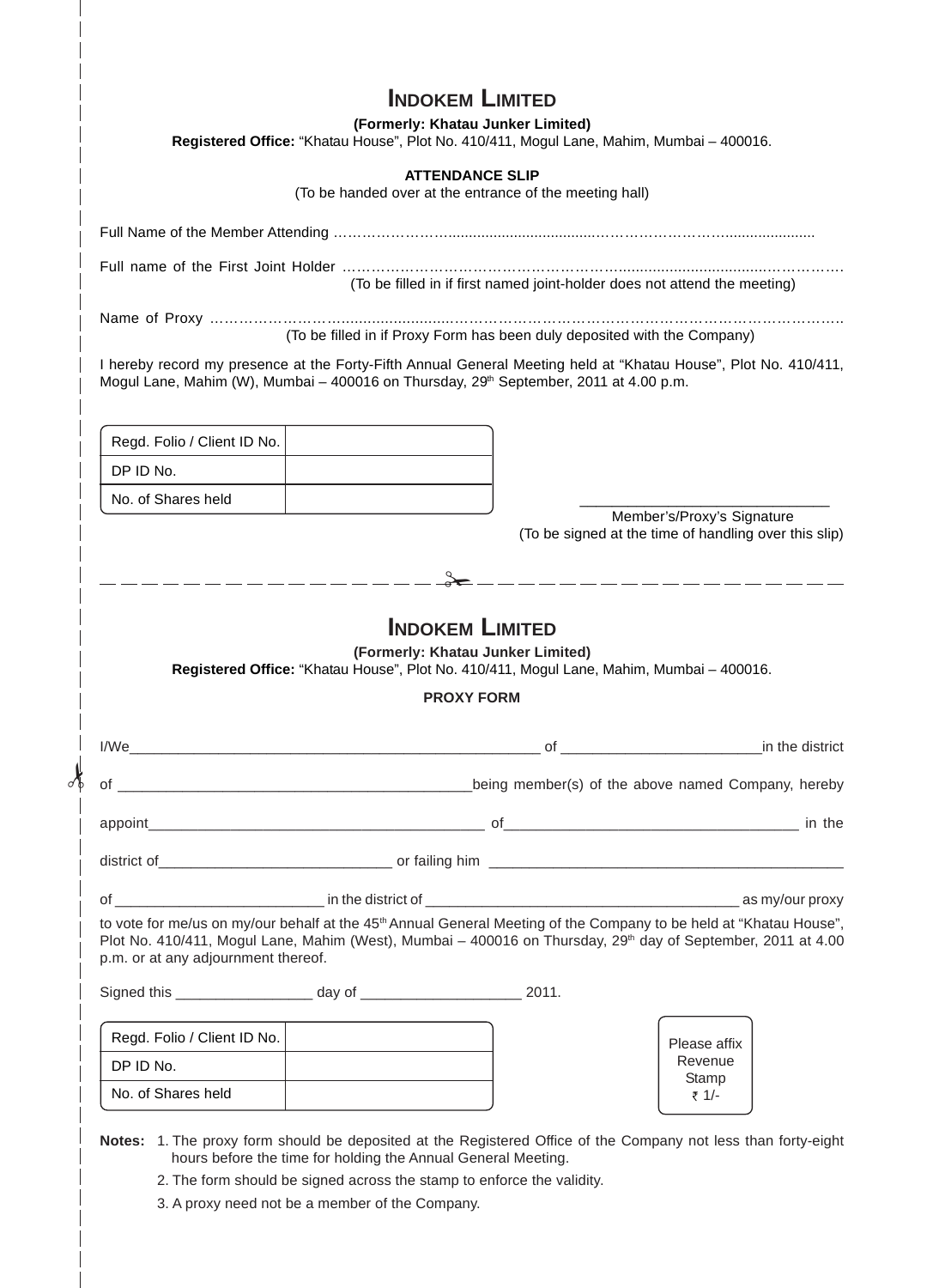# INDOKEM LIMITED

**(Formerly: Khatau Junker Limited)**

**Registered Office:** "Khatau House", Plot No. 410/411, Mogul Lane, Mahim, Mumbai – 400016.

**ATTENDANCE SLIP**

(To be handed over at the entrance of the meeting hall)

Full Name of the Member Attending ……………………………………………………………………………………

Full name of the First Joint Holder ……………………………………………………………………………………….

(To be filled in if first named joint-holder does not attend the meeting)

Name of Proxy …………………………………………………………………………………………………………….

(To be filled in if Proxy Form has been duly deposited with the Company)

I hereby record my presence at the Forty-Fifth Annual General Meeting held at "Khatau House", Plot No. 410/411, Mogul Lane, Mahim (W), Mumbai – 400016 on Thursday, 29th September, 2011 at 4.00 p.m.

| Regd. Folio / Client ID No. | |
|---|---|
| DP ID No. | |
| No. of Shares held | |

_______________________________

Member's/Proxy's Signature

(To be signed at the time of handling over this slip)

---

# INDOKEM LIMITED

**(Formerly: Khatau Junker Limited)**

**Registered Office:** "Khatau House", Plot No. 410/411, Mogul Lane, Mahim, Mumbai – 400016.

**PROXY FORM**

I/We__________________________________________________ of _________________________in the district

of _____________________________________________being member(s) of the above named Company, hereby

appoint__________________________________________ of____________________________________ in the

district of_____________________________ or failing him ______________________________________________

of __________________________ in the district of ______________________________________ as my/our proxy

to vote for me/us on my/our behalf at the 45th Annual General Meeting of the Company to be held at "Khatau House", Plot No. 410/411, Mogul Lane, Mahim (West), Mumbai – 400016 on Thursday, 29th day of September, 2011 at 4.00 p.m. or at any adjournment thereof.

Signed this _________________ day of ____________________ 2011.

| Regd. Folio / Client ID No. | |
|---|---|
| DP ID No. | |
| No. of Shares held | |

Please affix Revenue Stamp ₹ 1/-

**Notes:**

1. The proxy form should be deposited at the Registered Office of the Company not less than forty-eight hours before the time for holding the Annual General Meeting.
2. The form should be signed across the stamp to enforce the validity.
3. A proxy need not be a member of the Company.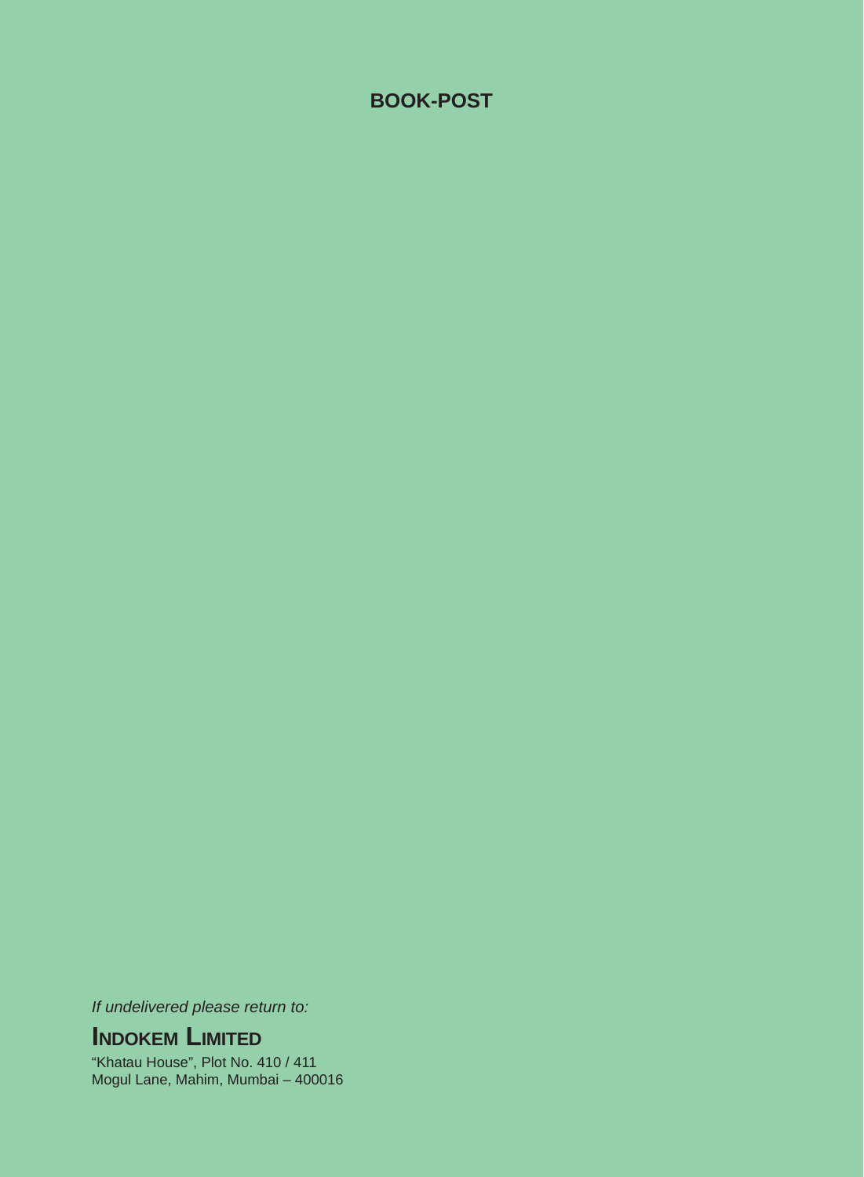**BOOK-POST**

*If undelivered please return to:*

**INDOKEM LIMITED**

"Khatau House", Plot No. 410 / 411
Mogul Lane, Mahim, Mumbai – 400016